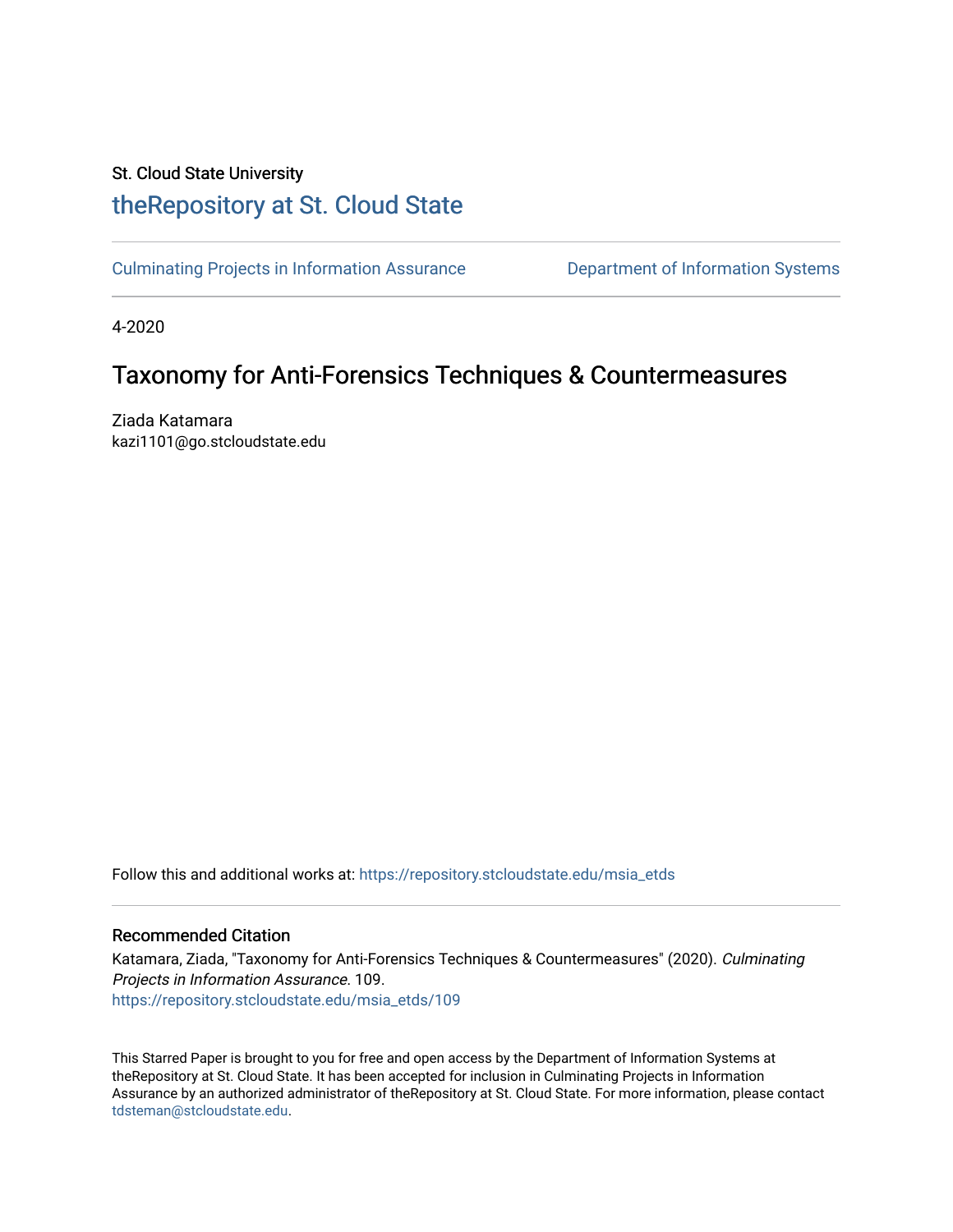St. Cloud State University

# theRepository at St. Cloud State

Culminating Projects in Information Assurance | Department of Information Systems

4-2020

## Taxonomy for Anti-Forensics Techniques & Countermeasures

Ziada Katamara
kazi1101@go.stcloudstate.edu

Follow this and additional works at: https://repository.stcloudstate.edu/msia_etds

### Recommended Citation

Katamara, Ziada, "Taxonomy for Anti-Forensics Techniques & Countermeasures" (2020). *Culminating Projects in Information Assurance*. 109.
https://repository.stcloudstate.edu/msia_etds/109

This Starred Paper is brought to you for free and open access by the Department of Information Systems at theRepository at St. Cloud State. It has been accepted for inclusion in Culminating Projects in Information Assurance by an authorized administrator of theRepository at St. Cloud State. For more information, please contact tdsteman@stcloudstate.edu.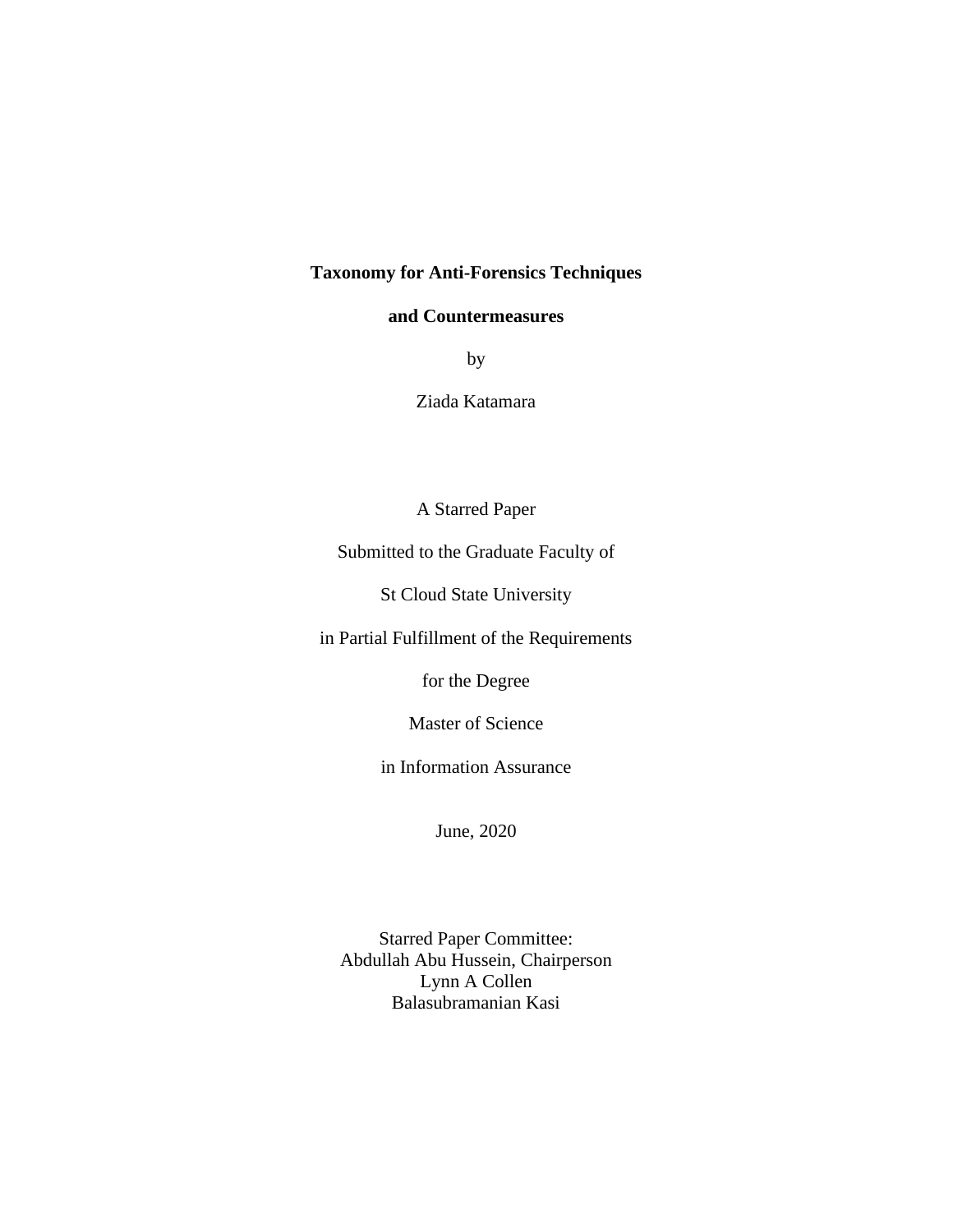**Taxonomy for Anti-Forensics Techniques**

**and Countermeasures**

by

Ziada Katamara

A Starred Paper

Submitted to the Graduate Faculty of

St Cloud State University

in Partial Fulfillment of the Requirements

for the Degree

Master of Science

in Information Assurance

June, 2020

Starred Paper Committee:
Abdullah Abu Hussein, Chairperson
Lynn A Collen
Balasubramanian Kasi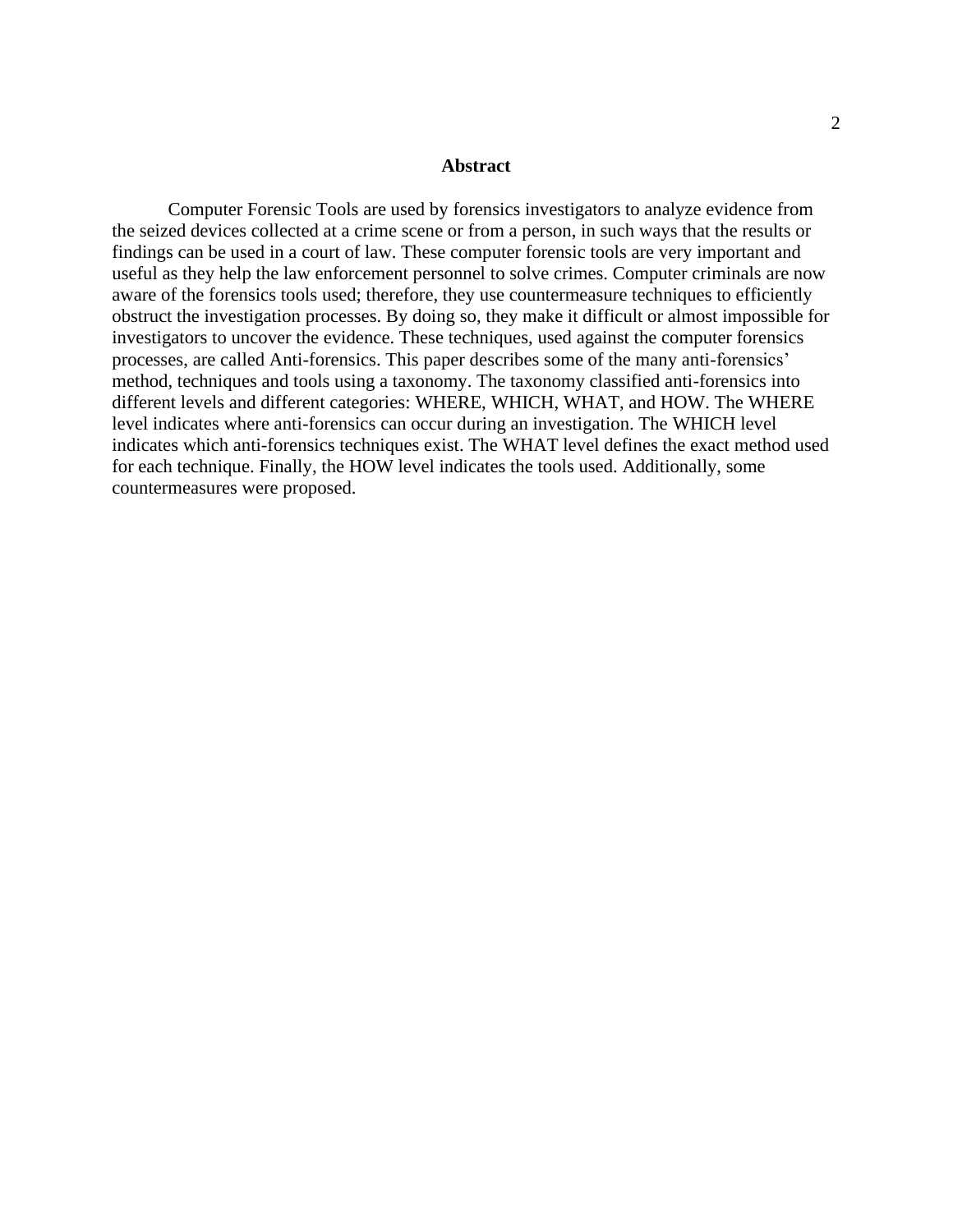# Abstract

Computer Forensic Tools are used by forensics investigators to analyze evidence from the seized devices collected at a crime scene or from a person, in such ways that the results or findings can be used in a court of law. These computer forensic tools are very important and useful as they help the law enforcement personnel to solve crimes. Computer criminals are now aware of the forensics tools used; therefore, they use countermeasure techniques to efficiently obstruct the investigation processes. By doing so, they make it difficult or almost impossible for investigators to uncover the evidence. These techniques, used against the computer forensics processes, are called Anti-forensics. This paper describes some of the many anti-forensics' method, techniques and tools using a taxonomy. The taxonomy classified anti-forensics into different levels and different categories: WHERE, WHICH, WHAT, and HOW. The WHERE level indicates where anti-forensics can occur during an investigation. The WHICH level indicates which anti-forensics techniques exist. The WHAT level defines the exact method used for each technique. Finally, the HOW level indicates the tools used. Additionally, some countermeasures were proposed.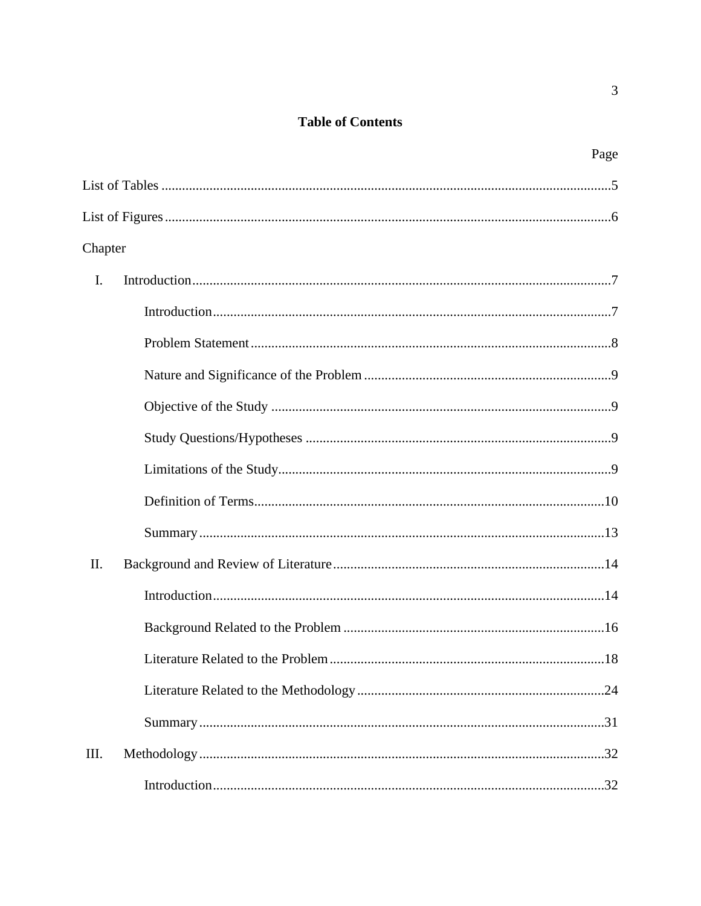**Table of Contents**

| | Page |
|---|---|
| List of Tables | 5 |
| List of Figures | 6 |
| Chapter | |
| I. Introduction | 7 |
| Introduction | 7 |
| Problem Statement | 8 |
| Nature and Significance of the Problem | 9 |
| Objective of the Study | 9 |
| Study Questions/Hypotheses | 9 |
| Limitations of the Study | 9 |
| Definition of Terms | 10 |
| Summary | 13 |
| II. Background and Review of Literature | 14 |
| Introduction | 14 |
| Background Related to the Problem | 16 |
| Literature Related to the Problem | 18 |
| Literature Related to the Methodology | 24 |
| Summary | 31 |
| III. Methodology | 32 |
| Introduction | 32 |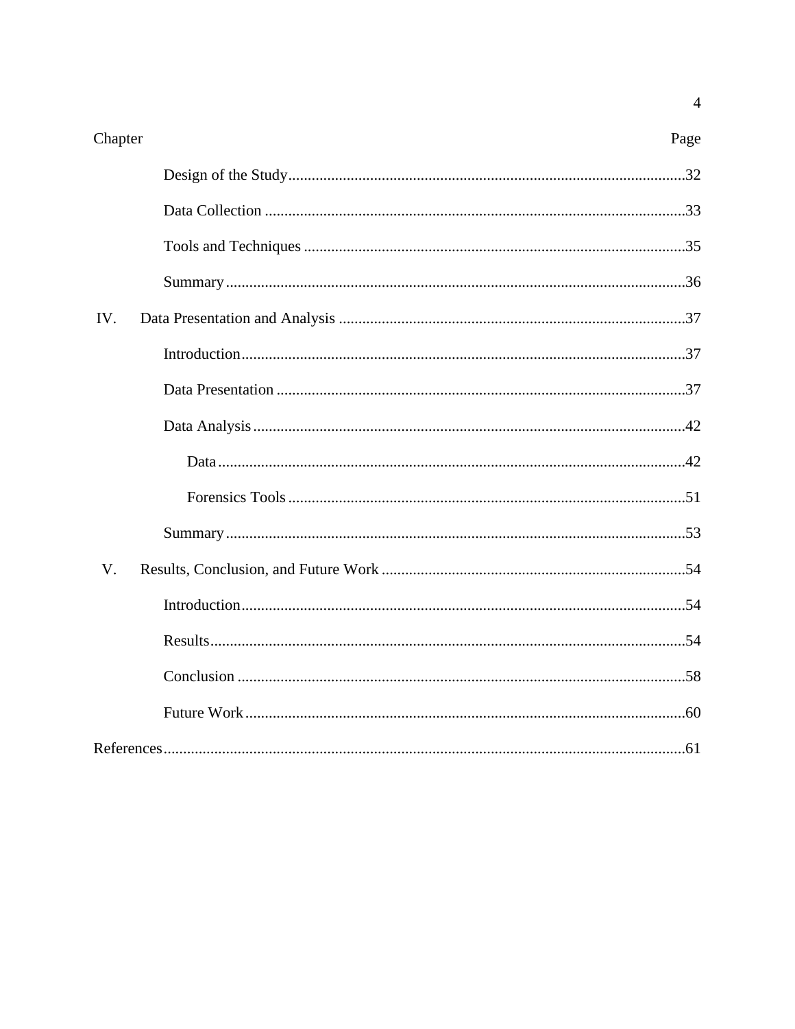| Chapter | | Page |
|---|---|---|
| | Design of the Study | 32 |
| | Data Collection | 33 |
| | Tools and Techniques | 35 |
| | Summary | 36 |
| IV. | Data Presentation and Analysis | 37 |
| | Introduction | 37 |
| | Data Presentation | 37 |
| | Data Analysis | 42 |
| | Data | 42 |
| | Forensics Tools | 51 |
| | Summary | 53 |
| V. | Results, Conclusion, and Future Work | 54 |
| | Introduction | 54 |
| | Results | 54 |
| | Conclusion | 58 |
| | Future Work | 60 |
| References | | 61 |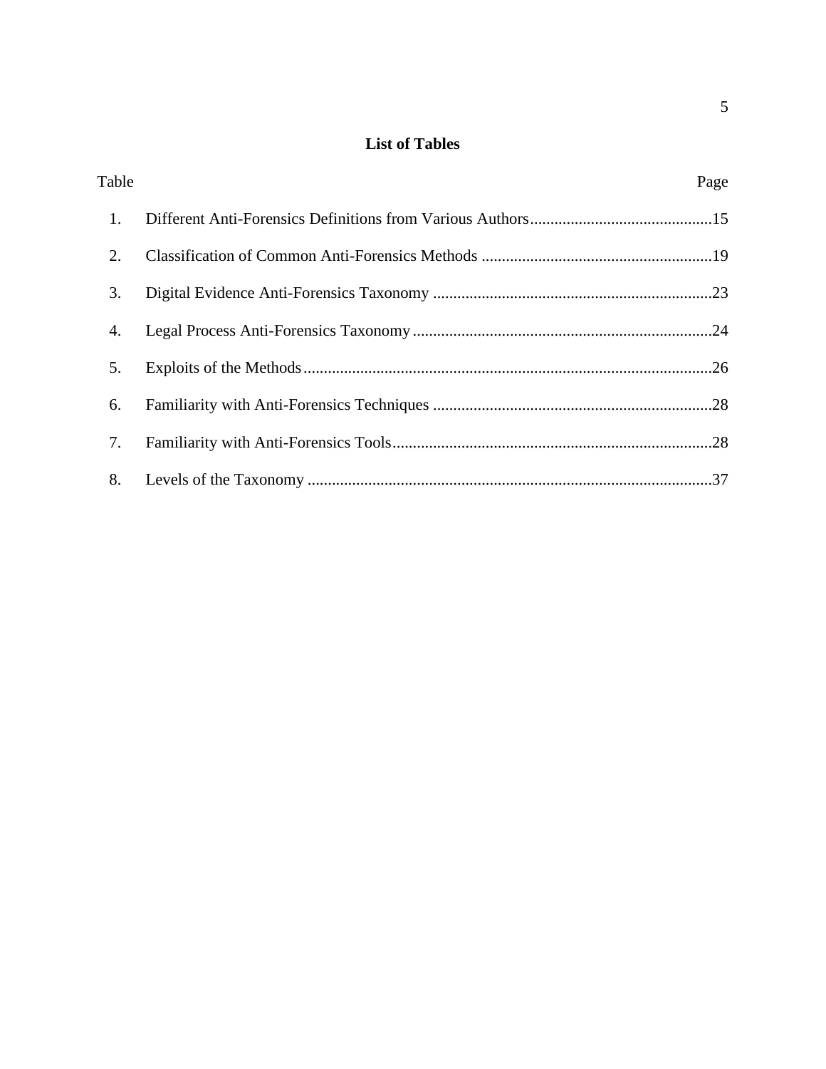# List of Tables

| Table | | Page |
|---|---|---|
| 1. | Different Anti-Forensics Definitions from Various Authors | 15 |
| 2. | Classification of Common Anti-Forensics Methods | 19 |
| 3. | Digital Evidence Anti-Forensics Taxonomy | 23 |
| 4. | Legal Process Anti-Forensics Taxonomy | 24 |
| 5. | Exploits of the Methods | 26 |
| 6. | Familiarity with Anti-Forensics Techniques | 28 |
| 7. | Familiarity with Anti-Forensics Tools | 28 |
| 8. | Levels of the Taxonomy | 37 |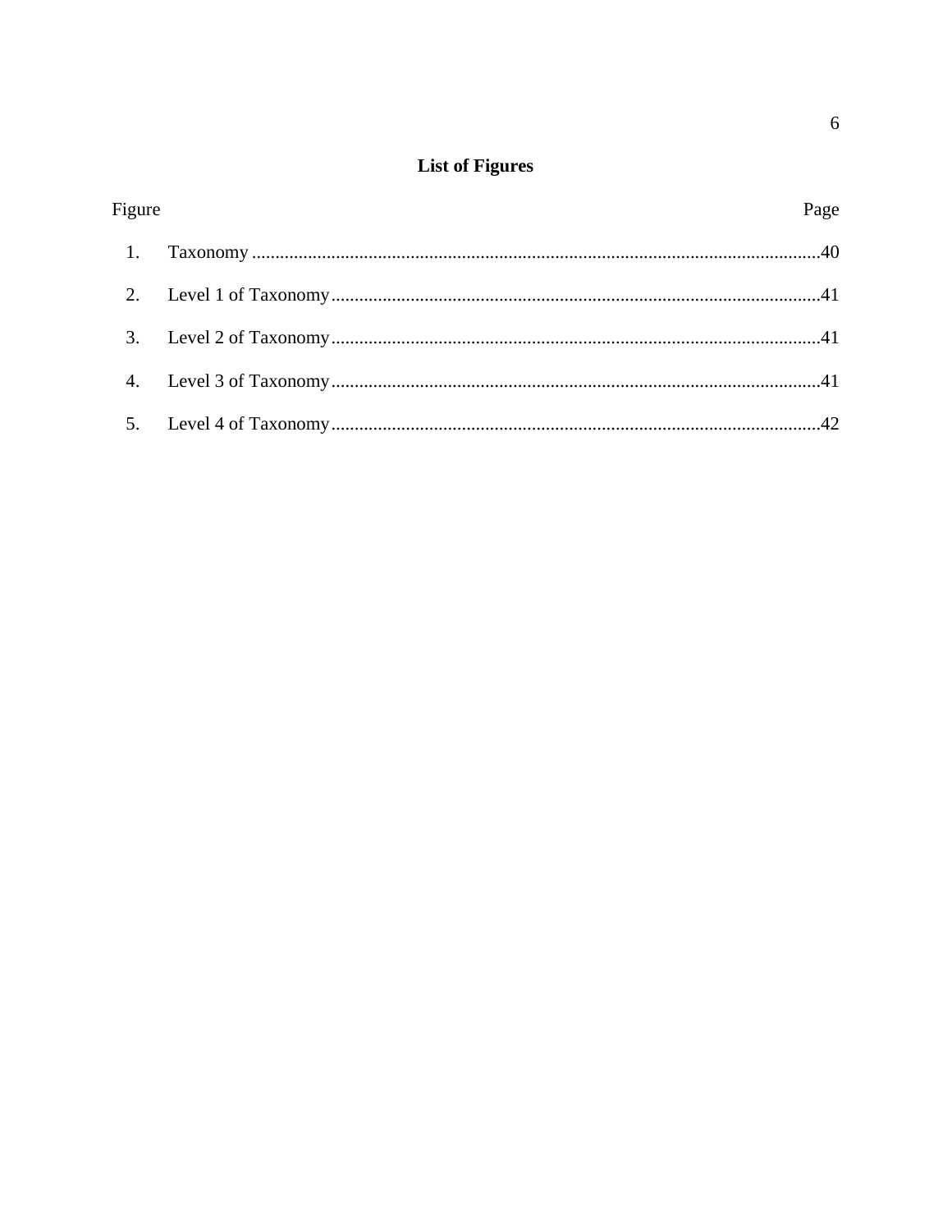## List of Figures

| Figure | | Page |
|---|---|---|
| 1. | Taxonomy | 40 |
| 2. | Level 1 of Taxonomy | 41 |
| 3. | Level 2 of Taxonomy | 41 |
| 4. | Level 3 of Taxonomy | 41 |
| 5. | Level 4 of Taxonomy | 42 |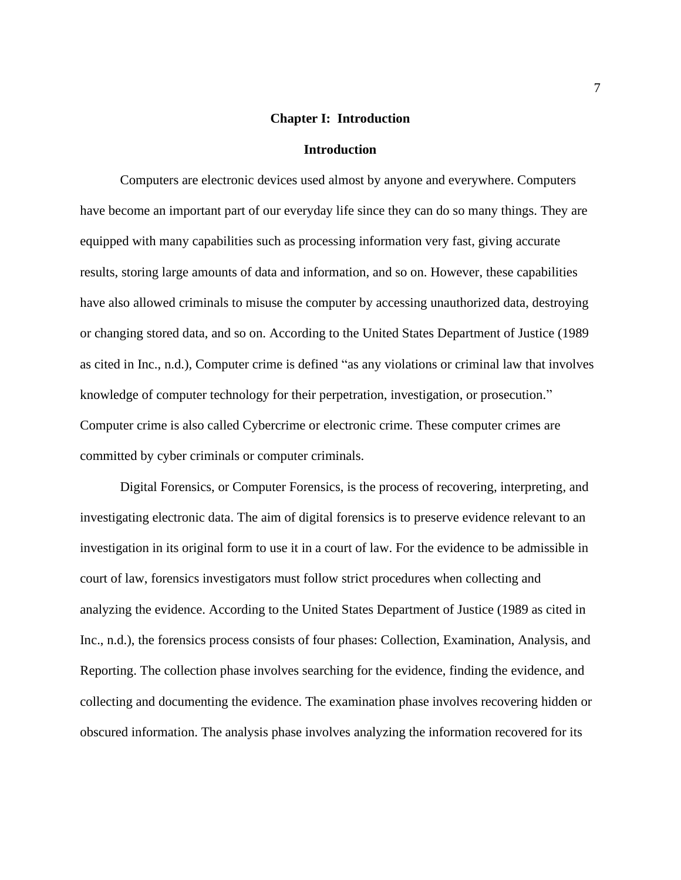# Chapter I: Introduction

## Introduction

Computers are electronic devices used almost by anyone and everywhere. Computers have become an important part of our everyday life since they can do so many things. They are equipped with many capabilities such as processing information very fast, giving accurate results, storing large amounts of data and information, and so on. However, these capabilities have also allowed criminals to misuse the computer by accessing unauthorized data, destroying or changing stored data, and so on. According to the United States Department of Justice (1989 as cited in Inc., n.d.), Computer crime is defined "as any violations or criminal law that involves knowledge of computer technology for their perpetration, investigation, or prosecution." Computer crime is also called Cybercrime or electronic crime. These computer crimes are committed by cyber criminals or computer criminals.

Digital Forensics, or Computer Forensics, is the process of recovering, interpreting, and investigating electronic data. The aim of digital forensics is to preserve evidence relevant to an investigation in its original form to use it in a court of law. For the evidence to be admissible in court of law, forensics investigators must follow strict procedures when collecting and analyzing the evidence. According to the United States Department of Justice (1989 as cited in Inc., n.d.), the forensics process consists of four phases: Collection, Examination, Analysis, and Reporting. The collection phase involves searching for the evidence, finding the evidence, and collecting and documenting the evidence. The examination phase involves recovering hidden or obscured information. The analysis phase involves analyzing the information recovered for its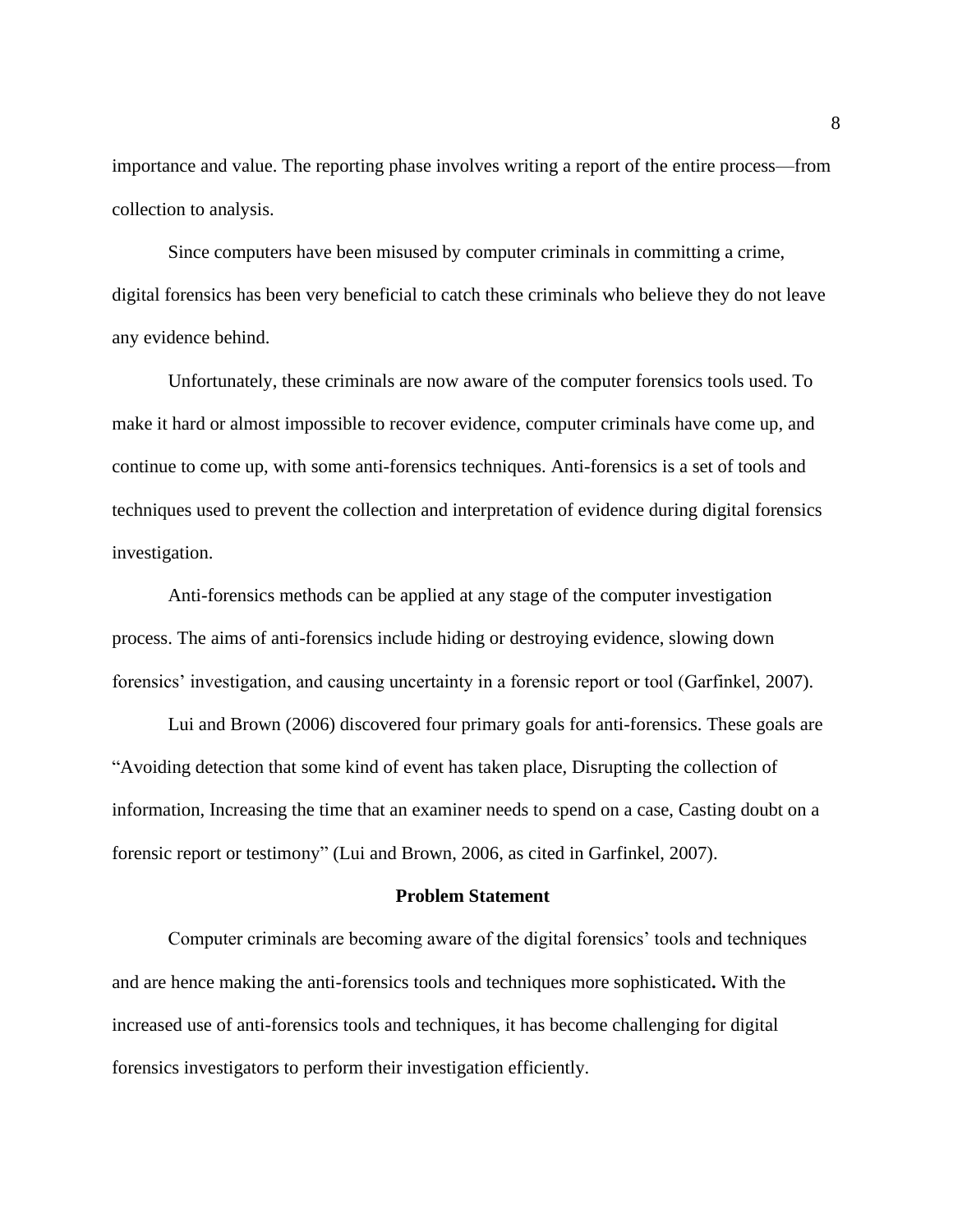importance and value. The reporting phase involves writing a report of the entire process—from collection to analysis.

Since computers have been misused by computer criminals in committing a crime, digital forensics has been very beneficial to catch these criminals who believe they do not leave any evidence behind.

Unfortunately, these criminals are now aware of the computer forensics tools used. To make it hard or almost impossible to recover evidence, computer criminals have come up, and continue to come up, with some anti-forensics techniques. Anti-forensics is a set of tools and techniques used to prevent the collection and interpretation of evidence during digital forensics investigation.

Anti-forensics methods can be applied at any stage of the computer investigation process. The aims of anti-forensics include hiding or destroying evidence, slowing down forensics' investigation, and causing uncertainty in a forensic report or tool (Garfinkel, 2007).

Lui and Brown (2006) discovered four primary goals for anti-forensics. These goals are "Avoiding detection that some kind of event has taken place, Disrupting the collection of information, Increasing the time that an examiner needs to spend on a case, Casting doubt on a forensic report or testimony" (Lui and Brown, 2006, as cited in Garfinkel, 2007).

## Problem Statement

Computer criminals are becoming aware of the digital forensics' tools and techniques and are hence making the anti-forensics tools and techniques more sophisticated**.** With the increased use of anti-forensics tools and techniques, it has become challenging for digital forensics investigators to perform their investigation efficiently.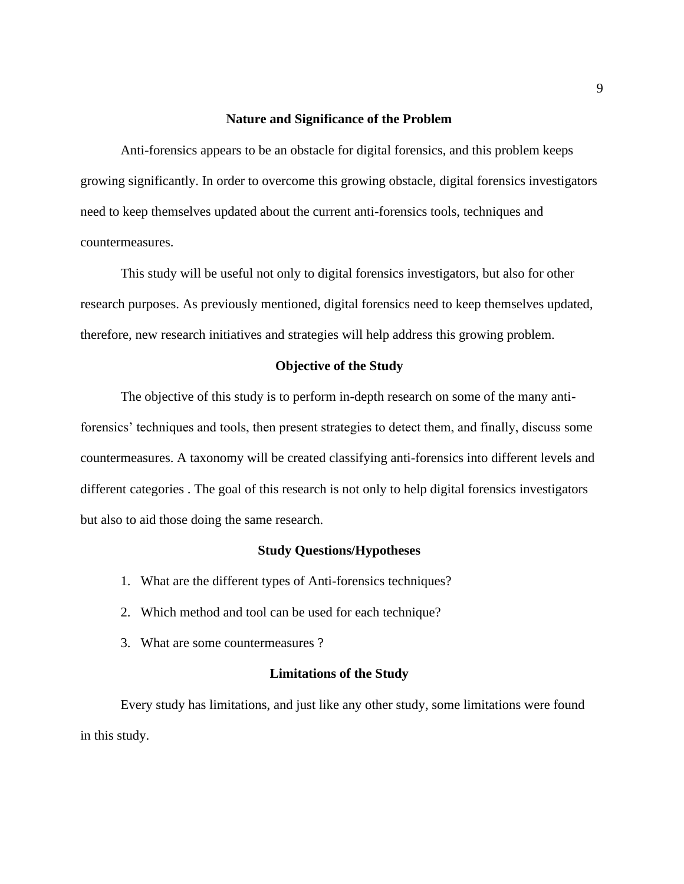## Nature and Significance of the Problem

Anti-forensics appears to be an obstacle for digital forensics, and this problem keeps growing significantly. In order to overcome this growing obstacle, digital forensics investigators need to keep themselves updated about the current anti-forensics tools, techniques and countermeasures.

This study will be useful not only to digital forensics investigators, but also for other research purposes. As previously mentioned, digital forensics need to keep themselves updated, therefore, new research initiatives and strategies will help address this growing problem.

## Objective of the Study

The objective of this study is to perform in-depth research on some of the many anti-forensics' techniques and tools, then present strategies to detect them, and finally, discuss some countermeasures. A taxonomy will be created classifying anti-forensics into different levels and different categories . The goal of this research is not only to help digital forensics investigators but also to aid those doing the same research.

## Study Questions/Hypotheses

1. What are the different types of Anti-forensics techniques?
2. Which method and tool can be used for each technique?
3. What are some countermeasures ?

## Limitations of the Study

Every study has limitations, and just like any other study, some limitations were found in this study.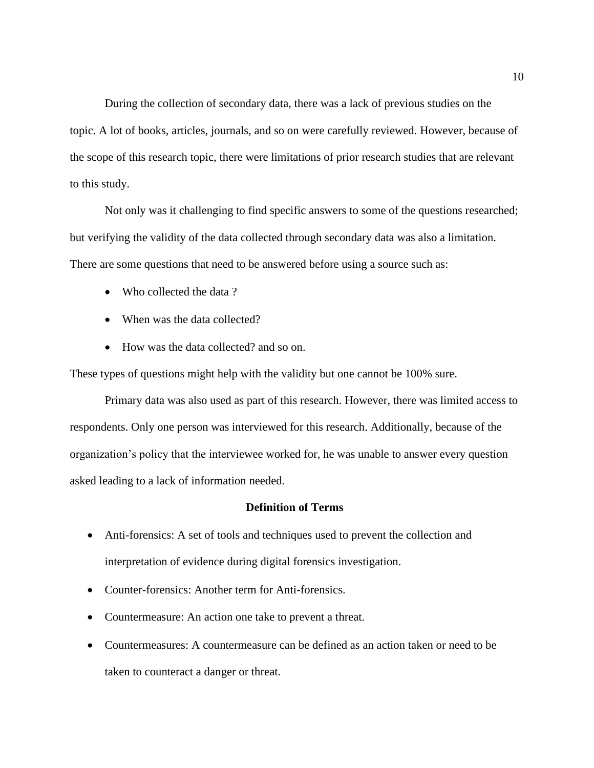During the collection of secondary data, there was a lack of previous studies on the topic. A lot of books, articles, journals, and so on were carefully reviewed. However, because of the scope of this research topic, there were limitations of prior research studies that are relevant to this study.

Not only was it challenging to find specific answers to some of the questions researched; but verifying the validity of the data collected through secondary data was also a limitation. There are some questions that need to be answered before using a source such as:

- Who collected the data ?
- When was the data collected?
- How was the data collected? and so on.

These types of questions might help with the validity but one cannot be 100% sure.

Primary data was also used as part of this research. However, there was limited access to respondents. Only one person was interviewed for this research. Additionally, because of the organization's policy that the interviewee worked for, he was unable to answer every question asked leading to a lack of information needed.

## Definition of Terms

- Anti-forensics: A set of tools and techniques used to prevent the collection and interpretation of evidence during digital forensics investigation.
- Counter-forensics: Another term for Anti-forensics.
- Countermeasure: An action one take to prevent a threat.
- Countermeasures: A countermeasure can be defined as an action taken or need to be taken to counteract a danger or threat.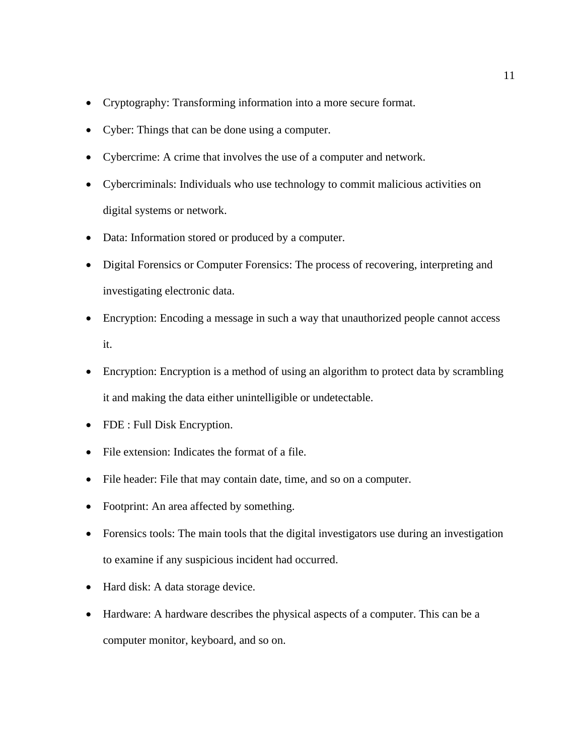- Cryptography: Transforming information into a more secure format.
- Cyber: Things that can be done using a computer.
- Cybercrime: A crime that involves the use of a computer and network.
- Cybercriminals: Individuals who use technology to commit malicious activities on digital systems or network.
- Data: Information stored or produced by a computer.
- Digital Forensics or Computer Forensics: The process of recovering, interpreting and investigating electronic data.
- Encryption: Encoding a message in such a way that unauthorized people cannot access it.
- Encryption: Encryption is a method of using an algorithm to protect data by scrambling it and making the data either unintelligible or undetectable.
- FDE : Full Disk Encryption.
- File extension: Indicates the format of a file.
- File header: File that may contain date, time, and so on a computer.
- Footprint: An area affected by something.
- Forensics tools: The main tools that the digital investigators use during an investigation to examine if any suspicious incident had occurred.
- Hard disk: A data storage device.
- Hardware: A hardware describes the physical aspects of a computer. This can be a computer monitor, keyboard, and so on.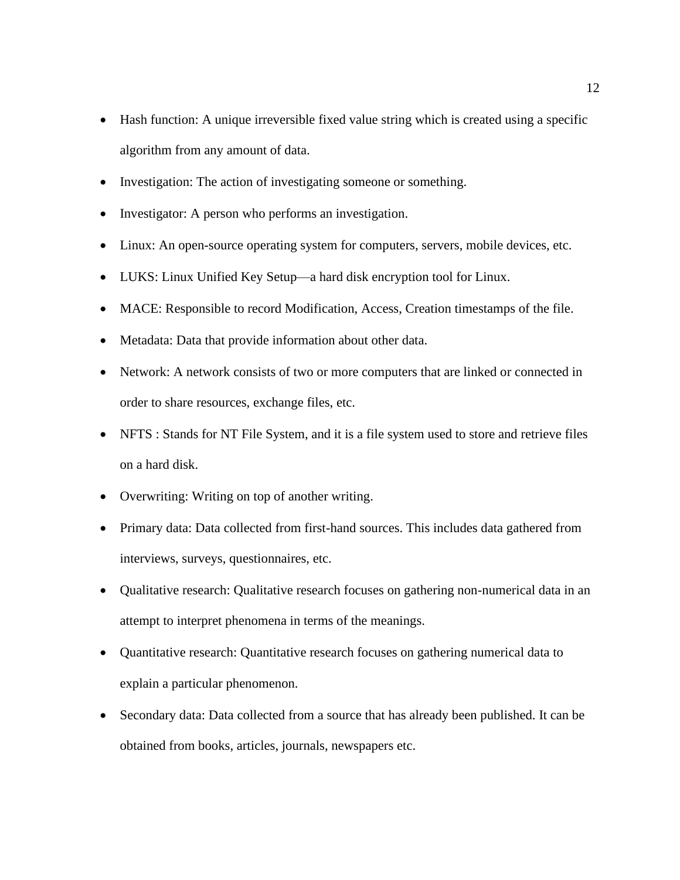- Hash function: A unique irreversible fixed value string which is created using a specific algorithm from any amount of data.
- Investigation: The action of investigating someone or something.
- Investigator: A person who performs an investigation.
- Linux: An open-source operating system for computers, servers, mobile devices, etc.
- LUKS: Linux Unified Key Setup—a hard disk encryption tool for Linux.
- MACE: Responsible to record Modification, Access, Creation timestamps of the file.
- Metadata: Data that provide information about other data.
- Network: A network consists of two or more computers that are linked or connected in order to share resources, exchange files, etc.
- NFTS : Stands for NT File System, and it is a file system used to store and retrieve files on a hard disk.
- Overwriting: Writing on top of another writing.
- Primary data: Data collected from first-hand sources. This includes data gathered from interviews, surveys, questionnaires, etc.
- Qualitative research: Qualitative research focuses on gathering non-numerical data in an attempt to interpret phenomena in terms of the meanings.
- Quantitative research: Quantitative research focuses on gathering numerical data to explain a particular phenomenon.
- Secondary data: Data collected from a source that has already been published. It can be obtained from books, articles, journals, newspapers etc.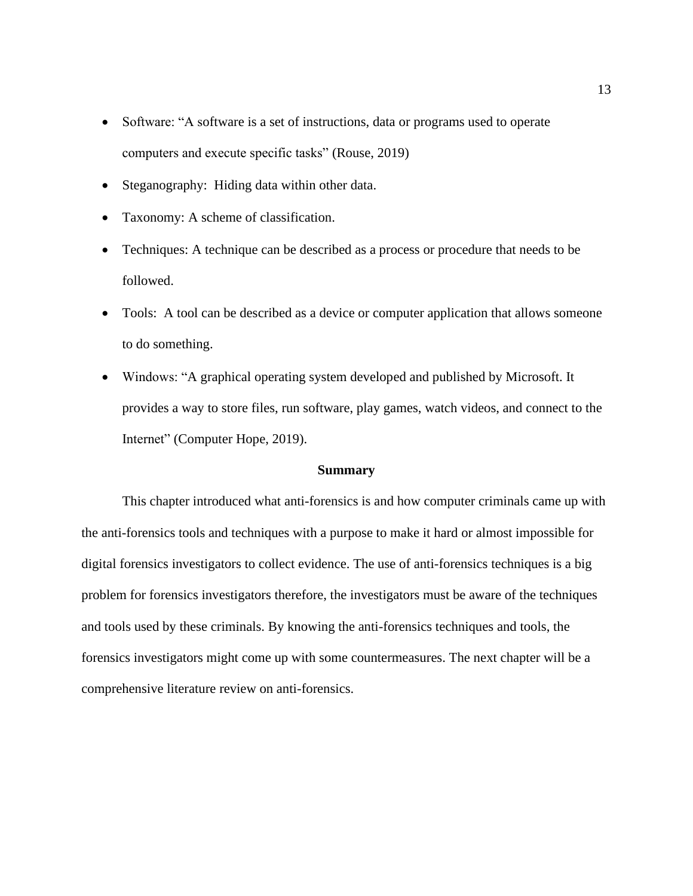- Software: "A software is a set of instructions, data or programs used to operate computers and execute specific tasks" (Rouse, 2019)
- Steganography: Hiding data within other data.
- Taxonomy: A scheme of classification.
- Techniques: A technique can be described as a process or procedure that needs to be followed.
- Tools: A tool can be described as a device or computer application that allows someone to do something.
- Windows: "A graphical operating system developed and published by Microsoft. It provides a way to store files, run software, play games, watch videos, and connect to the Internet" (Computer Hope, 2019).

## Summary

This chapter introduced what anti-forensics is and how computer criminals came up with the anti-forensics tools and techniques with a purpose to make it hard or almost impossible for digital forensics investigators to collect evidence. The use of anti-forensics techniques is a big problem for forensics investigators therefore, the investigators must be aware of the techniques and tools used by these criminals. By knowing the anti-forensics techniques and tools, the forensics investigators might come up with some countermeasures. The next chapter will be a comprehensive literature review on anti-forensics.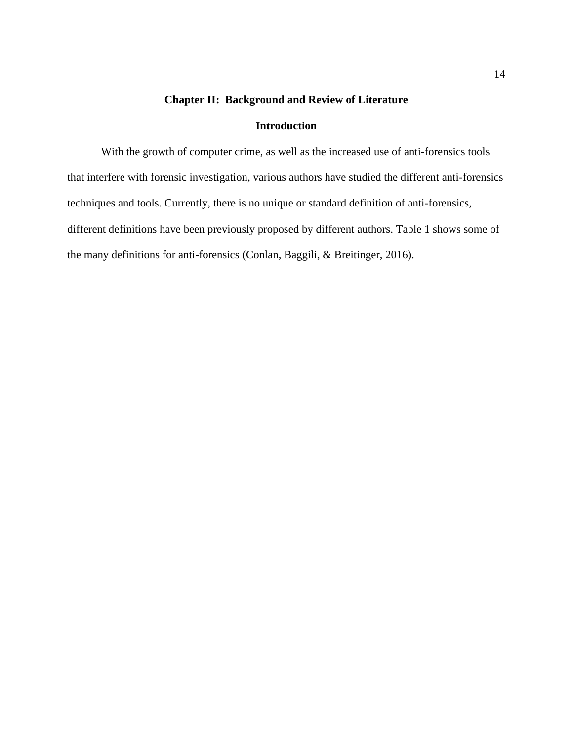# Chapter II:  Background and Review of Literature

## Introduction

With the growth of computer crime, as well as the increased use of anti-forensics tools that interfere with forensic investigation, various authors have studied the different anti-forensics techniques and tools. Currently, there is no unique or standard definition of anti-forensics, different definitions have been previously proposed by different authors. Table 1 shows some of the many definitions for anti-forensics (Conlan, Baggili, & Breitinger, 2016).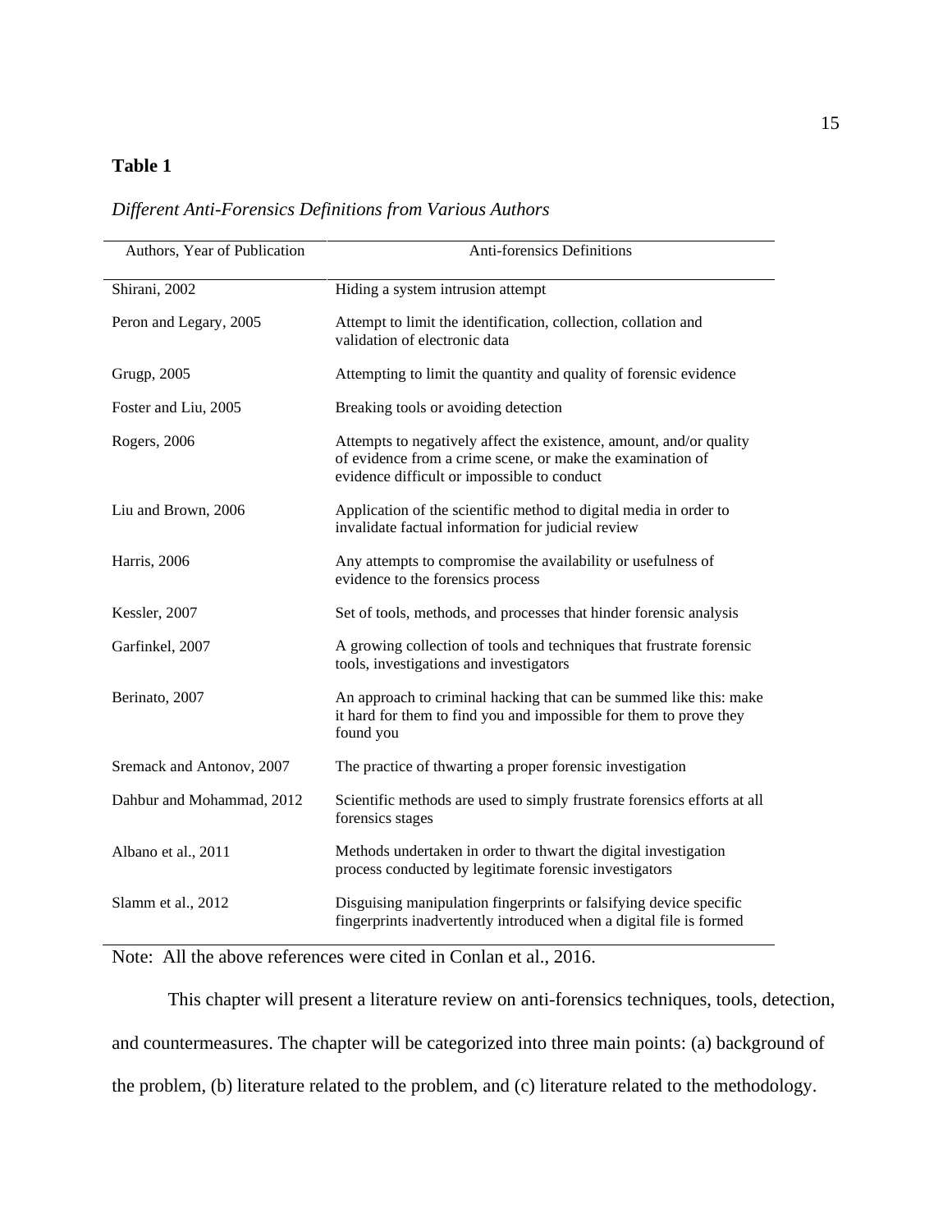**Table 1**

*Different Anti-Forensics Definitions from Various Authors*

| Authors, Year of Publication | Anti-forensics Definitions |
| --- | --- |
| Shirani, 2002 | Hiding a system intrusion attempt |
| Peron and Legary, 2005 | Attempt to limit the identification, collection, collation and validation of electronic data |
| Grugp, 2005 | Attempting to limit the quantity and quality of forensic evidence |
| Foster and Liu, 2005 | Breaking tools or avoiding detection |
| Rogers, 2006 | Attempts to negatively affect the existence, amount, and/or quality of evidence from a crime scene, or make the examination of evidence difficult or impossible to conduct |
| Liu and Brown, 2006 | Application of the scientific method to digital media in order to invalidate factual information for judicial review |
| Harris, 2006 | Any attempts to compromise the availability or usefulness of evidence to the forensics process |
| Kessler, 2007 | Set of tools, methods, and processes that hinder forensic analysis |
| Garfinkel, 2007 | A growing collection of tools and techniques that frustrate forensic tools, investigations and investigators |
| Berinato, 2007 | An approach to criminal hacking that can be summed like this: make it hard for them to find you and impossible for them to prove they found you |
| Sremack and Antonov, 2007 | The practice of thwarting a proper forensic investigation |
| Dahbur and Mohammad, 2012 | Scientific methods are used to simply frustrate forensics efforts at all forensics stages |
| Albano et al., 2011 | Methods undertaken in order to thwart the digital investigation process conducted by legitimate forensic investigators |
| Slamm et al., 2012 | Disguising manipulation fingerprints or falsifying device specific fingerprints inadvertently introduced when a digital file is formed |

Note: All the above references were cited in Conlan et al., 2016.

This chapter will present a literature review on anti-forensics techniques, tools, detection, and countermeasures. The chapter will be categorized into three main points: (a) background of the problem, (b) literature related to the problem, and (c) literature related to the methodology.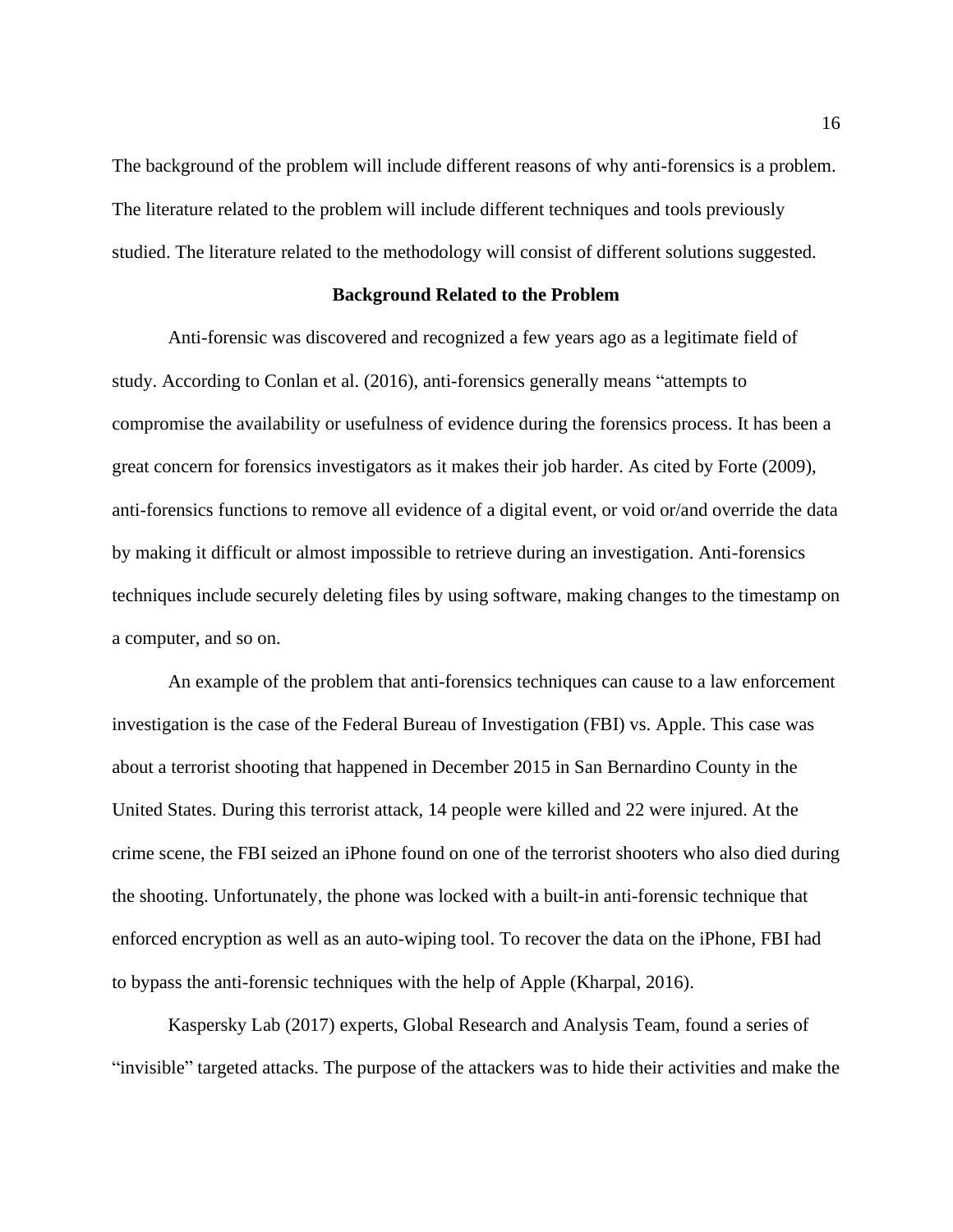The background of the problem will include different reasons of why anti-forensics is a problem. The literature related to the problem will include different techniques and tools previously studied. The literature related to the methodology will consist of different solutions suggested.

## Background Related to the Problem

Anti-forensic was discovered and recognized a few years ago as a legitimate field of study. According to Conlan et al. (2016), anti-forensics generally means "attempts to compromise the availability or usefulness of evidence during the forensics process. It has been a great concern for forensics investigators as it makes their job harder. As cited by Forte (2009), anti-forensics functions to remove all evidence of a digital event, or void or/and override the data by making it difficult or almost impossible to retrieve during an investigation. Anti-forensics techniques include securely deleting files by using software, making changes to the timestamp on a computer, and so on.

An example of the problem that anti-forensics techniques can cause to a law enforcement investigation is the case of the Federal Bureau of Investigation (FBI) vs. Apple. This case was about a terrorist shooting that happened in December 2015 in San Bernardino County in the United States. During this terrorist attack, 14 people were killed and 22 were injured. At the crime scene, the FBI seized an iPhone found on one of the terrorist shooters who also died during the shooting. Unfortunately, the phone was locked with a built-in anti-forensic technique that enforced encryption as well as an auto-wiping tool. To recover the data on the iPhone, FBI had to bypass the anti-forensic techniques with the help of Apple (Kharpal, 2016).

Kaspersky Lab (2017) experts, Global Research and Analysis Team, found a series of "invisible" targeted attacks. The purpose of the attackers was to hide their activities and make the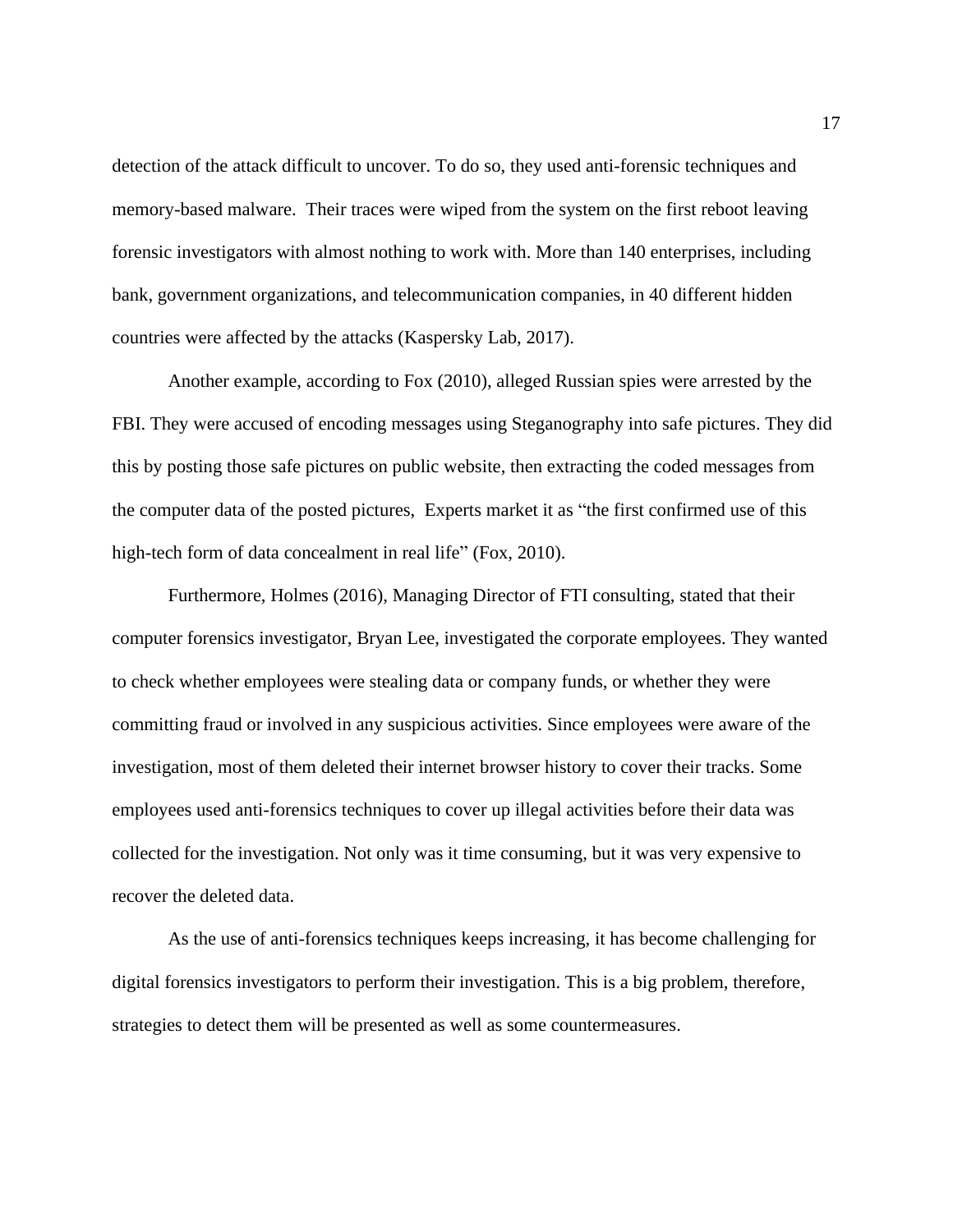detection of the attack difficult to uncover. To do so, they used anti-forensic techniques and memory-based malware.  Their traces were wiped from the system on the first reboot leaving forensic investigators with almost nothing to work with. More than 140 enterprises, including bank, government organizations, and telecommunication companies, in 40 different hidden countries were affected by the attacks (Kaspersky Lab, 2017).

Another example, according to Fox (2010), alleged Russian spies were arrested by the FBI. They were accused of encoding messages using Steganography into safe pictures. They did this by posting those safe pictures on public website, then extracting the coded messages from the computer data of the posted pictures,  Experts market it as "the first confirmed use of this high-tech form of data concealment in real life" (Fox, 2010).

Furthermore, Holmes (2016), Managing Director of FTI consulting, stated that their computer forensics investigator, Bryan Lee, investigated the corporate employees. They wanted to check whether employees were stealing data or company funds, or whether they were committing fraud or involved in any suspicious activities. Since employees were aware of the investigation, most of them deleted their internet browser history to cover their tracks. Some employees used anti-forensics techniques to cover up illegal activities before their data was collected for the investigation. Not only was it time consuming, but it was very expensive to recover the deleted data.

As the use of anti-forensics techniques keeps increasing, it has become challenging for digital forensics investigators to perform their investigation. This is a big problem, therefore, strategies to detect them will be presented as well as some countermeasures.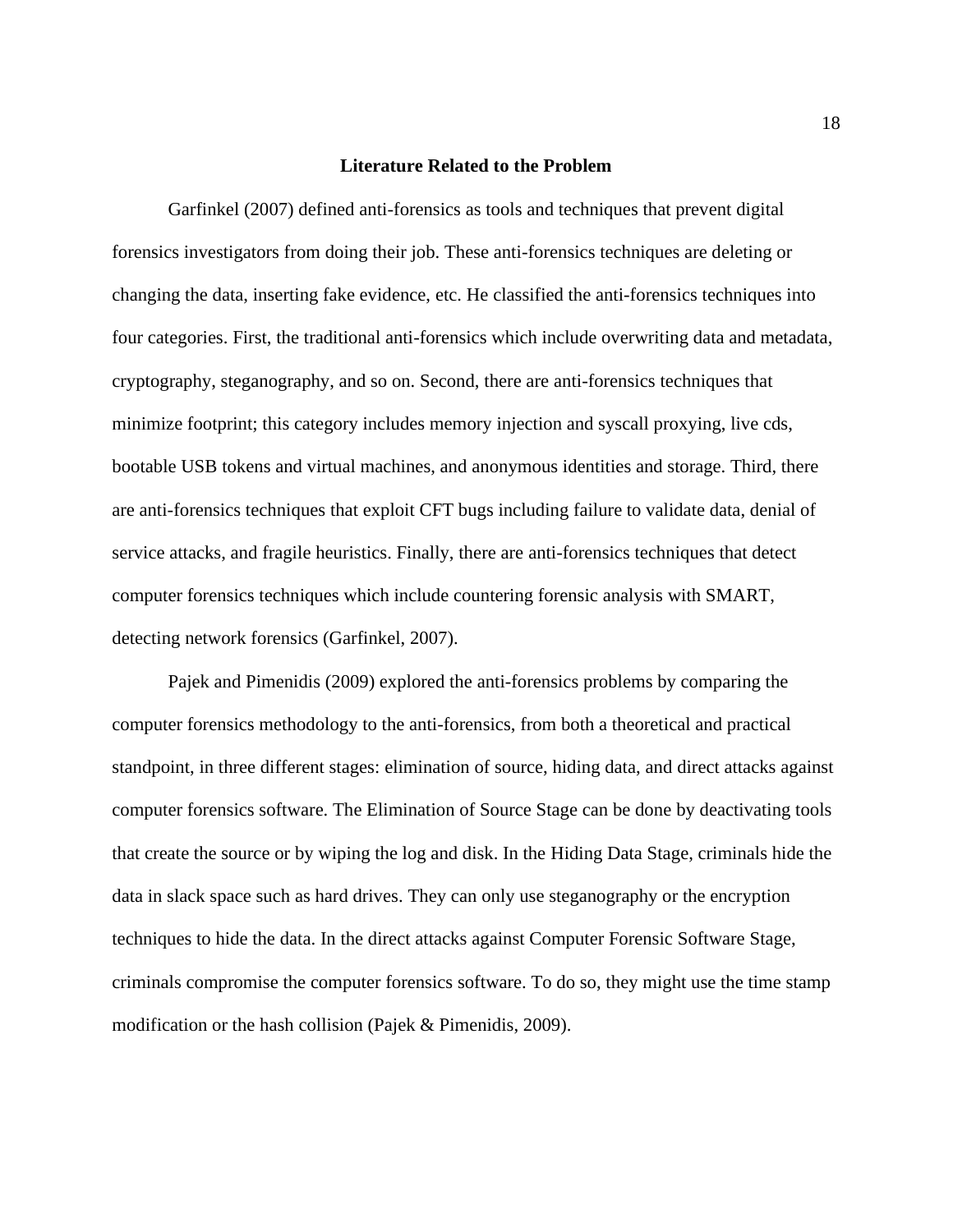## Literature Related to the Problem

Garfinkel (2007) defined anti-forensics as tools and techniques that prevent digital forensics investigators from doing their job. These anti-forensics techniques are deleting or changing the data, inserting fake evidence, etc. He classified the anti-forensics techniques into four categories. First, the traditional anti-forensics which include overwriting data and metadata, cryptography, steganography, and so on. Second, there are anti-forensics techniques that minimize footprint; this category includes memory injection and syscall proxying, live cds, bootable USB tokens and virtual machines, and anonymous identities and storage. Third, there are anti-forensics techniques that exploit CFT bugs including failure to validate data, denial of service attacks, and fragile heuristics. Finally, there are anti-forensics techniques that detect computer forensics techniques which include countering forensic analysis with SMART, detecting network forensics (Garfinkel, 2007).

Pajek and Pimenidis (2009) explored the anti-forensics problems by comparing the computer forensics methodology to the anti-forensics, from both a theoretical and practical standpoint, in three different stages: elimination of source, hiding data, and direct attacks against computer forensics software. The Elimination of Source Stage can be done by deactivating tools that create the source or by wiping the log and disk. In the Hiding Data Stage, criminals hide the data in slack space such as hard drives. They can only use steganography or the encryption techniques to hide the data. In the direct attacks against Computer Forensic Software Stage, criminals compromise the computer forensics software. To do so, they might use the time stamp modification or the hash collision (Pajek & Pimenidis, 2009).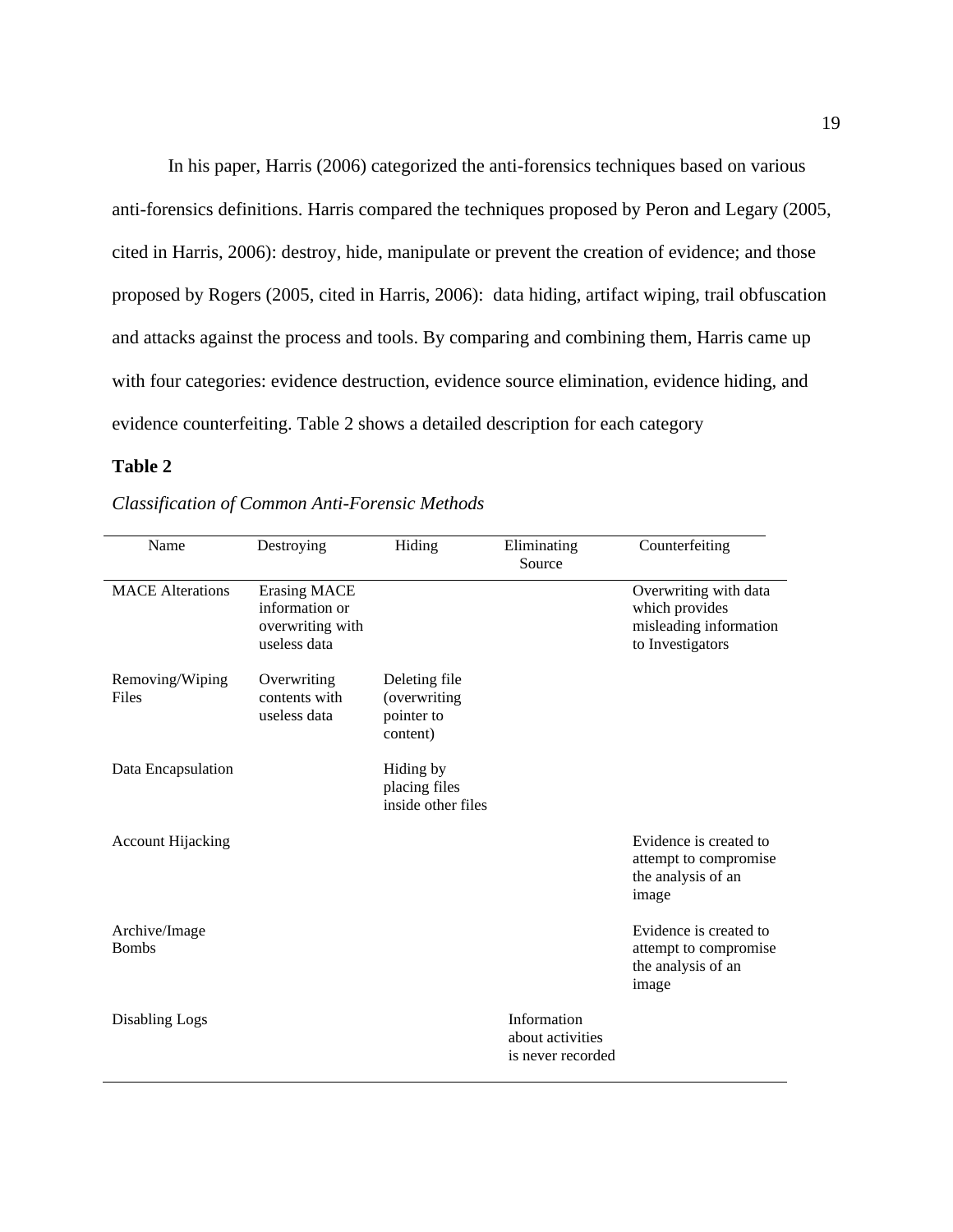In his paper, Harris (2006) categorized the anti-forensics techniques based on various anti-forensics definitions. Harris compared the techniques proposed by Peron and Legary (2005, cited in Harris, 2006): destroy, hide, manipulate or prevent the creation of evidence; and those proposed by Rogers (2005, cited in Harris, 2006): data hiding, artifact wiping, trail obfuscation and attacks against the process and tools. By comparing and combining them, Harris came up with four categories: evidence destruction, evidence source elimination, evidence hiding, and evidence counterfeiting. Table 2 shows a detailed description for each category

**Table 2**

*Classification of Common Anti-Forensic Methods*

| Name | Destroying | Hiding | Eliminating Source | Counterfeiting |
|---|---|---|---|---|
| MACE Alterations | Erasing MACE information or overwriting with useless data | | | Overwriting with data which provides misleading information to Investigators |
| Removing/Wiping Files | Overwriting contents with useless data | Deleting file (overwriting pointer to content) | | |
| Data Encapsulation | | Hiding by placing files inside other files | | |
| Account Hijacking | | | | Evidence is created to attempt to compromise the analysis of an image |
| Archive/Image Bombs | | | | Evidence is created to attempt to compromise the analysis of an image |
| Disabling Logs | | | Information about activities is never recorded | |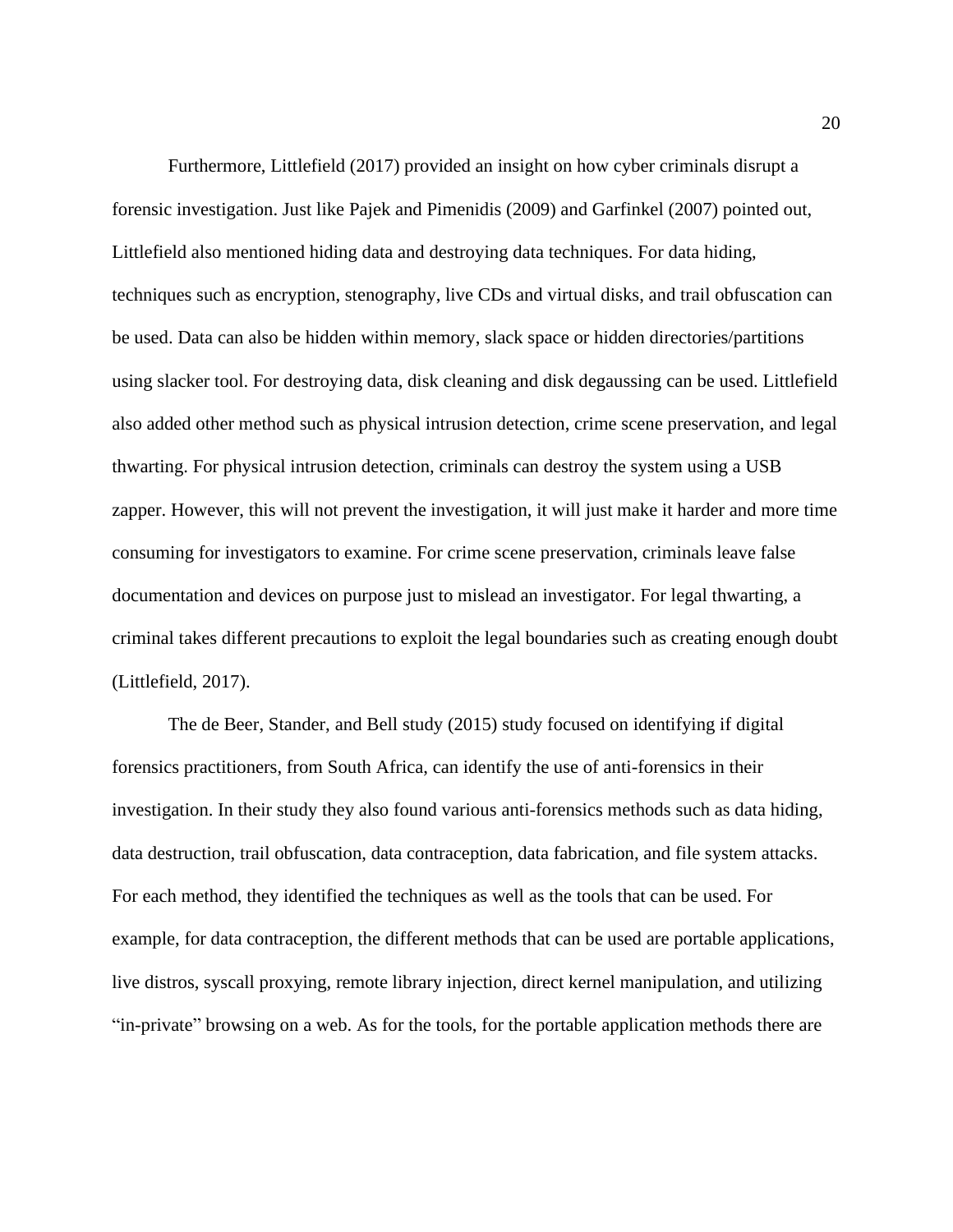Furthermore, Littlefield (2017) provided an insight on how cyber criminals disrupt a forensic investigation. Just like Pajek and Pimenidis (2009) and Garfinkel (2007) pointed out, Littlefield also mentioned hiding data and destroying data techniques. For data hiding, techniques such as encryption, stenography, live CDs and virtual disks, and trail obfuscation can be used. Data can also be hidden within memory, slack space or hidden directories/partitions using slacker tool. For destroying data, disk cleaning and disk degaussing can be used. Littlefield also added other method such as physical intrusion detection, crime scene preservation, and legal thwarting. For physical intrusion detection, criminals can destroy the system using a USB zapper. However, this will not prevent the investigation, it will just make it harder and more time consuming for investigators to examine. For crime scene preservation, criminals leave false documentation and devices on purpose just to mislead an investigator. For legal thwarting, a criminal takes different precautions to exploit the legal boundaries such as creating enough doubt (Littlefield, 2017).

The de Beer, Stander, and Bell study (2015) study focused on identifying if digital forensics practitioners, from South Africa, can identify the use of anti-forensics in their investigation. In their study they also found various anti-forensics methods such as data hiding, data destruction, trail obfuscation, data contraception, data fabrication, and file system attacks. For each method, they identified the techniques as well as the tools that can be used. For example, for data contraception, the different methods that can be used are portable applications, live distros, syscall proxying, remote library injection, direct kernel manipulation, and utilizing "in-private" browsing on a web. As for the tools, for the portable application methods there are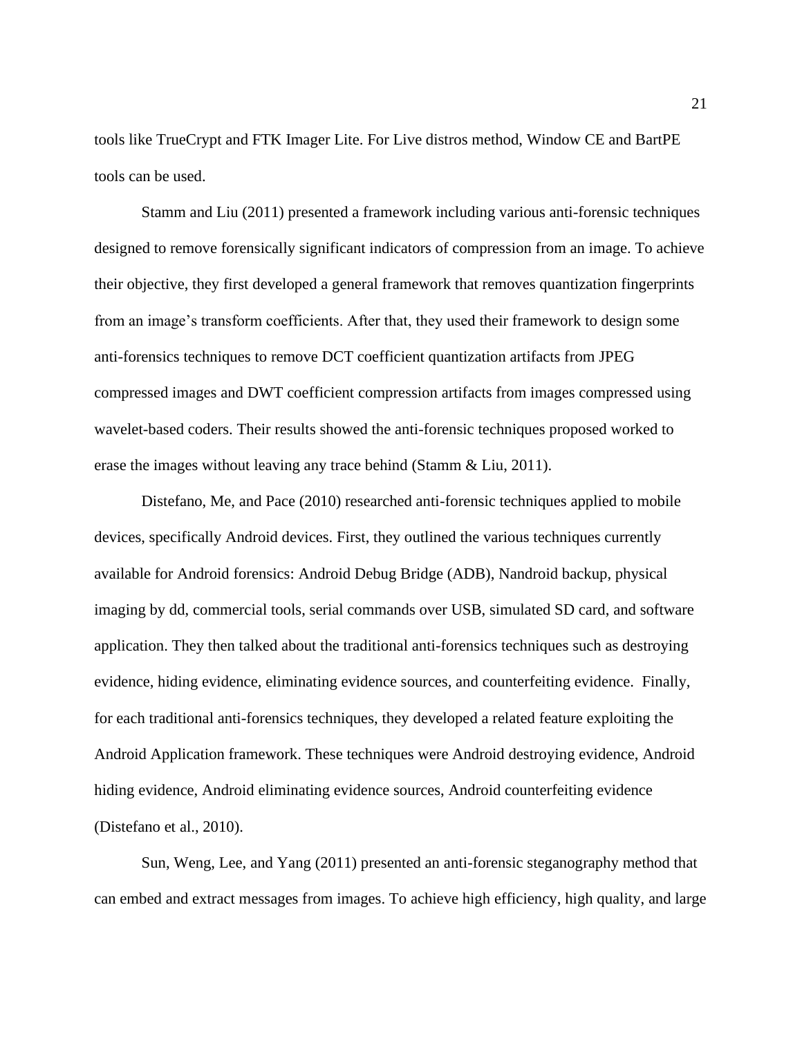tools like TrueCrypt and FTK Imager Lite. For Live distros method, Window CE and BartPE tools can be used.

Stamm and Liu (2011) presented a framework including various anti-forensic techniques designed to remove forensically significant indicators of compression from an image. To achieve their objective, they first developed a general framework that removes quantization fingerprints from an image's transform coefficients. After that, they used their framework to design some anti-forensics techniques to remove DCT coefficient quantization artifacts from JPEG compressed images and DWT coefficient compression artifacts from images compressed using wavelet-based coders. Their results showed the anti-forensic techniques proposed worked to erase the images without leaving any trace behind (Stamm & Liu, 2011).

Distefano, Me, and Pace (2010) researched anti-forensic techniques applied to mobile devices, specifically Android devices. First, they outlined the various techniques currently available for Android forensics: Android Debug Bridge (ADB), Nandroid backup, physical imaging by dd, commercial tools, serial commands over USB, simulated SD card, and software application. They then talked about the traditional anti-forensics techniques such as destroying evidence, hiding evidence, eliminating evidence sources, and counterfeiting evidence. Finally, for each traditional anti-forensics techniques, they developed a related feature exploiting the Android Application framework. These techniques were Android destroying evidence, Android hiding evidence, Android eliminating evidence sources, Android counterfeiting evidence (Distefano et al., 2010).

Sun, Weng, Lee, and Yang (2011) presented an anti-forensic steganography method that can embed and extract messages from images. To achieve high efficiency, high quality, and large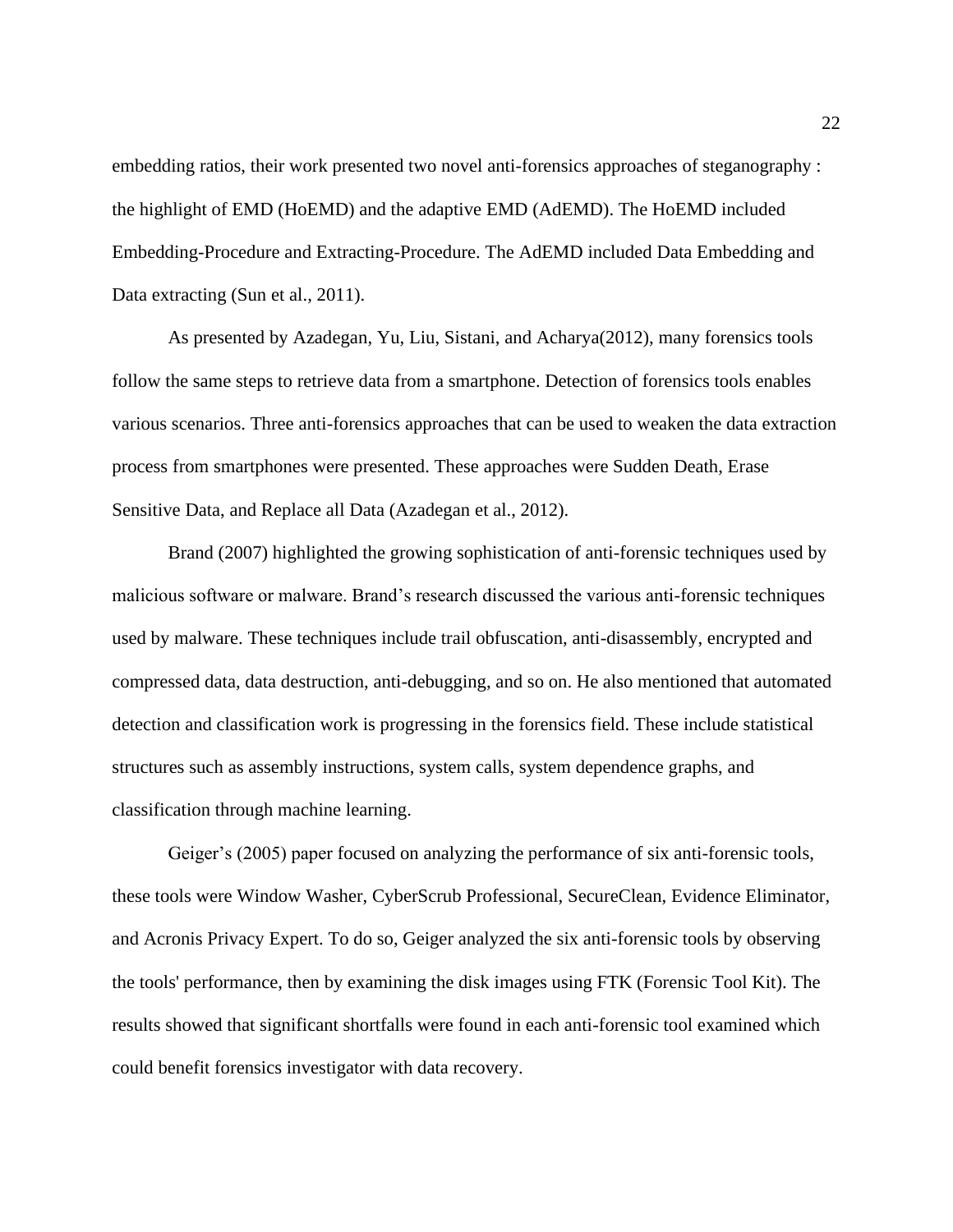embedding ratios, their work presented two novel anti-forensics approaches of steganography : the highlight of EMD (HoEMD) and the adaptive EMD (AdEMD). The HoEMD included Embedding-Procedure and Extracting-Procedure. The AdEMD included Data Embedding and Data extracting (Sun et al., 2011).

As presented by Azadegan, Yu, Liu, Sistani, and Acharya(2012), many forensics tools follow the same steps to retrieve data from a smartphone. Detection of forensics tools enables various scenarios. Three anti-forensics approaches that can be used to weaken the data extraction process from smartphones were presented. These approaches were Sudden Death, Erase Sensitive Data, and Replace all Data (Azadegan et al., 2012).

Brand (2007) highlighted the growing sophistication of anti-forensic techniques used by malicious software or malware. Brand's research discussed the various anti-forensic techniques used by malware. These techniques include trail obfuscation, anti-disassembly, encrypted and compressed data, data destruction, anti-debugging, and so on. He also mentioned that automated detection and classification work is progressing in the forensics field. These include statistical structures such as assembly instructions, system calls, system dependence graphs, and classification through machine learning.

Geiger's (2005) paper focused on analyzing the performance of six anti-forensic tools, these tools were Window Washer, CyberScrub Professional, SecureClean, Evidence Eliminator, and Acronis Privacy Expert. To do so, Geiger analyzed the six anti-forensic tools by observing the tools' performance, then by examining the disk images using FTK (Forensic Tool Kit). The results showed that significant shortfalls were found in each anti-forensic tool examined which could benefit forensics investigator with data recovery.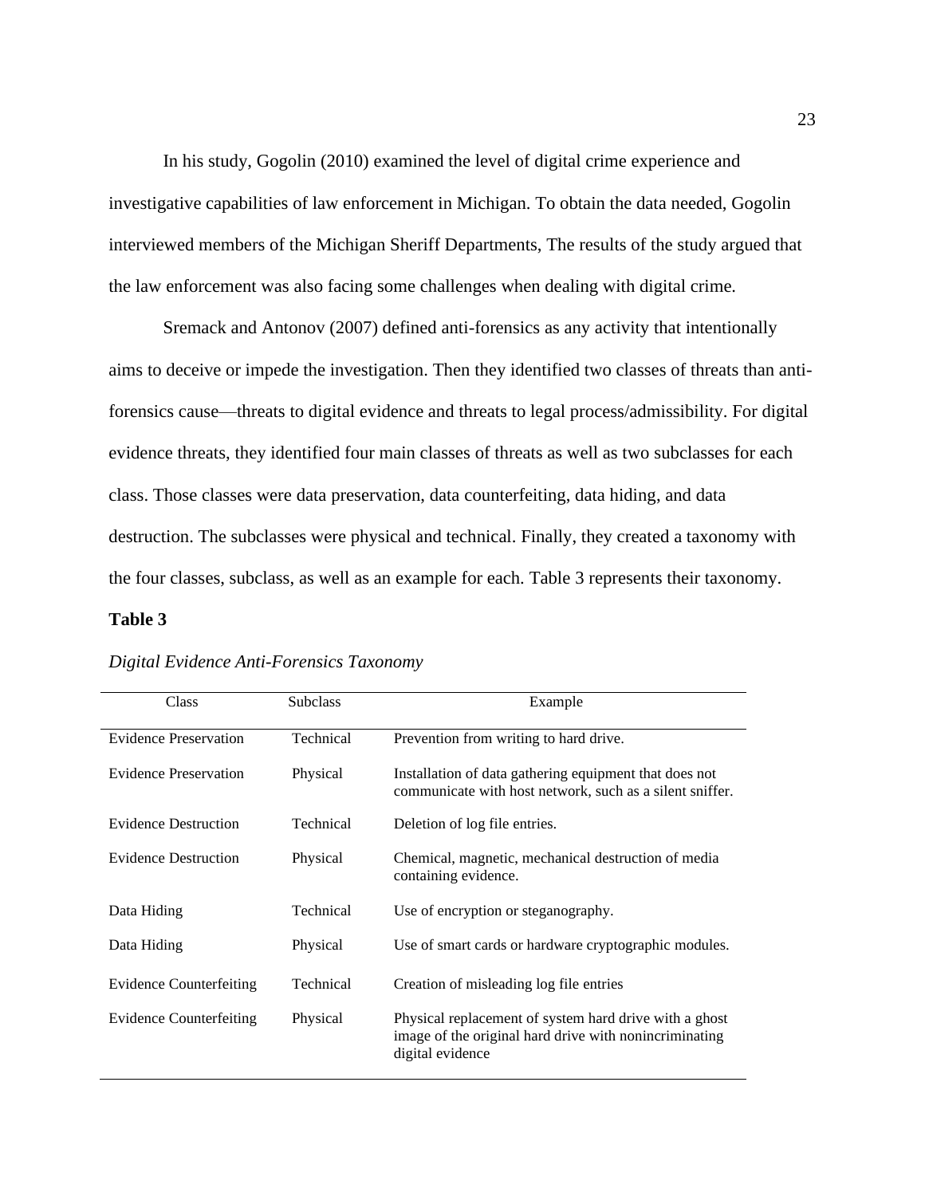In his study, Gogolin (2010) examined the level of digital crime experience and investigative capabilities of law enforcement in Michigan. To obtain the data needed, Gogolin interviewed members of the Michigan Sheriff Departments, The results of the study argued that the law enforcement was also facing some challenges when dealing with digital crime.

Sremack and Antonov (2007) defined anti-forensics as any activity that intentionally aims to deceive or impede the investigation. Then they identified two classes of threats than anti-forensics cause—threats to digital evidence and threats to legal process/admissibility. For digital evidence threats, they identified four main classes of threats as well as two subclasses for each class. Those classes were data preservation, data counterfeiting, data hiding, and data destruction. The subclasses were physical and technical. Finally, they created a taxonomy with the four classes, subclass, as well as an example for each. Table 3 represents their taxonomy.

**Table 3**

*Digital Evidence Anti-Forensics Taxonomy*

| Class | Subclass | Example |
|---|---|---|
| Evidence Preservation | Technical | Prevention from writing to hard drive. |
| Evidence Preservation | Physical | Installation of data gathering equipment that does not communicate with host network, such as a silent sniffer. |
| Evidence Destruction | Technical | Deletion of log file entries. |
| Evidence Destruction | Physical | Chemical, magnetic, mechanical destruction of media containing evidence. |
| Data Hiding | Technical | Use of encryption or steganography. |
| Data Hiding | Physical | Use of smart cards or hardware cryptographic modules. |
| Evidence Counterfeiting | Technical | Creation of misleading log file entries |
| Evidence Counterfeiting | Physical | Physical replacement of system hard drive with a ghost image of the original hard drive with nonincriminating digital evidence |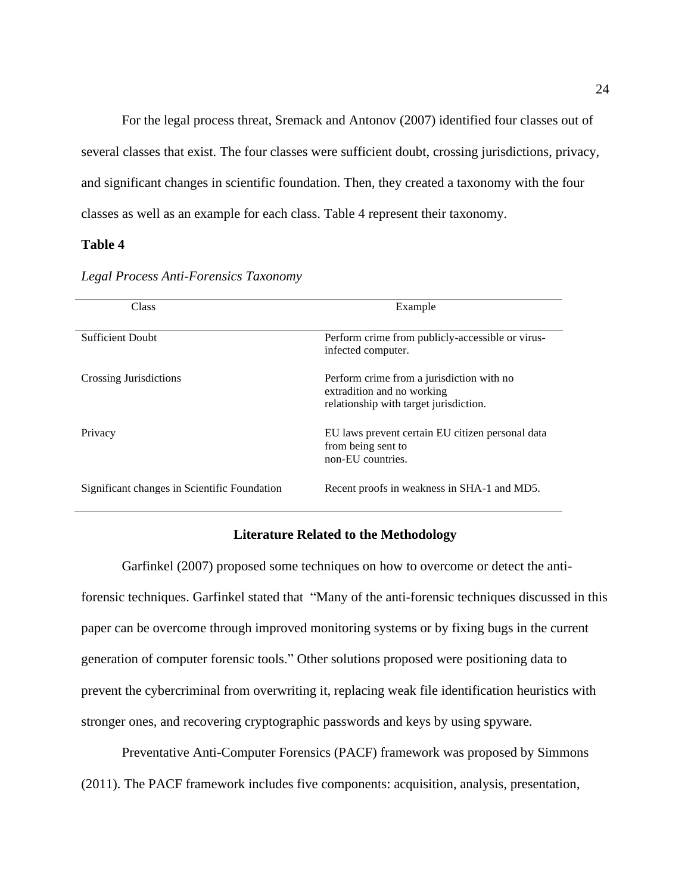For the legal process threat, Sremack and Antonov (2007) identified four classes out of several classes that exist. The four classes were sufficient doubt, crossing jurisdictions, privacy, and significant changes in scientific foundation. Then, they created a taxonomy with the four classes as well as an example for each class. Table 4 represent their taxonomy.

**Table 4**

*Legal Process Anti-Forensics Taxonomy*

| Class | Example |
|---|---|
| Sufficient Doubt | Perform crime from publicly-accessible or virus-infected computer. |
| Crossing Jurisdictions | Perform crime from a jurisdiction with no extradition and no working relationship with target jurisdiction. |
| Privacy | EU laws prevent certain EU citizen personal data from being sent to non-EU countries. |
| Significant changes in Scientific Foundation | Recent proofs in weakness in SHA-1 and MD5. |

## Literature Related to the Methodology

Garfinkel (2007) proposed some techniques on how to overcome or detect the anti-forensic techniques. Garfinkel stated that "Many of the anti-forensic techniques discussed in this paper can be overcome through improved monitoring systems or by fixing bugs in the current generation of computer forensic tools." Other solutions proposed were positioning data to prevent the cybercriminal from overwriting it, replacing weak file identification heuristics with stronger ones, and recovering cryptographic passwords and keys by using spyware.

Preventative Anti-Computer Forensics (PACF) framework was proposed by Simmons (2011). The PACF framework includes five components: acquisition, analysis, presentation,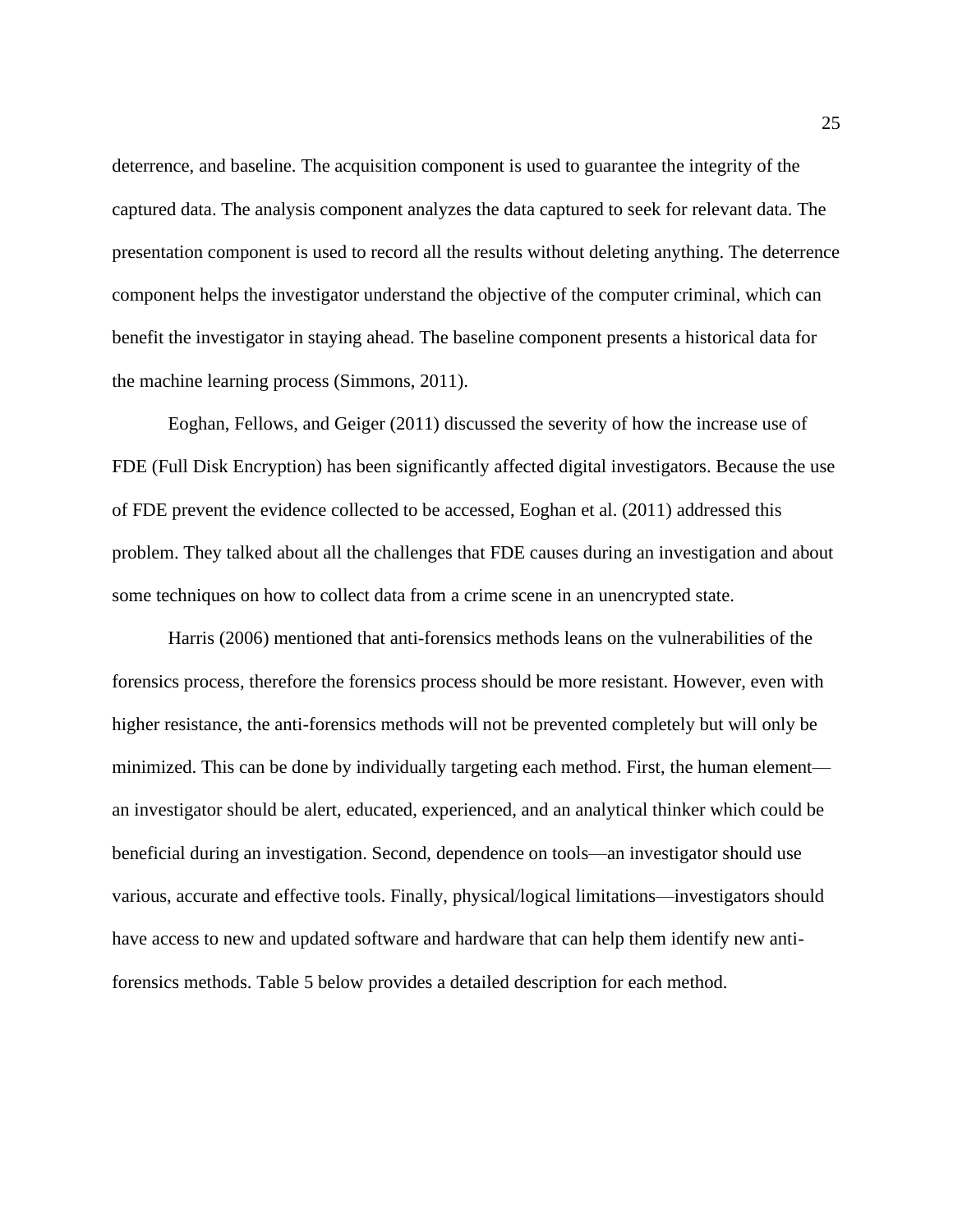deterrence, and baseline. The acquisition component is used to guarantee the integrity of the captured data. The analysis component analyzes the data captured to seek for relevant data. The presentation component is used to record all the results without deleting anything. The deterrence component helps the investigator understand the objective of the computer criminal, which can benefit the investigator in staying ahead. The baseline component presents a historical data for the machine learning process (Simmons, 2011).

Eoghan, Fellows, and Geiger (2011) discussed the severity of how the increase use of FDE (Full Disk Encryption) has been significantly affected digital investigators. Because the use of FDE prevent the evidence collected to be accessed, Eoghan et al. (2011) addressed this problem. They talked about all the challenges that FDE causes during an investigation and about some techniques on how to collect data from a crime scene in an unencrypted state.

Harris (2006) mentioned that anti-forensics methods leans on the vulnerabilities of the forensics process, therefore the forensics process should be more resistant. However, even with higher resistance, the anti-forensics methods will not be prevented completely but will only be minimized. This can be done by individually targeting each method. First, the human element—an investigator should be alert, educated, experienced, and an analytical thinker which could be beneficial during an investigation. Second, dependence on tools—an investigator should use various, accurate and effective tools. Finally, physical/logical limitations—investigators should have access to new and updated software and hardware that can help them identify new anti-forensics methods. Table 5 below provides a detailed description for each method.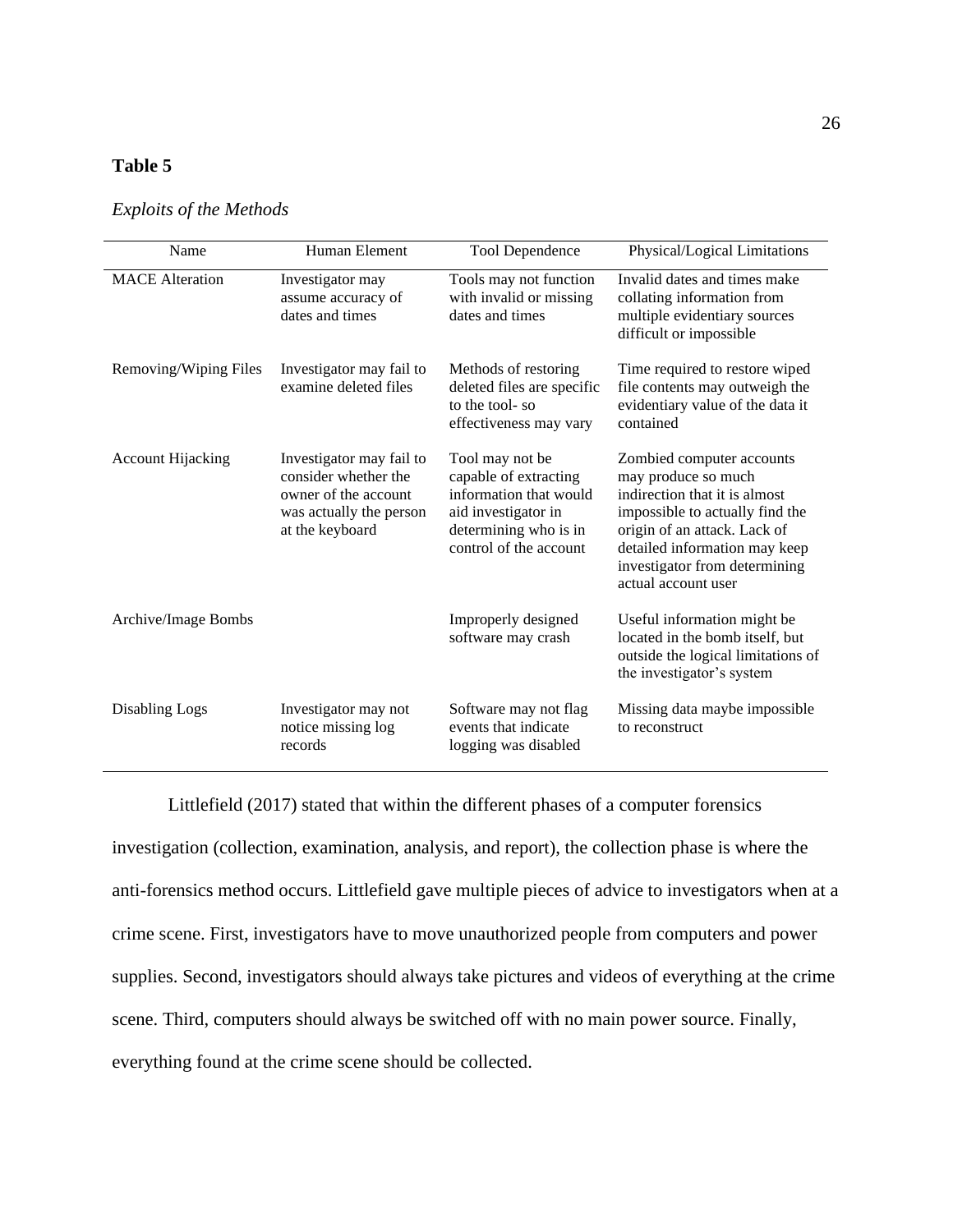**Table 5**

*Exploits of the Methods*

| Name | Human Element | Tool Dependence | Physical/Logical Limitations |
|---|---|---|---|
| MACE Alteration | Investigator may assume accuracy of dates and times | Tools may not function with invalid or missing dates and times | Invalid dates and times make collating information from multiple evidentiary sources difficult or impossible |
| Removing/Wiping Files | Investigator may fail to examine deleted files | Methods of restoring deleted files are specific to the tool- so effectiveness may vary | Time required to restore wiped file contents may outweigh the evidentiary value of the data it contained |
| Account Hijacking | Investigator may fail to consider whether the owner of the account was actually the person at the keyboard | Tool may not be capable of extracting information that would aid investigator in determining who is in control of the account | Zombied computer accounts may produce so much indirection that it is almost impossible to actually find the origin of an attack. Lack of detailed information may keep investigator from determining actual account user |
| Archive/Image Bombs | | Improperly designed software may crash | Useful information might be located in the bomb itself, but outside the logical limitations of the investigator's system |
| Disabling Logs | Investigator may not notice missing log records | Software may not flag events that indicate logging was disabled | Missing data maybe impossible to reconstruct |

Littlefield (2017) stated that within the different phases of a computer forensics investigation (collection, examination, analysis, and report), the collection phase is where the anti-forensics method occurs. Littlefield gave multiple pieces of advice to investigators when at a crime scene. First, investigators have to move unauthorized people from computers and power supplies. Second, investigators should always take pictures and videos of everything at the crime scene. Third, computers should always be switched off with no main power source. Finally, everything found at the crime scene should be collected.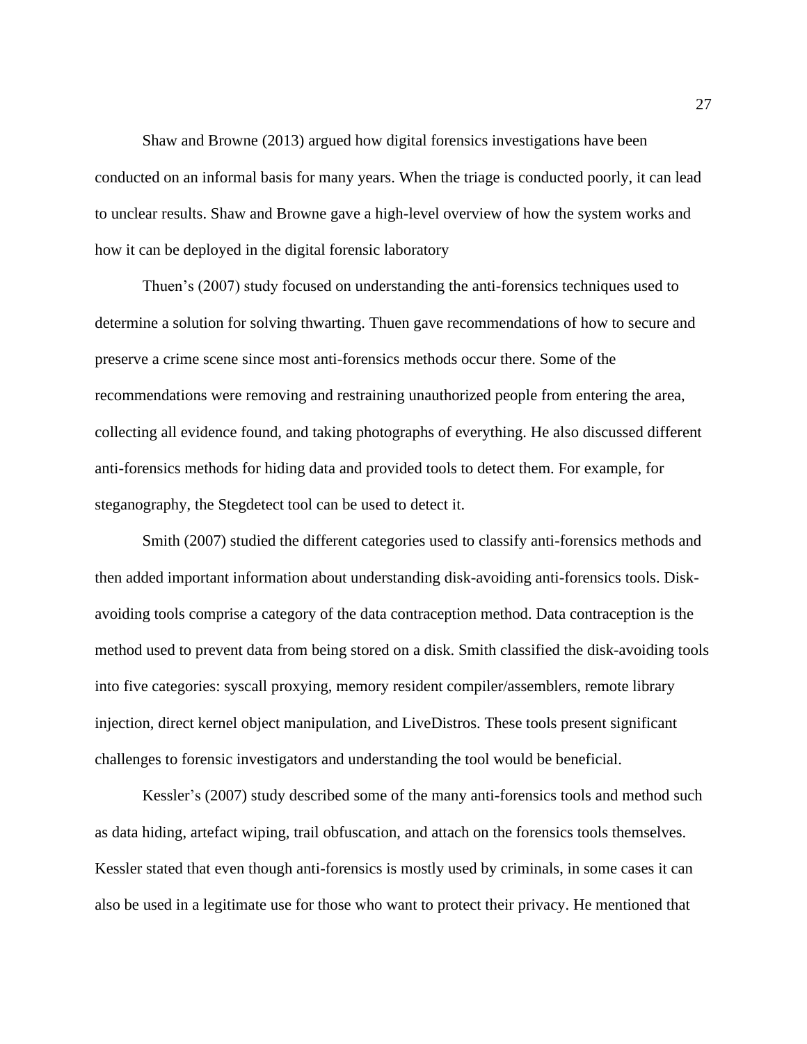Shaw and Browne (2013) argued how digital forensics investigations have been conducted on an informal basis for many years. When the triage is conducted poorly, it can lead to unclear results. Shaw and Browne gave a high-level overview of how the system works and how it can be deployed in the digital forensic laboratory

Thuen's (2007) study focused on understanding the anti-forensics techniques used to determine a solution for solving thwarting. Thuen gave recommendations of how to secure and preserve a crime scene since most anti-forensics methods occur there. Some of the recommendations were removing and restraining unauthorized people from entering the area, collecting all evidence found, and taking photographs of everything. He also discussed different anti-forensics methods for hiding data and provided tools to detect them. For example, for steganography, the Stegdetect tool can be used to detect it.

Smith (2007) studied the different categories used to classify anti-forensics methods and then added important information about understanding disk-avoiding anti-forensics tools. Disk-avoiding tools comprise a category of the data contraception method. Data contraception is the method used to prevent data from being stored on a disk. Smith classified the disk-avoiding tools into five categories: syscall proxying, memory resident compiler/assemblers, remote library injection, direct kernel object manipulation, and LiveDistros. These tools present significant challenges to forensic investigators and understanding the tool would be beneficial.

Kessler's (2007) study described some of the many anti-forensics tools and method such as data hiding, artefact wiping, trail obfuscation, and attach on the forensics tools themselves. Kessler stated that even though anti-forensics is mostly used by criminals, in some cases it can also be used in a legitimate use for those who want to protect their privacy. He mentioned that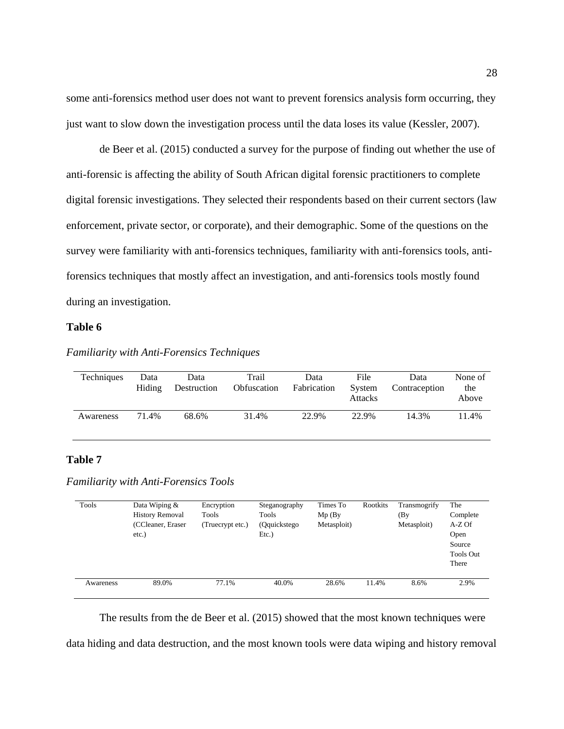some anti-forensics method user does not want to prevent forensics analysis form occurring, they just want to slow down the investigation process until the data loses its value (Kessler, 2007).

de Beer et al. (2015) conducted a survey for the purpose of finding out whether the use of anti-forensic is affecting the ability of South African digital forensic practitioners to complete digital forensic investigations. They selected their respondents based on their current sectors (law enforcement, private sector, or corporate), and their demographic. Some of the questions on the survey were familiarity with anti-forensics techniques, familiarity with anti-forensics tools, anti-forensics techniques that mostly affect an investigation, and anti-forensics tools mostly found during an investigation.

**Table 6**

*Familiarity with Anti-Forensics Techniques*

| Techniques | Data Hiding | Data Destruction | Trail Obfuscation | Data Fabrication | File System Attacks | Data Contraception | None of the Above |
|---|---|---|---|---|---|---|---|
| Awareness | 71.4% | 68.6% | 31.4% | 22.9% | 22.9% | 14.3% | 11.4% |

**Table 7**

*Familiarity with Anti-Forensics Tools*

| Tools | Data Wiping & History Removal (CCleaner, Eraser etc.) | Encryption Tools (Truecrypt etc.) | Steganography Tools (Qquickstego Etc.) | Times To Mp (By Metasploit) | Rootkits | Transmogrify (By Metasploit) | The Complete A-Z Of Open Source Tools Out There |
|---|---|---|---|---|---|---|---|
| Awareness | 89.0% | 77.1% | 40.0% | 28.6% | 11.4% | 8.6% | 2.9% |

The results from the de Beer et al. (2015) showed that the most known techniques were data hiding and data destruction, and the most known tools were data wiping and history removal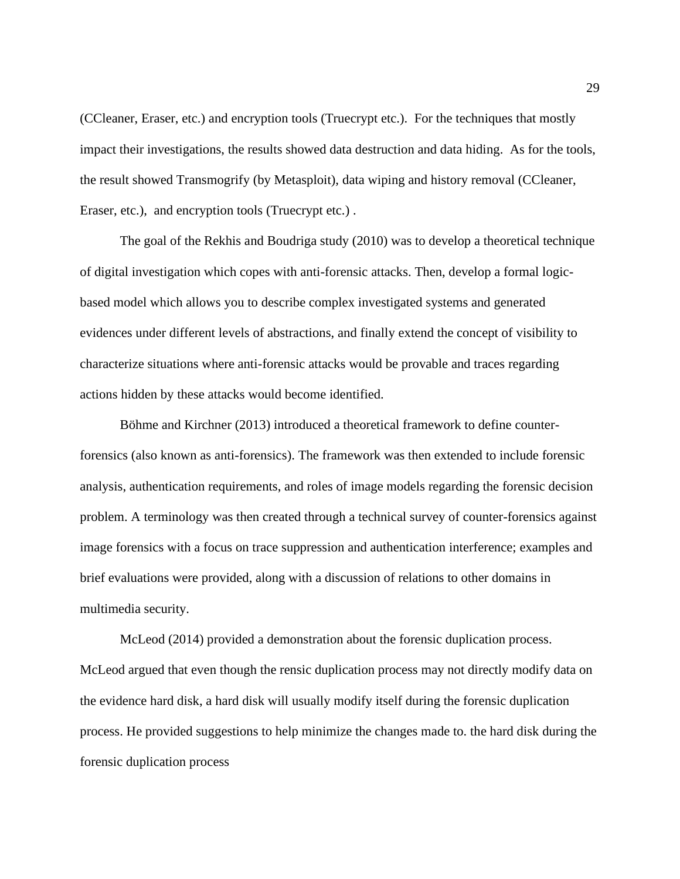(CCleaner, Eraser, etc.) and encryption tools (Truecrypt etc.). For the techniques that mostly impact their investigations, the results showed data destruction and data hiding. As for the tools, the result showed Transmogrify (by Metasploit), data wiping and history removal (CCleaner, Eraser, etc.), and encryption tools (Truecrypt etc.) .

The goal of the Rekhis and Boudriga study (2010) was to develop a theoretical technique of digital investigation which copes with anti-forensic attacks. Then, develop a formal logic-based model which allows you to describe complex investigated systems and generated evidences under different levels of abstractions, and finally extend the concept of visibility to characterize situations where anti-forensic attacks would be provable and traces regarding actions hidden by these attacks would become identified.

Böhme and Kirchner (2013) introduced a theoretical framework to define counter-forensics (also known as anti-forensics). The framework was then extended to include forensic analysis, authentication requirements, and roles of image models regarding the forensic decision problem. A terminology was then created through a technical survey of counter-forensics against image forensics with a focus on trace suppression and authentication interference; examples and brief evaluations were provided, along with a discussion of relations to other domains in multimedia security.

McLeod (2014) provided a demonstration about the forensic duplication process. McLeod argued that even though the rensic duplication process may not directly modify data on the evidence hard disk, a hard disk will usually modify itself during the forensic duplication process. He provided suggestions to help minimize the changes made to. the hard disk during the forensic duplication process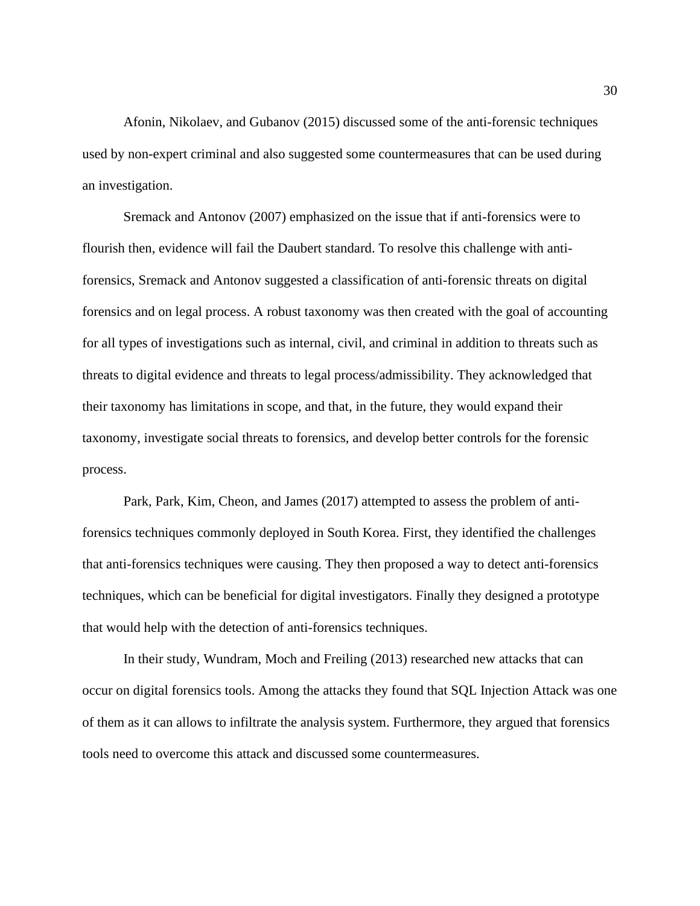Afonin, Nikolaev, and Gubanov (2015) discussed some of the anti-forensic techniques used by non-expert criminal and also suggested some countermeasures that can be used during an investigation.

Sremack and Antonov (2007) emphasized on the issue that if anti-forensics were to flourish then, evidence will fail the Daubert standard. To resolve this challenge with anti-forensics, Sremack and Antonov suggested a classification of anti-forensic threats on digital forensics and on legal process. A robust taxonomy was then created with the goal of accounting for all types of investigations such as internal, civil, and criminal in addition to threats such as threats to digital evidence and threats to legal process/admissibility. They acknowledged that their taxonomy has limitations in scope, and that, in the future, they would expand their taxonomy, investigate social threats to forensics, and develop better controls for the forensic process.

Park, Park, Kim, Cheon, and James (2017) attempted to assess the problem of anti-forensics techniques commonly deployed in South Korea. First, they identified the challenges that anti-forensics techniques were causing. They then proposed a way to detect anti-forensics techniques, which can be beneficial for digital investigators. Finally they designed a prototype that would help with the detection of anti-forensics techniques.

In their study, Wundram, Moch and Freiling (2013) researched new attacks that can occur on digital forensics tools. Among the attacks they found that SQL Injection Attack was one of them as it can allows to infiltrate the analysis system. Furthermore, they argued that forensics tools need to overcome this attack and discussed some countermeasures.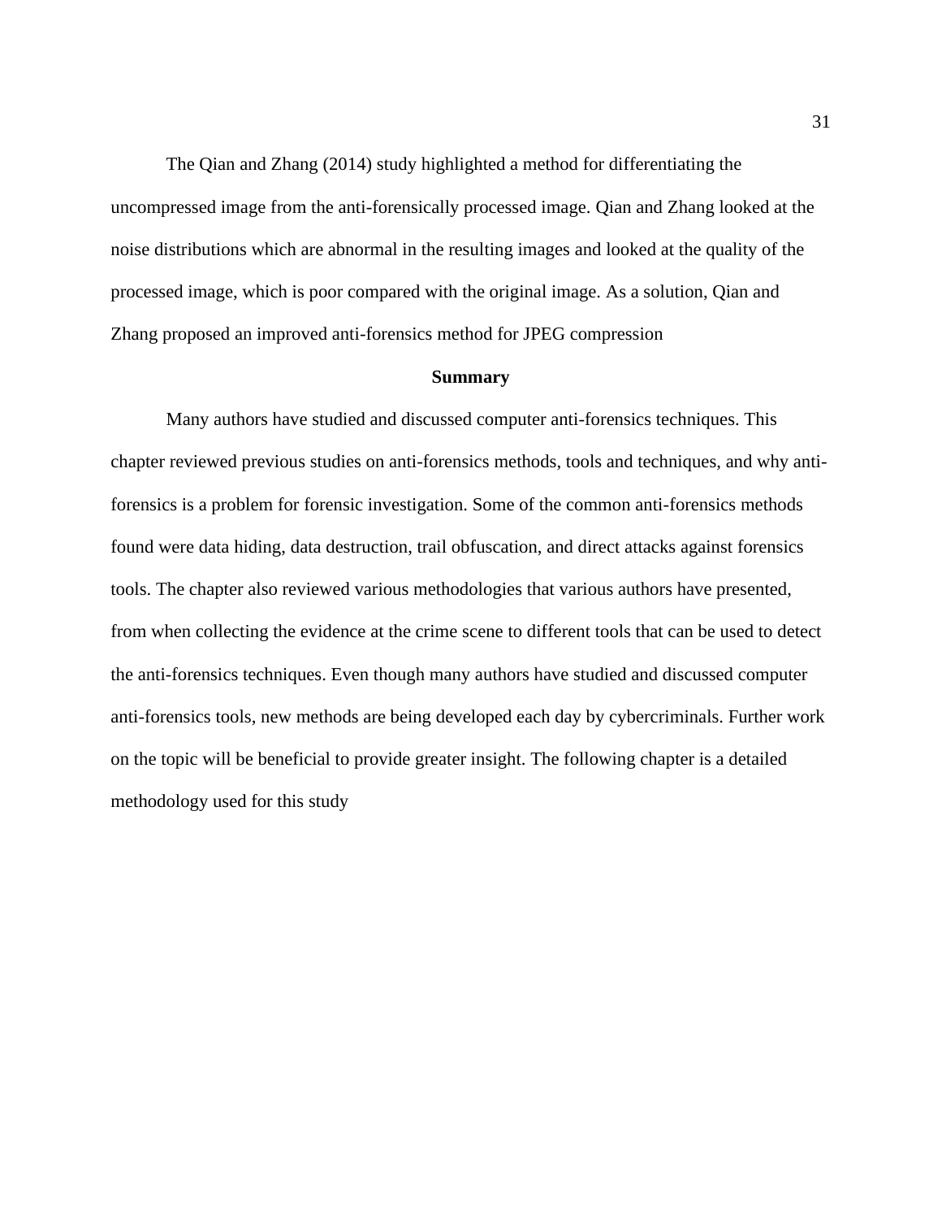The Qian and Zhang (2014) study highlighted a method for differentiating the uncompressed image from the anti-forensically processed image. Qian and Zhang looked at the noise distributions which are abnormal in the resulting images and looked at the quality of the processed image, which is poor compared with the original image. As a solution, Qian and Zhang proposed an improved anti-forensics method for JPEG compression

## Summary

Many authors have studied and discussed computer anti-forensics techniques. This chapter reviewed previous studies on anti-forensics methods, tools and techniques, and why anti-forensics is a problem for forensic investigation. Some of the common anti-forensics methods found were data hiding, data destruction, trail obfuscation, and direct attacks against forensics tools. The chapter also reviewed various methodologies that various authors have presented, from when collecting the evidence at the crime scene to different tools that can be used to detect the anti-forensics techniques. Even though many authors have studied and discussed computer anti-forensics tools, new methods are being developed each day by cybercriminals. Further work on the topic will be beneficial to provide greater insight. The following chapter is a detailed methodology used for this study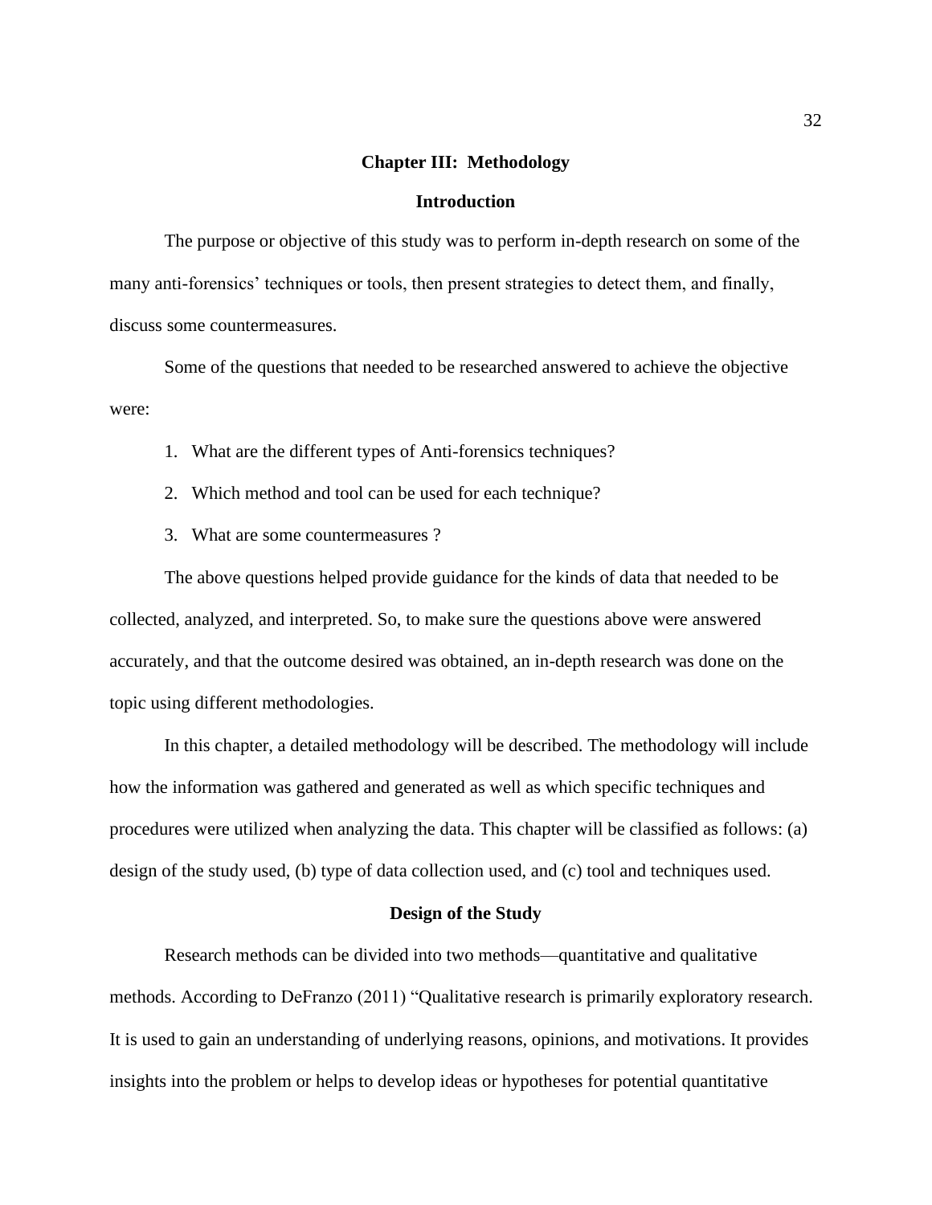# Chapter III: Methodology

## Introduction

The purpose or objective of this study was to perform in-depth research on some of the many anti-forensics' techniques or tools, then present strategies to detect them, and finally, discuss some countermeasures.

Some of the questions that needed to be researched answered to achieve the objective were:

1. What are the different types of Anti-forensics techniques?
2. Which method and tool can be used for each technique?
3. What are some countermeasures ?

The above questions helped provide guidance for the kinds of data that needed to be collected, analyzed, and interpreted. So, to make sure the questions above were answered accurately, and that the outcome desired was obtained, an in-depth research was done on the topic using different methodologies.

In this chapter, a detailed methodology will be described. The methodology will include how the information was gathered and generated as well as which specific techniques and procedures were utilized when analyzing the data. This chapter will be classified as follows: (a) design of the study used, (b) type of data collection used, and (c) tool and techniques used.

## Design of the Study

Research methods can be divided into two methods—quantitative and qualitative methods. According to DeFranzo (2011) "Qualitative research is primarily exploratory research. It is used to gain an understanding of underlying reasons, opinions, and motivations. It provides insights into the problem or helps to develop ideas or hypotheses for potential quantitative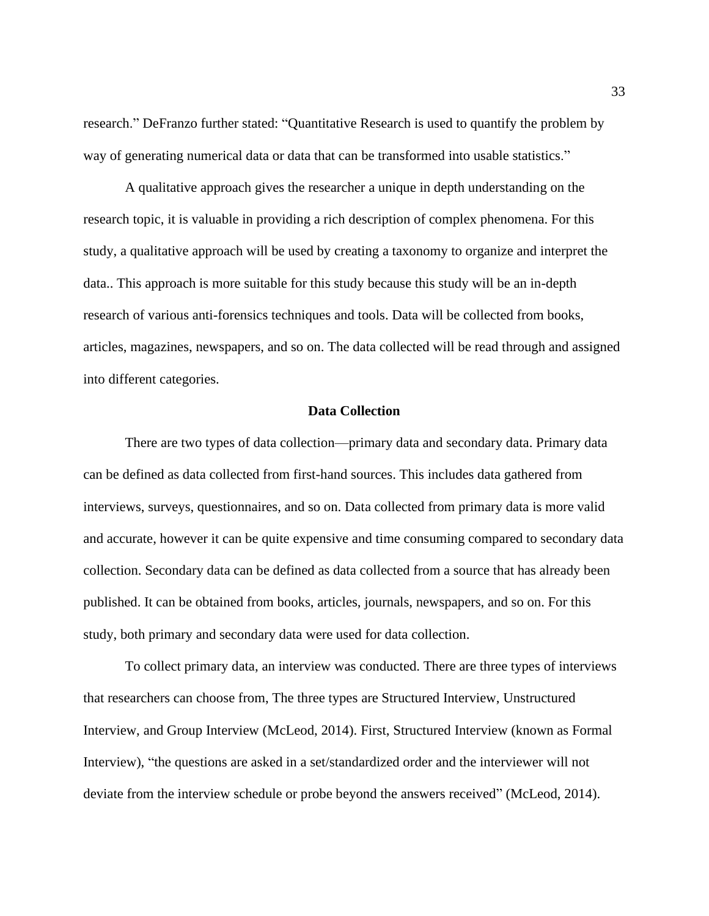research." DeFranzo further stated: "Quantitative Research is used to quantify the problem by way of generating numerical data or data that can be transformed into usable statistics."

A qualitative approach gives the researcher a unique in depth understanding on the research topic, it is valuable in providing a rich description of complex phenomena. For this study, a qualitative approach will be used by creating a taxonomy to organize and interpret the data.. This approach is more suitable for this study because this study will be an in-depth research of various anti-forensics techniques and tools. Data will be collected from books, articles, magazines, newspapers, and so on. The data collected will be read through and assigned into different categories.

## Data Collection

There are two types of data collection—primary data and secondary data. Primary data can be defined as data collected from first-hand sources. This includes data gathered from interviews, surveys, questionnaires, and so on. Data collected from primary data is more valid and accurate, however it can be quite expensive and time consuming compared to secondary data collection. Secondary data can be defined as data collected from a source that has already been published. It can be obtained from books, articles, journals, newspapers, and so on. For this study, both primary and secondary data were used for data collection.

To collect primary data, an interview was conducted. There are three types of interviews that researchers can choose from, The three types are Structured Interview, Unstructured Interview, and Group Interview (McLeod, 2014). First, Structured Interview (known as Formal Interview), "the questions are asked in a set/standardized order and the interviewer will not deviate from the interview schedule or probe beyond the answers received" (McLeod, 2014).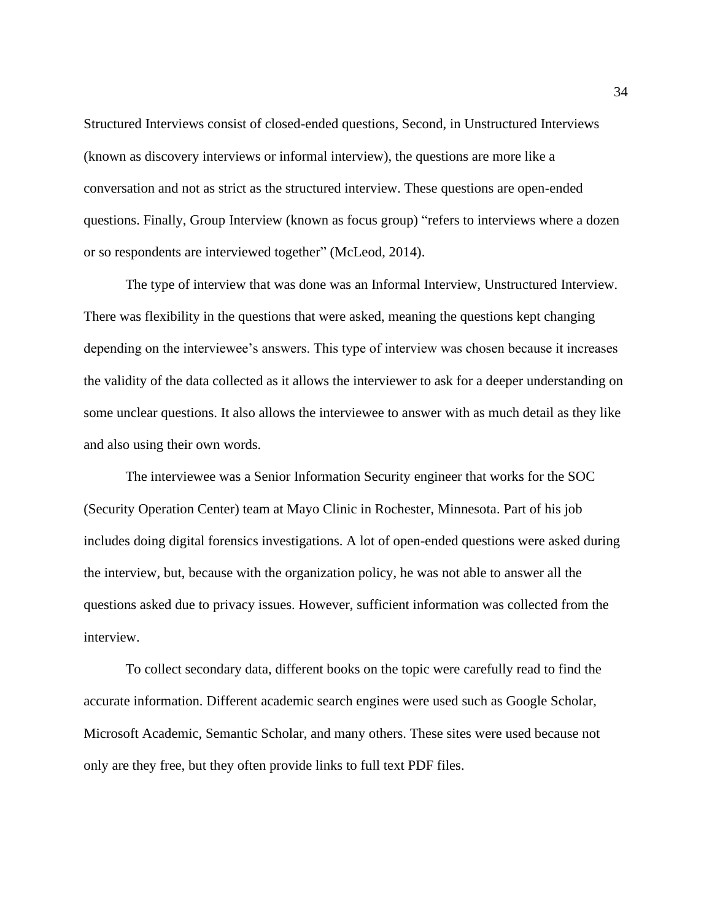Structured Interviews consist of closed-ended questions, Second, in Unstructured Interviews (known as discovery interviews or informal interview), the questions are more like a conversation and not as strict as the structured interview. These questions are open-ended questions. Finally, Group Interview (known as focus group) "refers to interviews where a dozen or so respondents are interviewed together" (McLeod, 2014).

The type of interview that was done was an Informal Interview, Unstructured Interview. There was flexibility in the questions that were asked, meaning the questions kept changing depending on the interviewee's answers. This type of interview was chosen because it increases the validity of the data collected as it allows the interviewer to ask for a deeper understanding on some unclear questions. It also allows the interviewee to answer with as much detail as they like and also using their own words.

The interviewee was a Senior Information Security engineer that works for the SOC (Security Operation Center) team at Mayo Clinic in Rochester, Minnesota. Part of his job includes doing digital forensics investigations. A lot of open-ended questions were asked during the interview, but, because with the organization policy, he was not able to answer all the questions asked due to privacy issues. However, sufficient information was collected from the interview.

To collect secondary data, different books on the topic were carefully read to find the accurate information. Different academic search engines were used such as Google Scholar, Microsoft Academic, Semantic Scholar, and many others. These sites were used because not only are they free, but they often provide links to full text PDF files.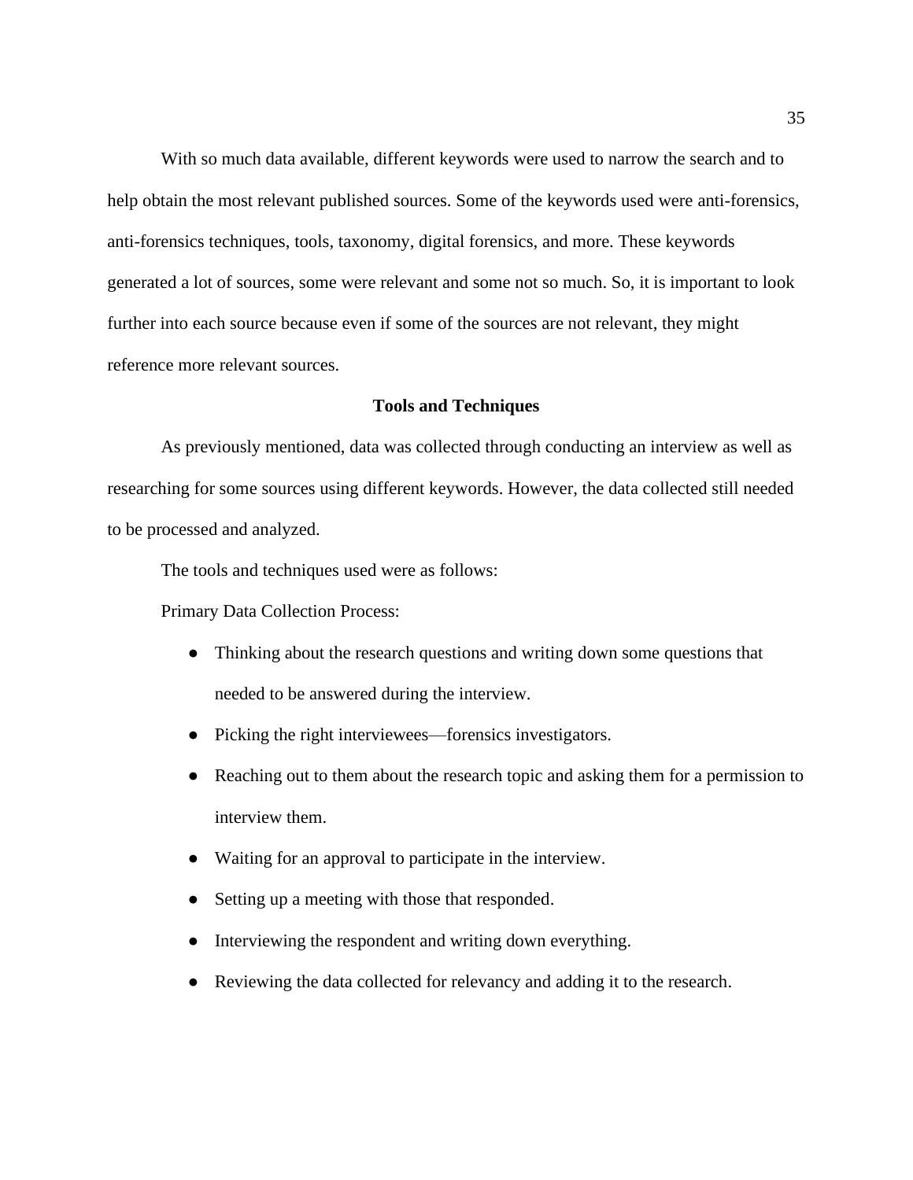With so much data available, different keywords were used to narrow the search and to help obtain the most relevant published sources. Some of the keywords used were anti-forensics, anti-forensics techniques, tools, taxonomy, digital forensics, and more. These keywords generated a lot of sources, some were relevant and some not so much. So, it is important to look further into each source because even if some of the sources are not relevant, they might reference more relevant sources.

## Tools and Techniques

As previously mentioned, data was collected through conducting an interview as well as researching for some sources using different keywords. However, the data collected still needed to be processed and analyzed.

The tools and techniques used were as follows:

Primary Data Collection Process:

- Thinking about the research questions and writing down some questions that needed to be answered during the interview.
- Picking the right interviewees—forensics investigators.
- Reaching out to them about the research topic and asking them for a permission to interview them.
- Waiting for an approval to participate in the interview.
- Setting up a meeting with those that responded.
- Interviewing the respondent and writing down everything.
- Reviewing the data collected for relevancy and adding it to the research.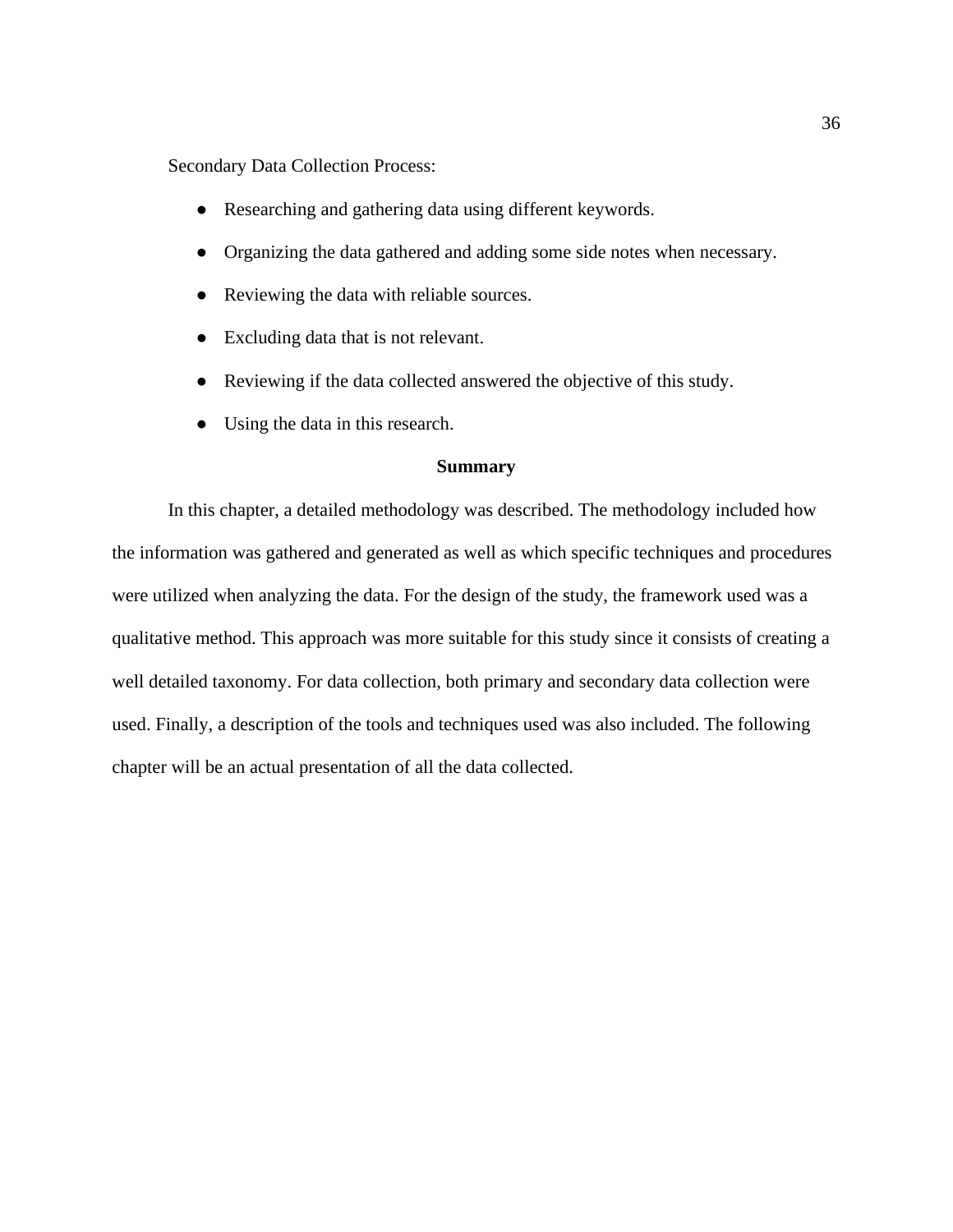Secondary Data Collection Process:

- Researching and gathering data using different keywords.
- Organizing the data gathered and adding some side notes when necessary.
- Reviewing the data with reliable sources.
- Excluding data that is not relevant.
- Reviewing if the data collected answered the objective of this study.
- Using the data in this research.

## Summary

In this chapter, a detailed methodology was described. The methodology included how the information was gathered and generated as well as which specific techniques and procedures were utilized when analyzing the data. For the design of the study, the framework used was a qualitative method. This approach was more suitable for this study since it consists of creating a well detailed taxonomy. For data collection, both primary and secondary data collection were used. Finally, a description of the tools and techniques used was also included. The following chapter will be an actual presentation of all the data collected.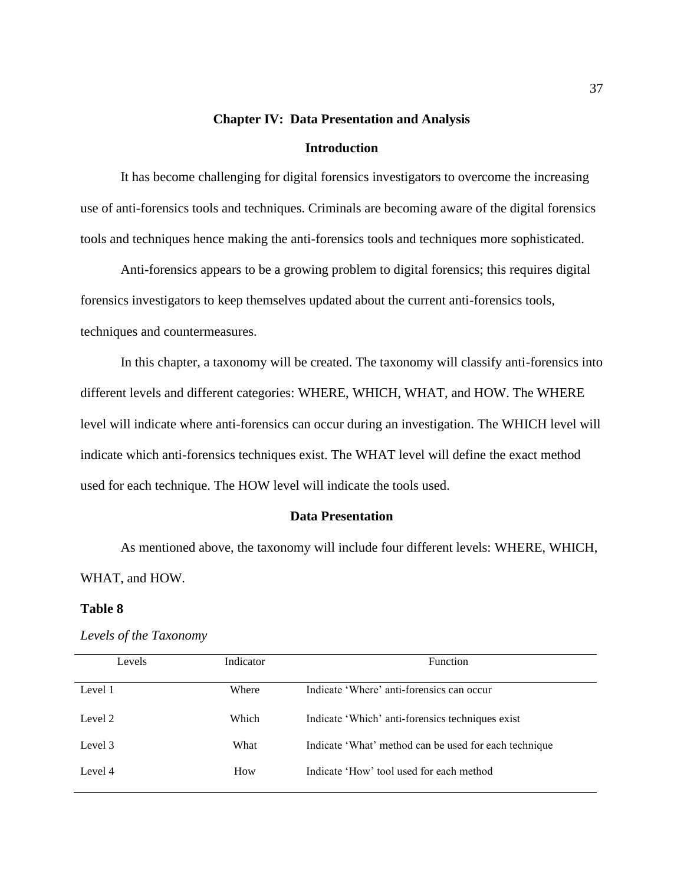## Chapter IV: Data Presentation and Analysis

### Introduction

It has become challenging for digital forensics investigators to overcome the increasing use of anti-forensics tools and techniques. Criminals are becoming aware of the digital forensics tools and techniques hence making the anti-forensics tools and techniques more sophisticated.

Anti-forensics appears to be a growing problem to digital forensics; this requires digital forensics investigators to keep themselves updated about the current anti-forensics tools, techniques and countermeasures.

In this chapter, a taxonomy will be created. The taxonomy will classify anti-forensics into different levels and different categories: WHERE, WHICH, WHAT, and HOW. The WHERE level will indicate where anti-forensics can occur during an investigation. The WHICH level will indicate which anti-forensics techniques exist. The WHAT level will define the exact method used for each technique. The HOW level will indicate the tools used.

### Data Presentation

As mentioned above, the taxonomy will include four different levels: WHERE, WHICH, WHAT, and HOW.

**Table 8**

*Levels of the Taxonomy*

| Levels | Indicator | Function |
|---|---|---|
| Level 1 | Where | Indicate 'Where' anti-forensics can occur |
| Level 2 | Which | Indicate 'Which' anti-forensics techniques exist |
| Level 3 | What | Indicate 'What' method can be used for each technique |
| Level 4 | How | Indicate 'How' tool used for each method |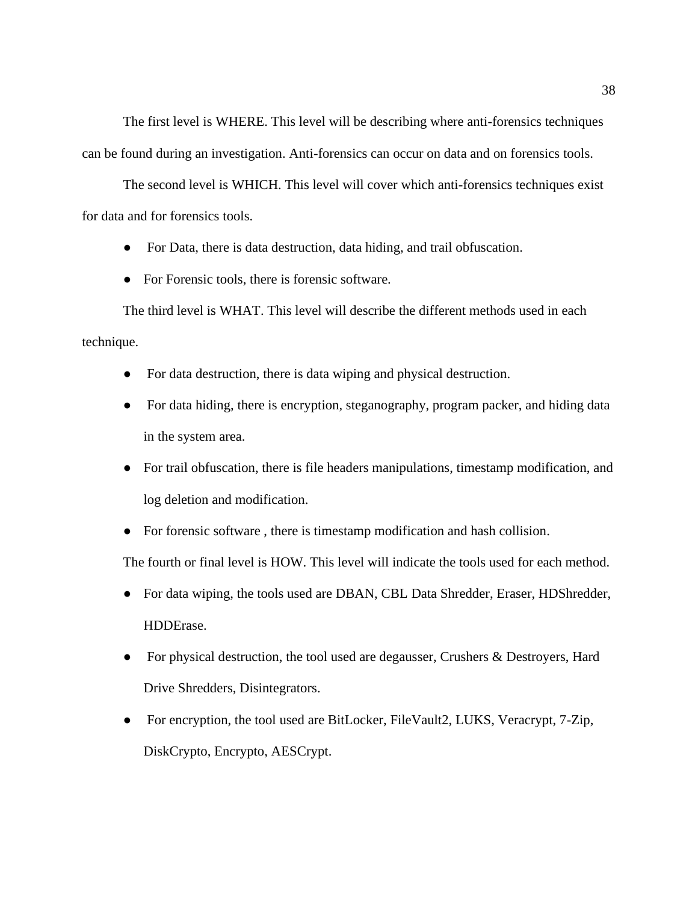The first level is WHERE. This level will be describing where anti-forensics techniques can be found during an investigation. Anti-forensics can occur on data and on forensics tools.

The second level is WHICH. This level will cover which anti-forensics techniques exist for data and for forensics tools.

- For Data, there is data destruction, data hiding, and trail obfuscation.
- For Forensic tools, there is forensic software.

The third level is WHAT. This level will describe the different methods used in each technique.

- For data destruction, there is data wiping and physical destruction.
- For data hiding, there is encryption, steganography, program packer, and hiding data in the system area.
- For trail obfuscation, there is file headers manipulations, timestamp modification, and log deletion and modification.
- For forensic software , there is timestamp modification and hash collision.

The fourth or final level is HOW. This level will indicate the tools used for each method.

- For data wiping, the tools used are DBAN, CBL Data Shredder, Eraser, HDShredder, HDDErase.
- For physical destruction, the tool used are degausser, Crushers & Destroyers, Hard Drive Shredders, Disintegrators.
- For encryption, the tool used are BitLocker, FileVault2, LUKS, Veracrypt, 7-Zip, DiskCrypto, Encrypto, AESCrypt.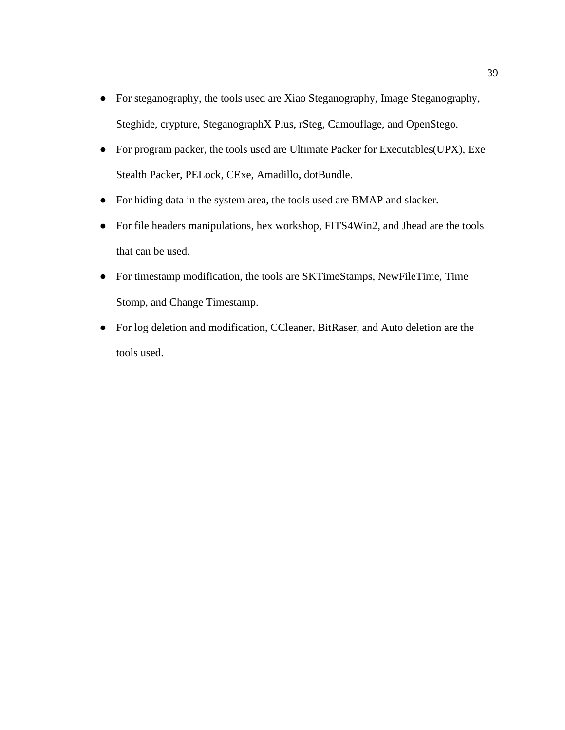- For steganography, the tools used are Xiao Steganography, Image Steganography, Steghide, crypture, SteganographX Plus, rSteg, Camouflage, and OpenStego.
- For program packer, the tools used are Ultimate Packer for Executables(UPX), Exe Stealth Packer, PELock, CExe, Amadillo, dotBundle.
- For hiding data in the system area, the tools used are BMAP and slacker.
- For file headers manipulations, hex workshop, FITS4Win2, and Jhead are the tools that can be used.
- For timestamp modification, the tools are SKTimeStamps, NewFileTime, Time Stomp, and Change Timestamp.
- For log deletion and modification, CCleaner, BitRaser, and Auto deletion are the tools used.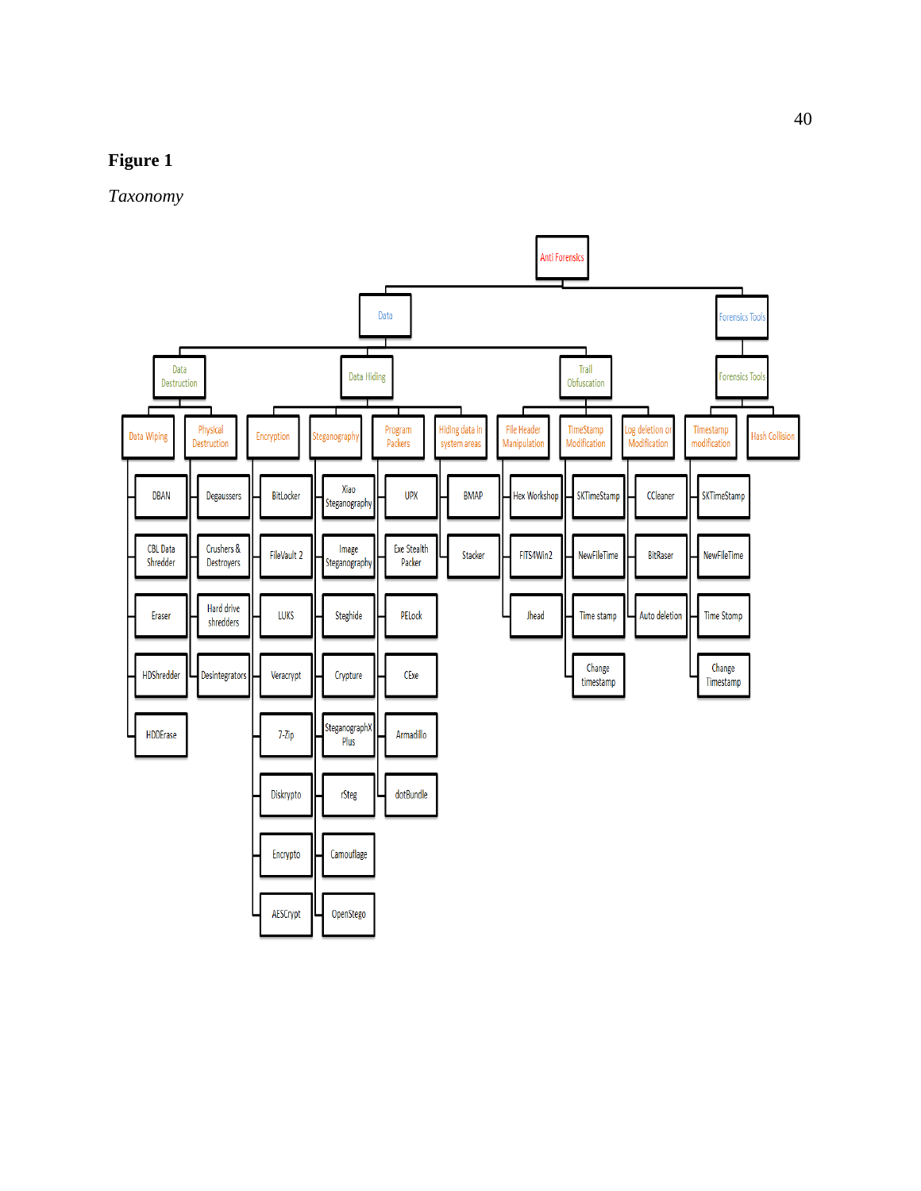**Figure 1**

*Taxonomy*

- Anti Forensics
  - Data
    - Data Destruction
      - Data Wiping
        - DBAN
        - CBL Data Shredder
        - Eraser
        - HDShredder
        - HDDErase
      - Physical Destruction
        - Degaussers
        - Crushers & Destroyers
        - Hard drive shredders
        - Desintegrators
    - Data Hiding
      - Encryption
        - BitLocker
        - FileVault 2
        - LUKS
        - Veracrypt
        - 7-Zip
        - Diskrypto
        - Encrypto
        - AESCrypt
      - Steganography
        - Xiao Steganography
        - Image Steganography
        - Steghide
        - Crypture
        - SteganographX Plus
        - rSteg
        - Camouflage
        - OpenStego
      - Program Packers
        - UPX
        - Exe Stealth Packer
        - PELock
        - CExe
        - Armadillo
        - dotBundle
      - Hiding data in system areas
        - BMAP
        - Stacker
    - Trail Obfuscation
      - File Header Manipulation
        - Hex Workshop
        - FITS4Win2
        - Jhead
      - TimeStamp Modification
        - SKTimeStamp
        - NewFileTime
        - Time stamp
        - Change timestamp
      - Log deletion or Modification
        - CCleaner
        - BitRaser
        - Auto deletion
  - Forensics Tools
    - Forensics Tools
      - Timestamp modification
        - SKTimeStamp
        - NewFileTime
        - Time Stomp
        - Change Timestamp
      - Hash Collision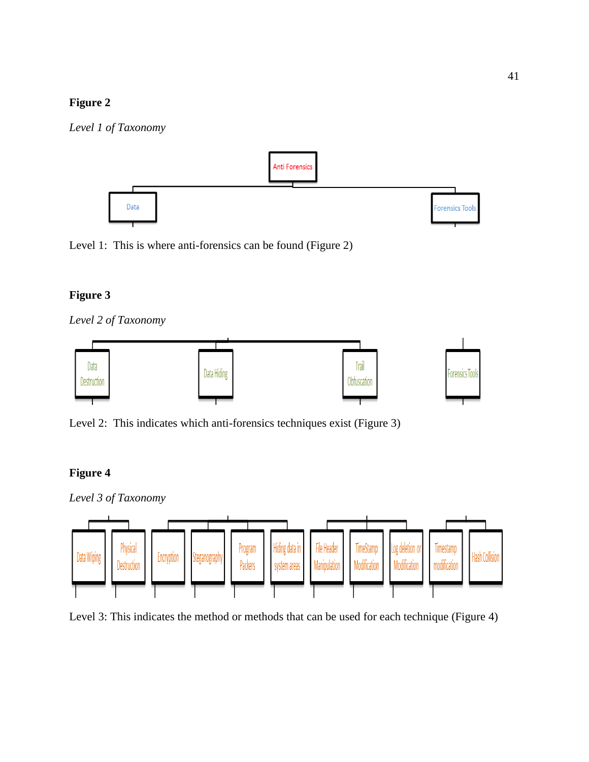**Figure 2**

*Level 1 of Taxonomy*

Anti Forensics

Data

Forensics Tools

Level 1: This is where anti-forensics can be found (Figure 2)

**Figure 3**

*Level 2 of Taxonomy*

Data Destruction

Data Hiding

Trail Obfuscation

Forensics Tools

Level 2: This indicates which anti-forensics techniques exist (Figure 3)

**Figure 4**

*Level 3 of Taxonomy*

Data Wiping

Physical Destruction

Encryption

Steganography

Program Packers

Hiding data in system areas

File Header Manipulation

TimeStamp Modification

Log deletion or Modification

Timestamp modification

Hash Collision

Level 3: This indicates the method or methods that can be used for each technique (Figure 4)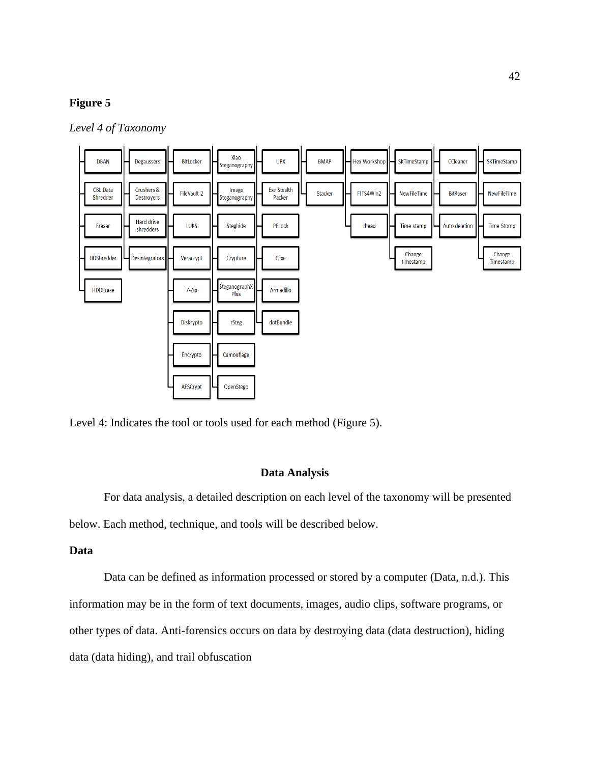**Figure 5**

*Level 4 of Taxonomy*

- DBAN
- CBL Data Shredder
- Eraser
- HDShredder
- HDDErase

- Degaussers
- Crushers & Destroyers
- Hard drive shredders
- Desintegrators

- BitLocker
- FileVault 2
- LUKS
- Veracrypt
- 7-Zip
- Diskrypto
- Encrypto
- AESCrypt

- Xiao Steganography
- Image Steganography
- Steghide
- Crypture
- SteganographX Plus
- rSteg
- Camouflage
- OpenStego

- UPX
- Exe Stealth Packer
- PELock
- CExe
- Armadillo
- dotBundle

- BMAP
- Stacker

- Hex Workshop
- FITS4Win2
- Jhead

- SKTimeStamp
- NewFileTime
- Time stamp
- Change timestamp

- CCleaner
- BitRaser
- Auto deletion

- SKTimeStamp
- NewFileTime
- Time Stomp
- Change Timestamp

Level 4: Indicates the tool or tools used for each method (Figure 5).

## Data Analysis

For data analysis, a detailed description on each level of the taxonomy will be presented below. Each method, technique, and tools will be described below.

### Data

Data can be defined as information processed or stored by a computer (Data, n.d.). This information may be in the form of text documents, images, audio clips, software programs, or other types of data. Anti-forensics occurs on data by destroying data (data destruction), hiding data (data hiding), and trail obfuscation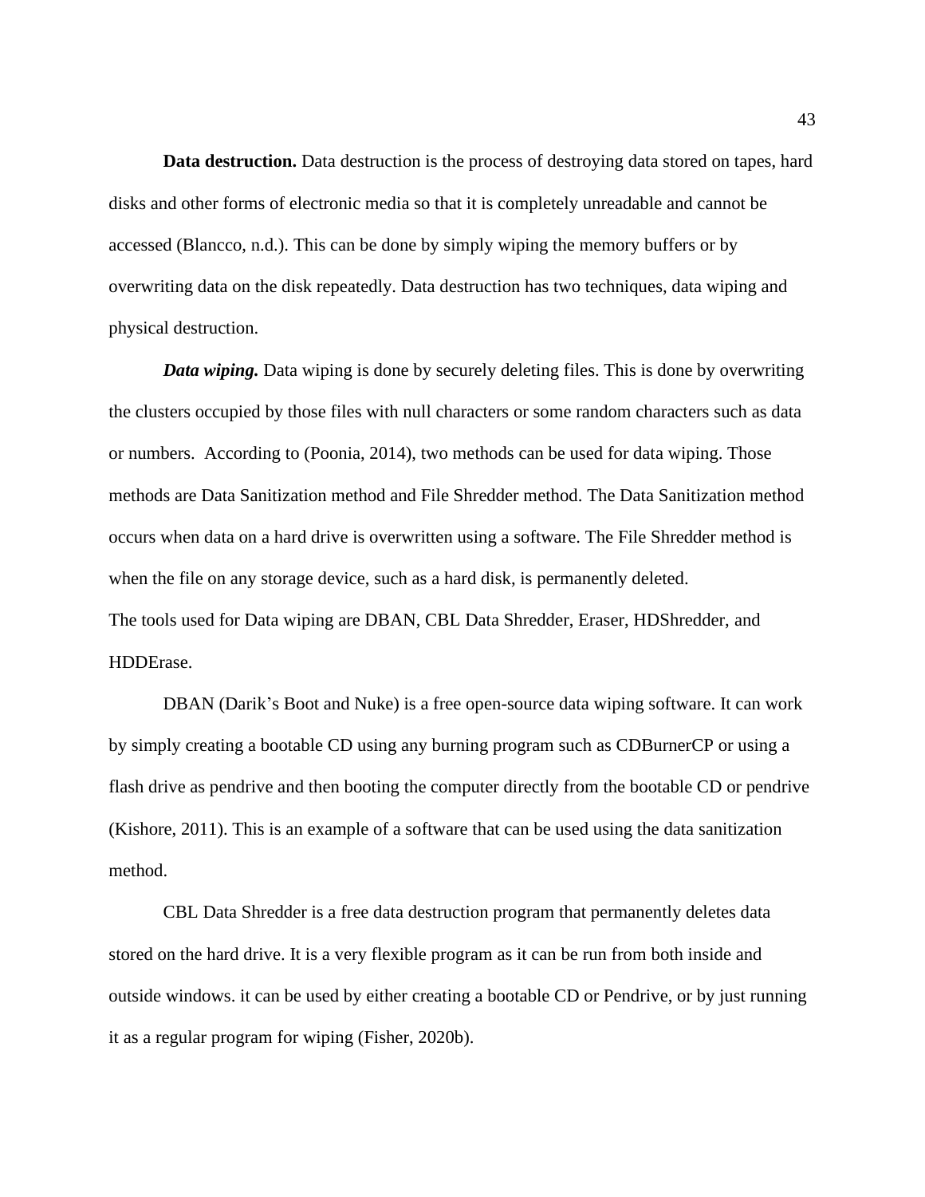**Data destruction.** Data destruction is the process of destroying data stored on tapes, hard disks and other forms of electronic media so that it is completely unreadable and cannot be accessed (Blancco, n.d.). This can be done by simply wiping the memory buffers or by overwriting data on the disk repeatedly. Data destruction has two techniques, data wiping and physical destruction.

***Data wiping.*** Data wiping is done by securely deleting files. This is done by overwriting the clusters occupied by those files with null characters or some random characters such as data or numbers. According to (Poonia, 2014), two methods can be used for data wiping. Those methods are Data Sanitization method and File Shredder method. The Data Sanitization method occurs when data on a hard drive is overwritten using a software. The File Shredder method is when the file on any storage device, such as a hard disk, is permanently deleted.
The tools used for Data wiping are DBAN, CBL Data Shredder, Eraser, HDShredder, and HDDErase.

DBAN (Darik's Boot and Nuke) is a free open-source data wiping software. It can work by simply creating a bootable CD using any burning program such as CDBurnerCP or using a flash drive as pendrive and then booting the computer directly from the bootable CD or pendrive (Kishore, 2011). This is an example of a software that can be used using the data sanitization method.

CBL Data Shredder is a free data destruction program that permanently deletes data stored on the hard drive. It is a very flexible program as it can be run from both inside and outside windows. it can be used by either creating a bootable CD or Pendrive, or by just running it as a regular program for wiping (Fisher, 2020b).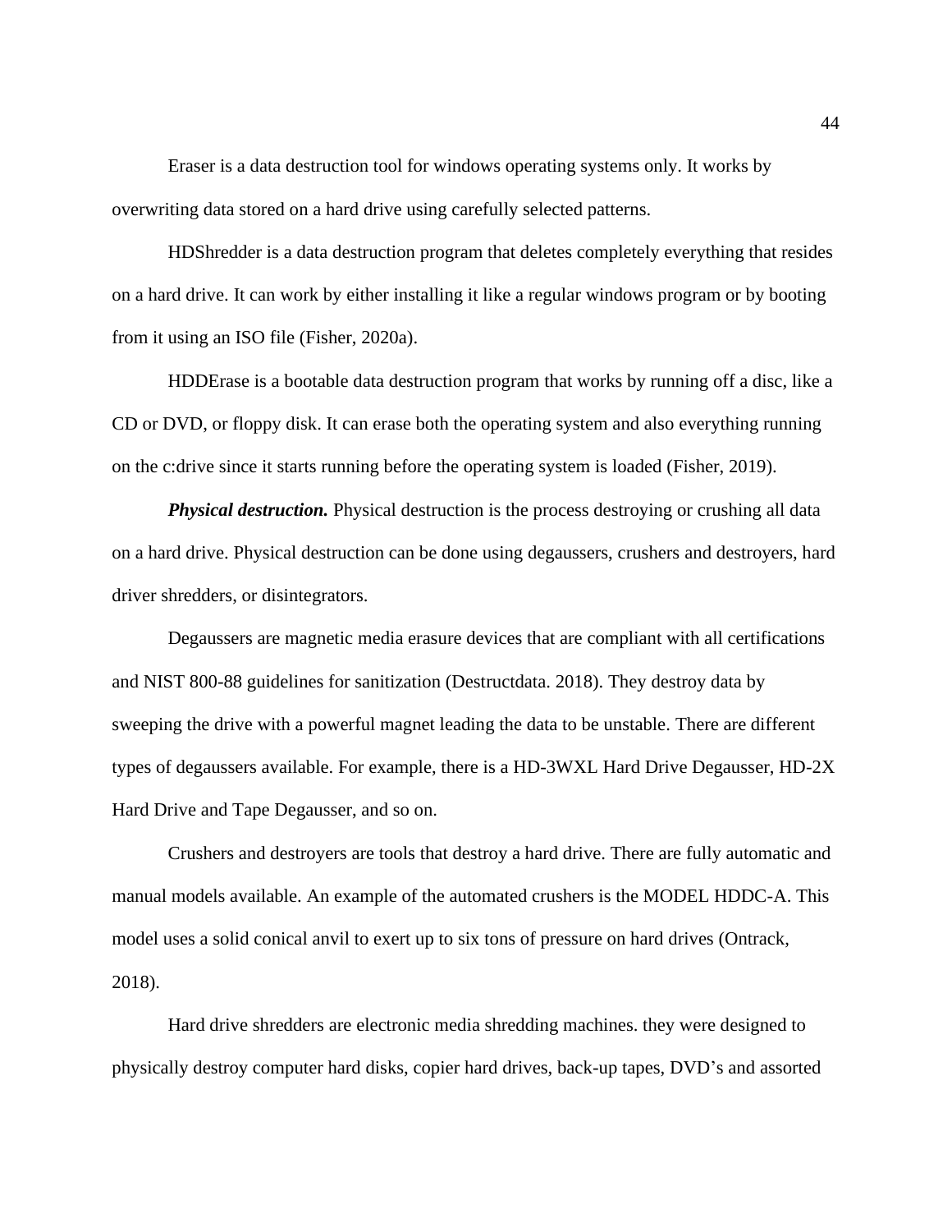Eraser is a data destruction tool for windows operating systems only. It works by overwriting data stored on a hard drive using carefully selected patterns.

HDShredder is a data destruction program that deletes completely everything that resides on a hard drive. It can work by either installing it like a regular windows program or by booting from it using an ISO file (Fisher, 2020a).

HDDErase is a bootable data destruction program that works by running off a disc, like a CD or DVD, or floppy disk. It can erase both the operating system and also everything running on the c:drive since it starts running before the operating system is loaded (Fisher, 2019).

***Physical destruction.*** Physical destruction is the process destroying or crushing all data on a hard drive. Physical destruction can be done using degaussers, crushers and destroyers, hard driver shredders, or disintegrators.

Degaussers are magnetic media erasure devices that are compliant with all certifications and NIST 800-88 guidelines for sanitization (Destructdata. 2018). They destroy data by sweeping the drive with a powerful magnet leading the data to be unstable. There are different types of degaussers available. For example, there is a HD-3WXL Hard Drive Degausser, HD-2X Hard Drive and Tape Degausser, and so on.

Crushers and destroyers are tools that destroy a hard drive. There are fully automatic and manual models available. An example of the automated crushers is the MODEL HDDC-A. This model uses a solid conical anvil to exert up to six tons of pressure on hard drives (Ontrack, 2018).

Hard drive shredders are electronic media shredding machines. they were designed to physically destroy computer hard disks, copier hard drives, back-up tapes, DVD's and assorted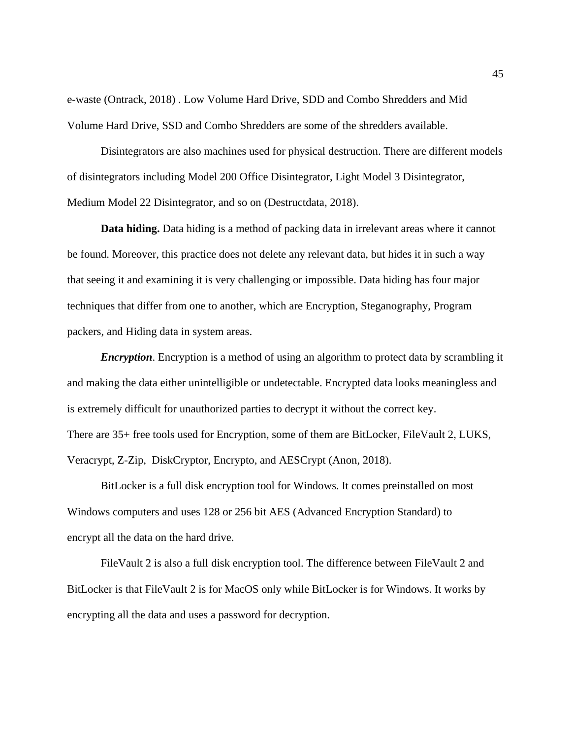e-waste (Ontrack, 2018) . Low Volume Hard Drive, SDD and Combo Shredders and Mid Volume Hard Drive, SSD and Combo Shredders are some of the shredders available.

Disintegrators are also machines used for physical destruction. There are different models of disintegrators including Model 200 Office Disintegrator, Light Model 3 Disintegrator, Medium Model 22 Disintegrator, and so on (Destructdata, 2018).

**Data hiding.** Data hiding is a method of packing data in irrelevant areas where it cannot be found. Moreover, this practice does not delete any relevant data, but hides it in such a way that seeing it and examining it is very challenging or impossible. Data hiding has four major techniques that differ from one to another, which are Encryption, Steganography, Program packers, and Hiding data in system areas.

***Encryption***. Encryption is a method of using an algorithm to protect data by scrambling it and making the data either unintelligible or undetectable. Encrypted data looks meaningless and is extremely difficult for unauthorized parties to decrypt it without the correct key.
There are 35+ free tools used for Encryption, some of them are BitLocker, FileVault 2, LUKS, Veracrypt, Z-Zip, DiskCryptor, Encrypto, and AESCrypt (Anon, 2018).

BitLocker is a full disk encryption tool for Windows. It comes preinstalled on most Windows computers and uses 128 or 256 bit AES (Advanced Encryption Standard) to encrypt all the data on the hard drive.

FileVault 2 is also a full disk encryption tool. The difference between FileVault 2 and BitLocker is that FileVault 2 is for MacOS only while BitLocker is for Windows. It works by encrypting all the data and uses a password for decryption.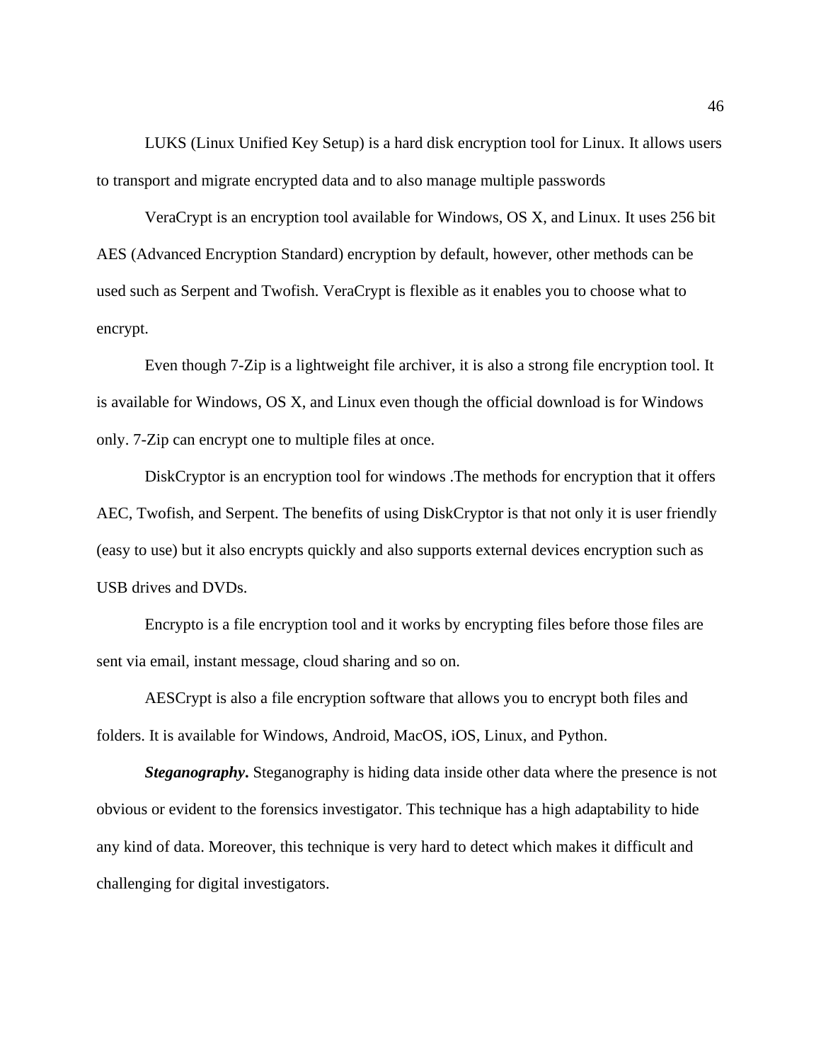LUKS (Linux Unified Key Setup) is a hard disk encryption tool for Linux. It allows users to transport and migrate encrypted data and to also manage multiple passwords

VeraCrypt is an encryption tool available for Windows, OS X, and Linux. It uses 256 bit AES (Advanced Encryption Standard) encryption by default, however, other methods can be used such as Serpent and Twofish. VeraCrypt is flexible as it enables you to choose what to encrypt.

Even though 7-Zip is a lightweight file archiver, it is also a strong file encryption tool. It is available for Windows, OS X, and Linux even though the official download is for Windows only. 7-Zip can encrypt one to multiple files at once.

DiskCryptor is an encryption tool for windows .The methods for encryption that it offers AEC, Twofish, and Serpent. The benefits of using DiskCryptor is that not only it is user friendly (easy to use) but it also encrypts quickly and also supports external devices encryption such as USB drives and DVDs.

Encrypto is a file encryption tool and it works by encrypting files before those files are sent via email, instant message, cloud sharing and so on.

AESCrypt is also a file encryption software that allows you to encrypt both files and folders. It is available for Windows, Android, MacOS, iOS, Linux, and Python.

***Steganography*.** Steganography is hiding data inside other data where the presence is not obvious or evident to the forensics investigator. This technique has a high adaptability to hide any kind of data. Moreover, this technique is very hard to detect which makes it difficult and challenging for digital investigators.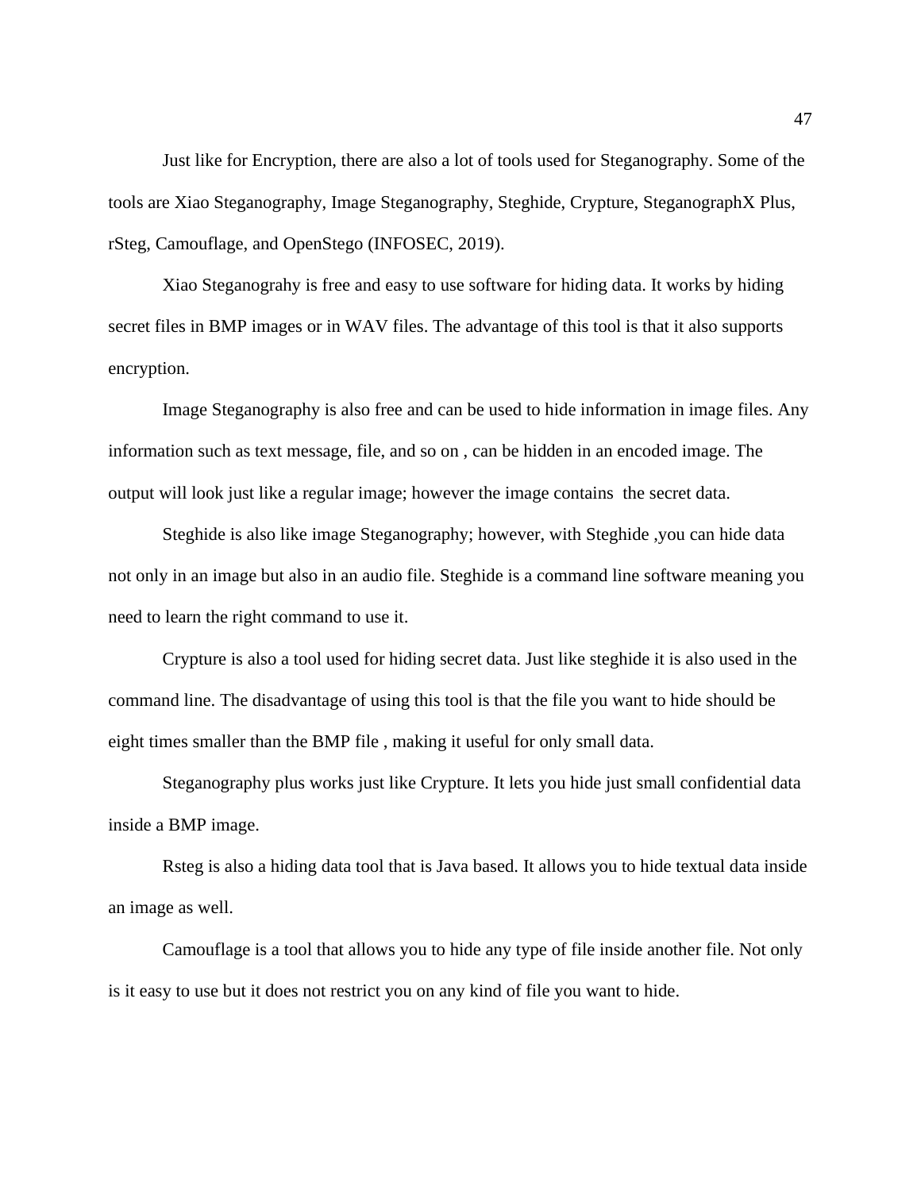Just like for Encryption, there are also a lot of tools used for Steganography. Some of the tools are Xiao Steganography, Image Steganography, Steghide, Crypture, SteganographX Plus, rSteg, Camouflage, and OpenStego (INFOSEC, 2019).

Xiao Steganograhy is free and easy to use software for hiding data. It works by hiding secret files in BMP images or in WAV files. The advantage of this tool is that it also supports encryption.

Image Steganography is also free and can be used to hide information in image files. Any information such as text message, file, and so on , can be hidden in an encoded image. The output will look just like a regular image; however the image contains  the secret data.

Steghide is also like image Steganography; however, with Steghide ,you can hide data not only in an image but also in an audio file. Steghide is a command line software meaning you need to learn the right command to use it.

Crypture is also a tool used for hiding secret data. Just like steghide it is also used in the command line. The disadvantage of using this tool is that the file you want to hide should be eight times smaller than the BMP file , making it useful for only small data.

Steganography plus works just like Crypture. It lets you hide just small confidential data inside a BMP image.

Rsteg is also a hiding data tool that is Java based. It allows you to hide textual data inside an image as well.

Camouflage is a tool that allows you to hide any type of file inside another file. Not only is it easy to use but it does not restrict you on any kind of file you want to hide.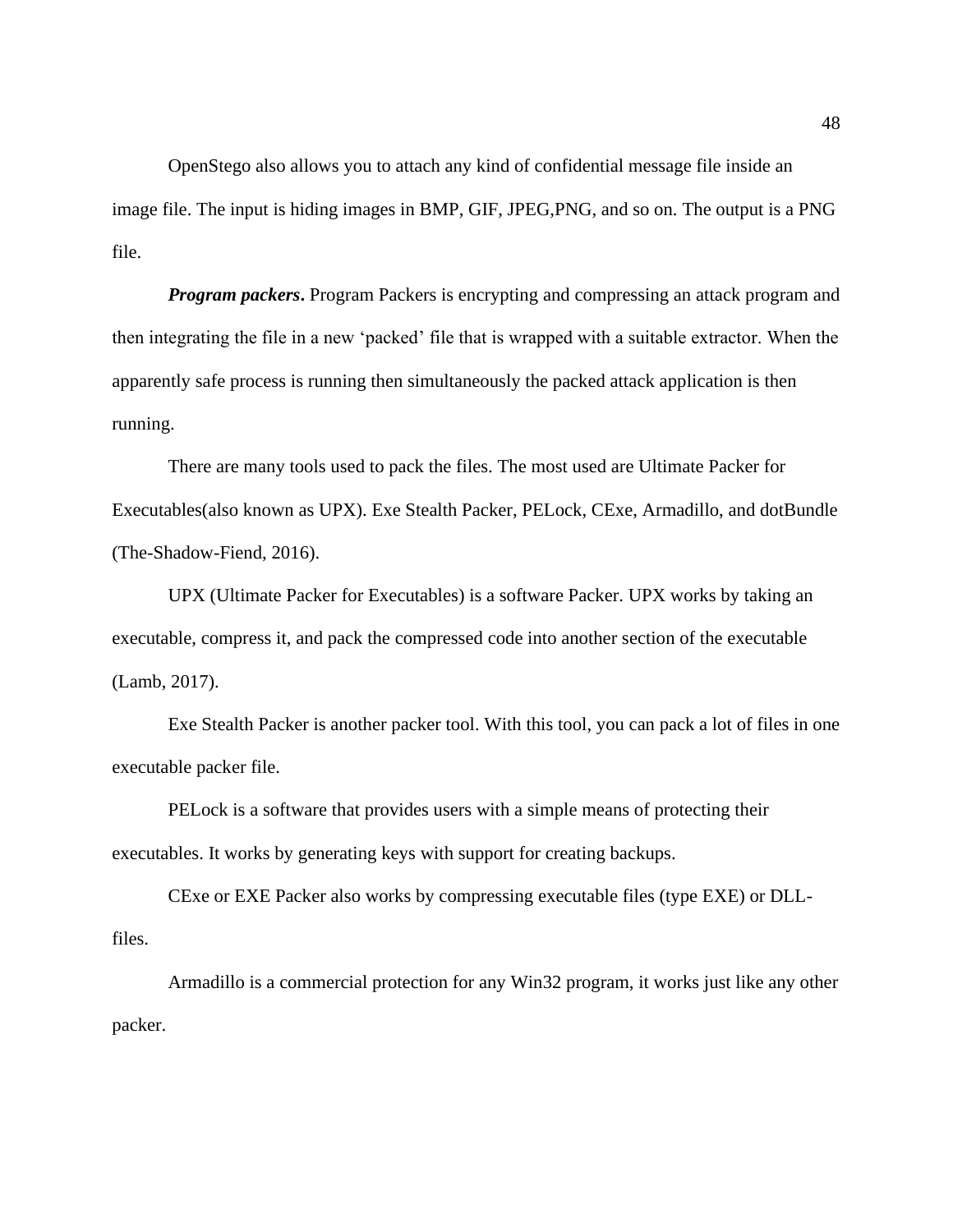OpenStego also allows you to attach any kind of confidential message file inside an image file. The input is hiding images in BMP, GIF, JPEG,PNG, and so on. The output is a PNG file.

***Program packers*.** Program Packers is encrypting and compressing an attack program and then integrating the file in a new 'packed' file that is wrapped with a suitable extractor. When the apparently safe process is running then simultaneously the packed attack application is then running.

There are many tools used to pack the files. The most used are Ultimate Packer for Executables(also known as UPX). Exe Stealth Packer, PELock, CExe, Armadillo, and dotBundle (The-Shadow-Fiend, 2016).

UPX (Ultimate Packer for Executables) is a software Packer. UPX works by taking an executable, compress it, and pack the compressed code into another section of the executable (Lamb, 2017).

Exe Stealth Packer is another packer tool. With this tool, you can pack a lot of files in one executable packer file.

PELock is a software that provides users with a simple means of protecting their executables. It works by generating keys with support for creating backups.

CExe or EXE Packer also works by compressing executable files (type EXE) or DLL-files.

Armadillo is a commercial protection for any Win32 program, it works just like any other packer.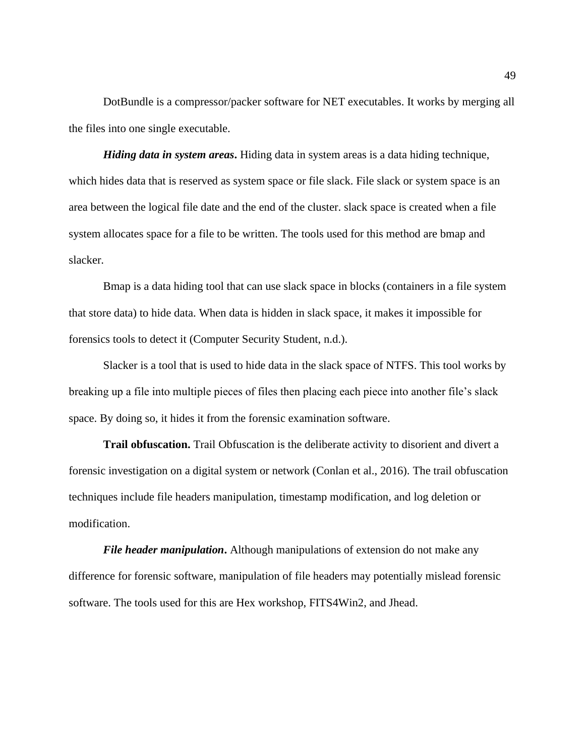DotBundle is a compressor/packer software for NET executables. It works by merging all the files into one single executable.

***Hiding data in system areas*.** Hiding data in system areas is a data hiding technique, which hides data that is reserved as system space or file slack. File slack or system space is an area between the logical file date and the end of the cluster. slack space is created when a file system allocates space for a file to be written. The tools used for this method are bmap and slacker.

Bmap is a data hiding tool that can use slack space in blocks (containers in a file system that store data) to hide data. When data is hidden in slack space, it makes it impossible for forensics tools to detect it (Computer Security Student, n.d.).

Slacker is a tool that is used to hide data in the slack space of NTFS. This tool works by breaking up a file into multiple pieces of files then placing each piece into another file's slack space. By doing so, it hides it from the forensic examination software.

**Trail obfuscation.** Trail Obfuscation is the deliberate activity to disorient and divert a forensic investigation on a digital system or network (Conlan et al., 2016). The trail obfuscation techniques include file headers manipulation, timestamp modification, and log deletion or modification.

***File header manipulation*.** Although manipulations of extension do not make any difference for forensic software, manipulation of file headers may potentially mislead forensic software. The tools used for this are Hex workshop, FITS4Win2, and Jhead.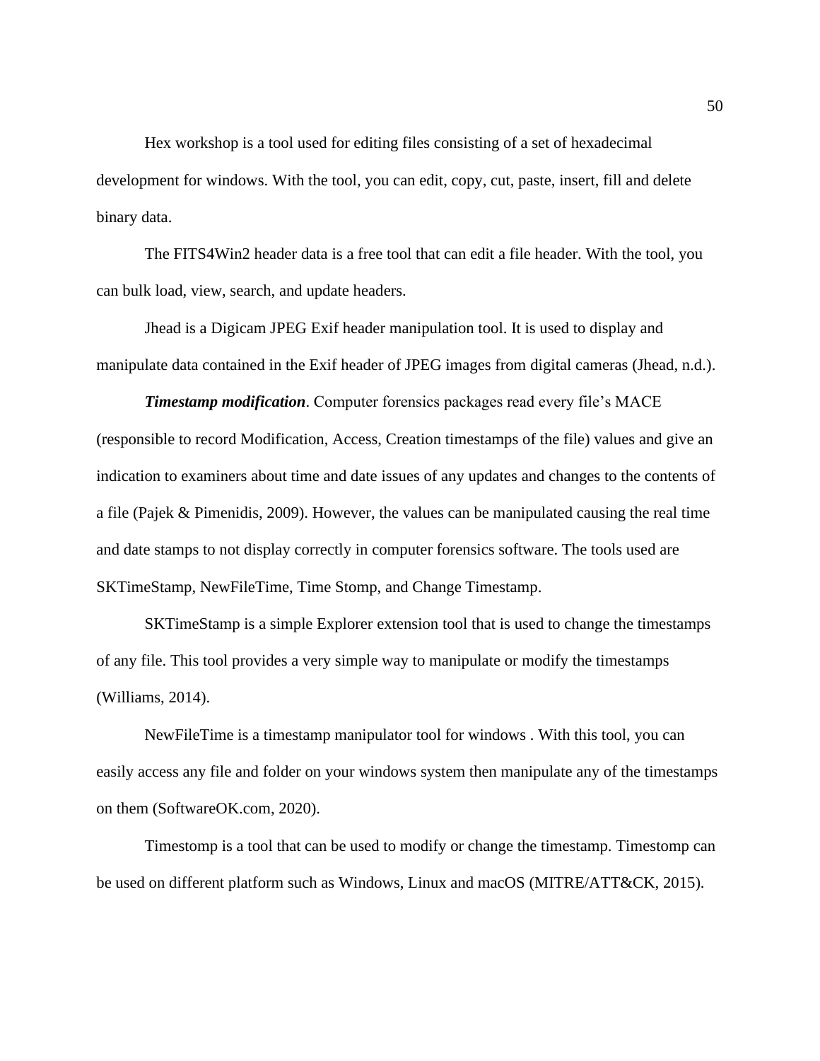Hex workshop is a tool used for editing files consisting of a set of hexadecimal development for windows. With the tool, you can edit, copy, cut, paste, insert, fill and delete binary data.

The FITS4Win2 header data is a free tool that can edit a file header. With the tool, you can bulk load, view, search, and update headers.

Jhead is a Digicam JPEG Exif header manipulation tool. It is used to display and manipulate data contained in the Exif header of JPEG images from digital cameras (Jhead, n.d.).

***Timestamp modification***. Computer forensics packages read every file's MACE (responsible to record Modification, Access, Creation timestamps of the file) values and give an indication to examiners about time and date issues of any updates and changes to the contents of a file (Pajek & Pimenidis, 2009). However, the values can be manipulated causing the real time and date stamps to not display correctly in computer forensics software. The tools used are SKTimeStamp, NewFileTime, Time Stomp, and Change Timestamp.

SKTimeStamp is a simple Explorer extension tool that is used to change the timestamps of any file. This tool provides a very simple way to manipulate or modify the timestamps (Williams, 2014).

NewFileTime is a timestamp manipulator tool for windows . With this tool, you can easily access any file and folder on your windows system then manipulate any of the timestamps on them (SoftwareOK.com, 2020).

Timestomp is a tool that can be used to modify or change the timestamp. Timestomp can be used on different platform such as Windows, Linux and macOS (MITRE/ATT&CK, 2015).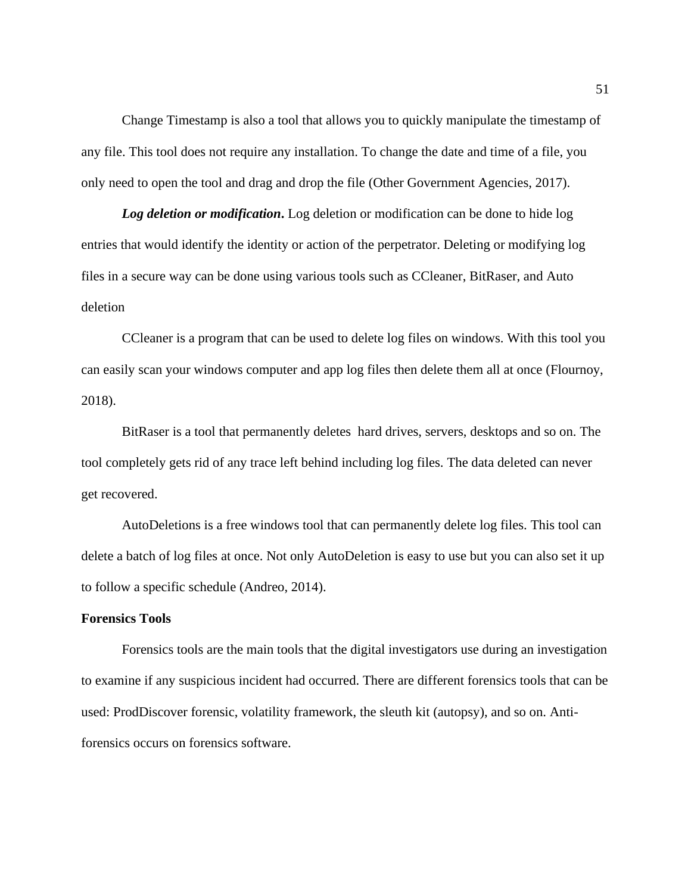Change Timestamp is also a tool that allows you to quickly manipulate the timestamp of any file. This tool does not require any installation. To change the date and time of a file, you only need to open the tool and drag and drop the file (Other Government Agencies, 2017).

***Log deletion or modification*.** Log deletion or modification can be done to hide log entries that would identify the identity or action of the perpetrator. Deleting or modifying log files in a secure way can be done using various tools such as CCleaner, BitRaser, and Auto deletion

CCleaner is a program that can be used to delete log files on windows. With this tool you can easily scan your windows computer and app log files then delete them all at once (Flournoy, 2018).

BitRaser is a tool that permanently deletes hard drives, servers, desktops and so on. The tool completely gets rid of any trace left behind including log files. The data deleted can never get recovered.

AutoDeletions is a free windows tool that can permanently delete log files. This tool can delete a batch of log files at once. Not only AutoDeletion is easy to use but you can also set it up to follow a specific schedule (Andreo, 2014).

**Forensics Tools**

Forensics tools are the main tools that the digital investigators use during an investigation to examine if any suspicious incident had occurred. There are different forensics tools that can be used: ProdDiscover forensic, volatility framework, the sleuth kit (autopsy), and so on. Anti-forensics occurs on forensics software.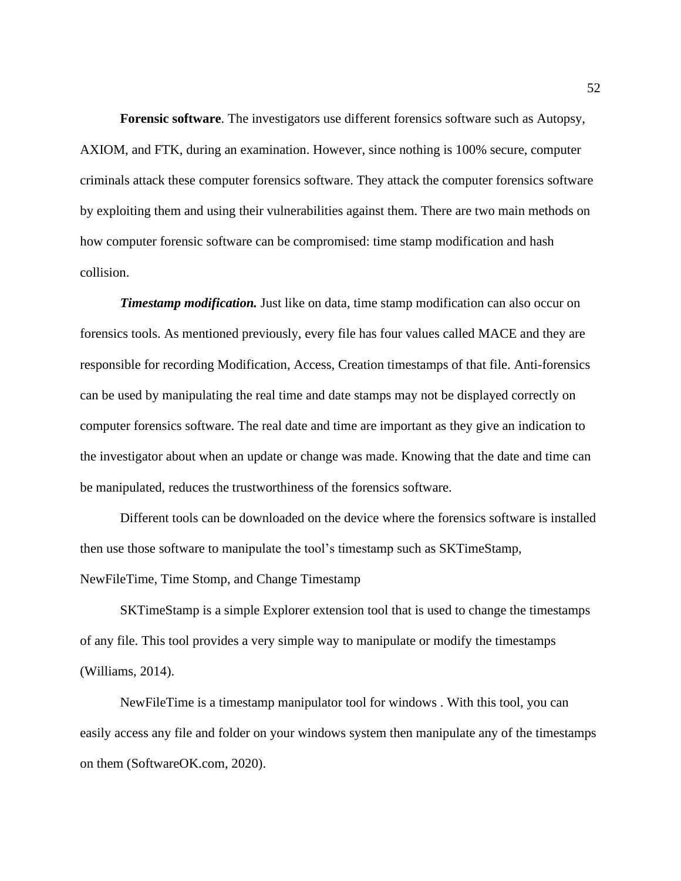**Forensic software**. The investigators use different forensics software such as Autopsy, AXIOM, and FTK, during an examination. However, since nothing is 100% secure, computer criminals attack these computer forensics software. They attack the computer forensics software by exploiting them and using their vulnerabilities against them. There are two main methods on how computer forensic software can be compromised: time stamp modification and hash collision.

***Timestamp modification.*** Just like on data, time stamp modification can also occur on forensics tools. As mentioned previously, every file has four values called MACE and they are responsible for recording Modification, Access, Creation timestamps of that file. Anti-forensics can be used by manipulating the real time and date stamps may not be displayed correctly on computer forensics software. The real date and time are important as they give an indication to the investigator about when an update or change was made. Knowing that the date and time can be manipulated, reduces the trustworthiness of the forensics software.

Different tools can be downloaded on the device where the forensics software is installed then use those software to manipulate the tool's timestamp such as SKTimeStamp, NewFileTime, Time Stomp, and Change Timestamp

SKTimeStamp is a simple Explorer extension tool that is used to change the timestamps of any file. This tool provides a very simple way to manipulate or modify the timestamps (Williams, 2014).

NewFileTime is a timestamp manipulator tool for windows . With this tool, you can easily access any file and folder on your windows system then manipulate any of the timestamps on them (SoftwareOK.com, 2020).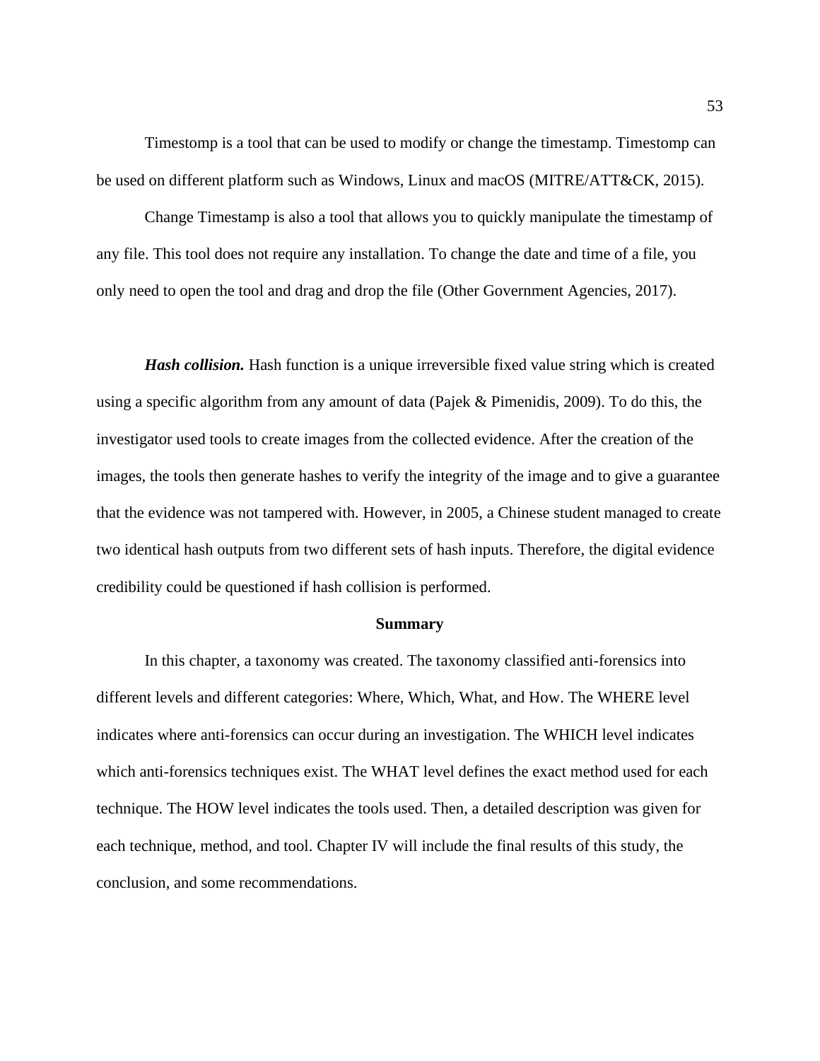Timestomp is a tool that can be used to modify or change the timestamp. Timestomp can be used on different platform such as Windows, Linux and macOS (MITRE/ATT&CK, 2015).

Change Timestamp is also a tool that allows you to quickly manipulate the timestamp of any file. This tool does not require any installation. To change the date and time of a file, you only need to open the tool and drag and drop the file (Other Government Agencies, 2017).

***Hash collision.*** Hash function is a unique irreversible fixed value string which is created using a specific algorithm from any amount of data (Pajek & Pimenidis, 2009). To do this, the investigator used tools to create images from the collected evidence. After the creation of the images, the tools then generate hashes to verify the integrity of the image and to give a guarantee that the evidence was not tampered with. However, in 2005, a Chinese student managed to create two identical hash outputs from two different sets of hash inputs. Therefore, the digital evidence credibility could be questioned if hash collision is performed.

## Summary

In this chapter, a taxonomy was created. The taxonomy classified anti-forensics into different levels and different categories: Where, Which, What, and How. The WHERE level indicates where anti-forensics can occur during an investigation. The WHICH level indicates which anti-forensics techniques exist. The WHAT level defines the exact method used for each technique. The HOW level indicates the tools used. Then, a detailed description was given for each technique, method, and tool. Chapter IV will include the final results of this study, the conclusion, and some recommendations.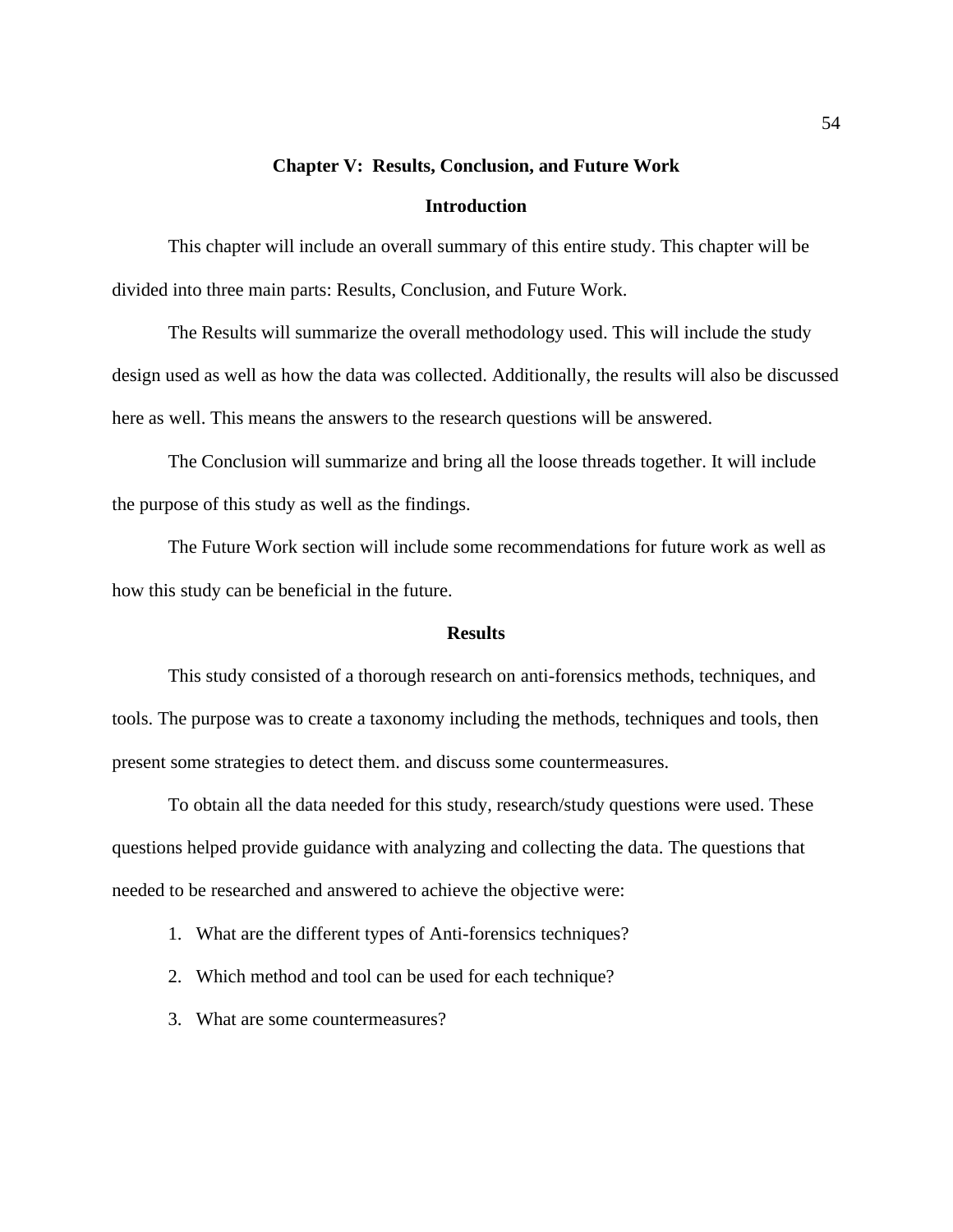# Chapter V: Results, Conclusion, and Future Work

## Introduction

This chapter will include an overall summary of this entire study. This chapter will be divided into three main parts: Results, Conclusion, and Future Work.

The Results will summarize the overall methodology used. This will include the study design used as well as how the data was collected. Additionally, the results will also be discussed here as well. This means the answers to the research questions will be answered.

The Conclusion will summarize and bring all the loose threads together. It will include the purpose of this study as well as the findings.

The Future Work section will include some recommendations for future work as well as how this study can be beneficial in the future.

## Results

This study consisted of a thorough research on anti-forensics methods, techniques, and tools. The purpose was to create a taxonomy including the methods, techniques and tools, then present some strategies to detect them. and discuss some countermeasures.

To obtain all the data needed for this study, research/study questions were used. These questions helped provide guidance with analyzing and collecting the data. The questions that needed to be researched and answered to achieve the objective were:

1. What are the different types of Anti-forensics techniques?
2. Which method and tool can be used for each technique?
3. What are some countermeasures?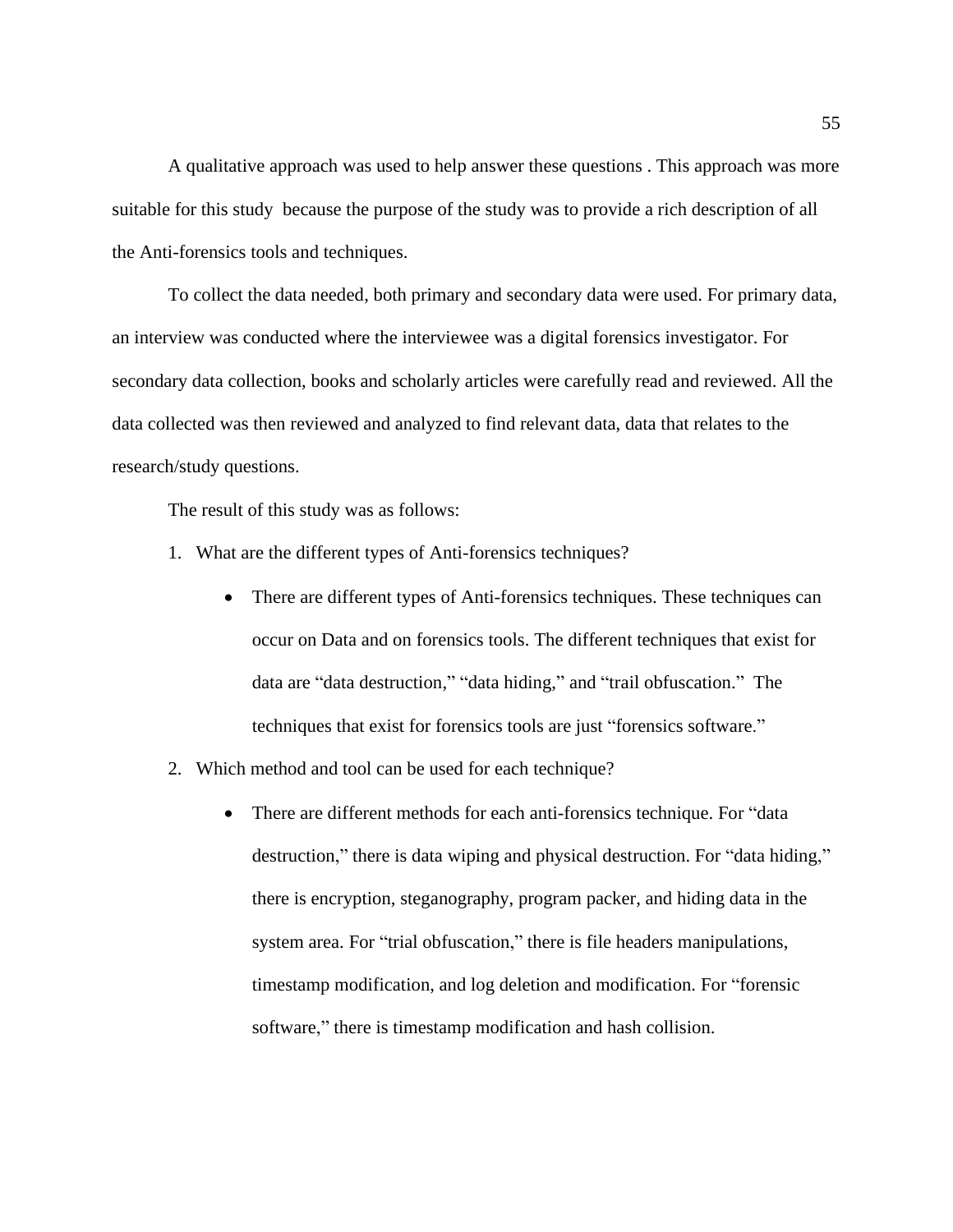A qualitative approach was used to help answer these questions . This approach was more suitable for this study because the purpose of the study was to provide a rich description of all the Anti-forensics tools and techniques.

To collect the data needed, both primary and secondary data were used. For primary data, an interview was conducted where the interviewee was a digital forensics investigator. For secondary data collection, books and scholarly articles were carefully read and reviewed. All the data collected was then reviewed and analyzed to find relevant data, data that relates to the research/study questions.

The result of this study was as follows:

1. What are the different types of Anti-forensics techniques?
   - There are different types of Anti-forensics techniques. These techniques can occur on Data and on forensics tools. The different techniques that exist for data are “data destruction,” “data hiding,” and “trail obfuscation.” The techniques that exist for forensics tools are just “forensics software.”
2. Which method and tool can be used for each technique?
   - There are different methods for each anti-forensics technique. For “data destruction,” there is data wiping and physical destruction. For “data hiding,” there is encryption, steganography, program packer, and hiding data in the system area. For “trial obfuscation,” there is file headers manipulations, timestamp modification, and log deletion and modification. For “forensic software,” there is timestamp modification and hash collision.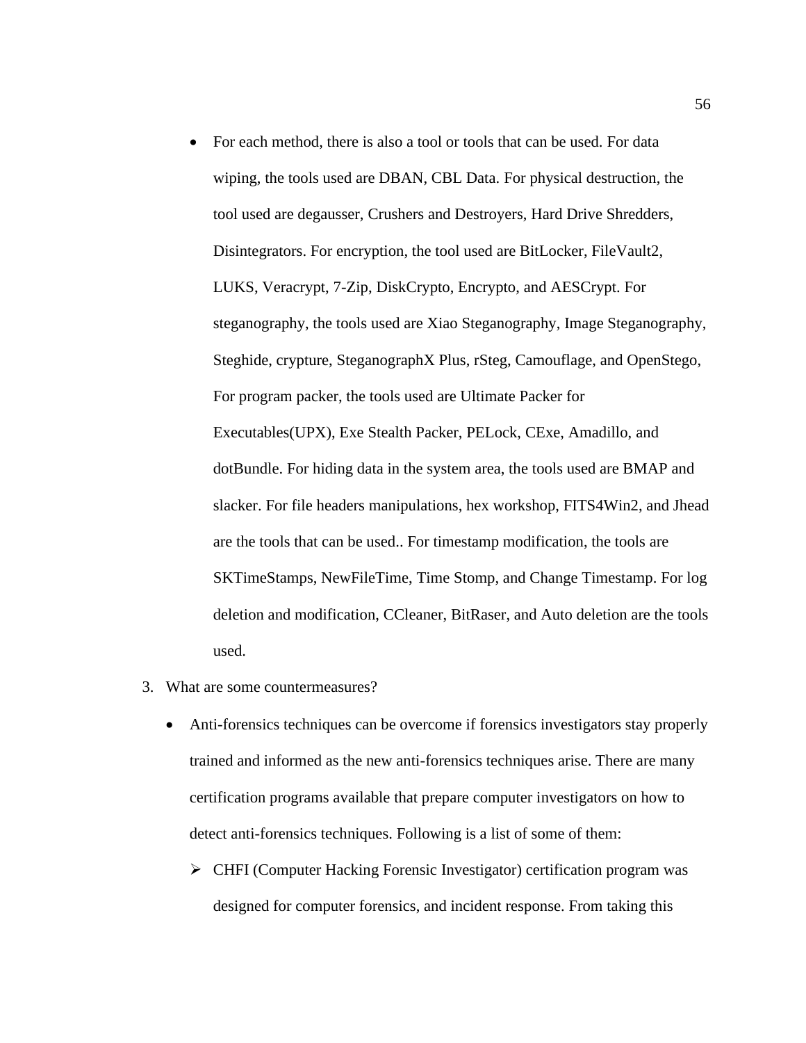- For each method, there is also a tool or tools that can be used. For data wiping, the tools used are DBAN, CBL Data. For physical destruction, the tool used are degausser, Crushers and Destroyers, Hard Drive Shredders, Disintegrators. For encryption, the tool used are BitLocker, FileVault2, LUKS, Veracrypt, 7-Zip, DiskCrypto, Encrypto, and AESCrypt. For steganography, the tools used are Xiao Steganography, Image Steganography, Steghide, crypture, SteganographX Plus, rSteg, Camouflage, and OpenStego, For program packer, the tools used are Ultimate Packer for Executables(UPX), Exe Stealth Packer, PELock, CExe, Amadillo, and dotBundle. For hiding data in the system area, the tools used are BMAP and slacker. For file headers manipulations, hex workshop, FITS4Win2, and Jhead are the tools that can be used.. For timestamp modification, the tools are SKTimeStamps, NewFileTime, Time Stomp, and Change Timestamp. For log deletion and modification, CCleaner, BitRaser, and Auto deletion are the tools used.

3. What are some countermeasures?

   - Anti-forensics techniques can be overcome if forensics investigators stay properly trained and informed as the new anti-forensics techniques arise. There are many certification programs available that prepare computer investigators on how to detect anti-forensics techniques. Following is a list of some of them:

     - CHFI (Computer Hacking Forensic Investigator) certification program was designed for computer forensics, and incident response. From taking this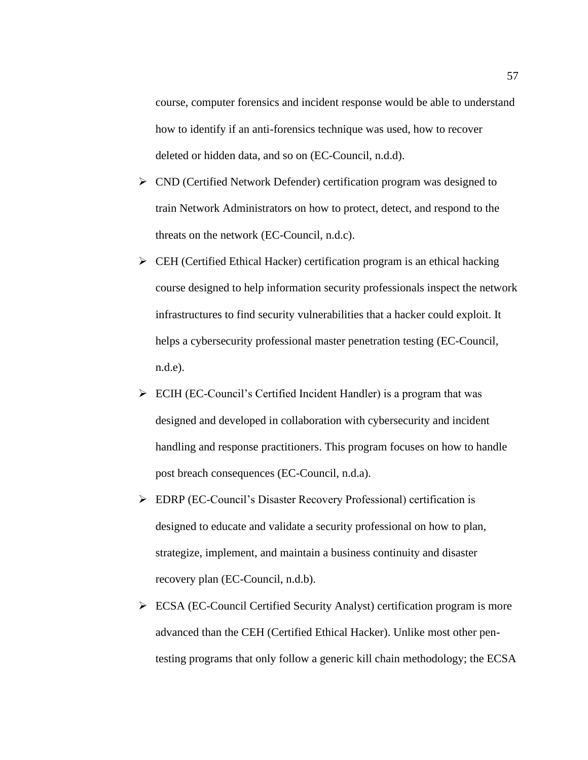course, computer forensics and incident response would be able to understand how to identify if an anti-forensics technique was used, how to recover deleted or hidden data, and so on (EC-Council, n.d.d).

- CND (Certified Network Defender) certification program was designed to train Network Administrators on how to protect, detect, and respond to the threats on the network (EC-Council, n.d.c).
- CEH (Certified Ethical Hacker) certification program is an ethical hacking course designed to help information security professionals inspect the network infrastructures to find security vulnerabilities that a hacker could exploit. It helps a cybersecurity professional master penetration testing (EC-Council, n.d.e).
- ECIH (EC-Council's Certified Incident Handler) is a program that was designed and developed in collaboration with cybersecurity and incident handling and response practitioners. This program focuses on how to handle post breach consequences (EC-Council, n.d.a).
- EDRP (EC-Council's Disaster Recovery Professional) certification is designed to educate and validate a security professional on how to plan, strategize, implement, and maintain a business continuity and disaster recovery plan (EC-Council, n.d.b).
- ECSA (EC-Council Certified Security Analyst) certification program is more advanced than the CEH (Certified Ethical Hacker). Unlike most other pen-testing programs that only follow a generic kill chain methodology; the ECSA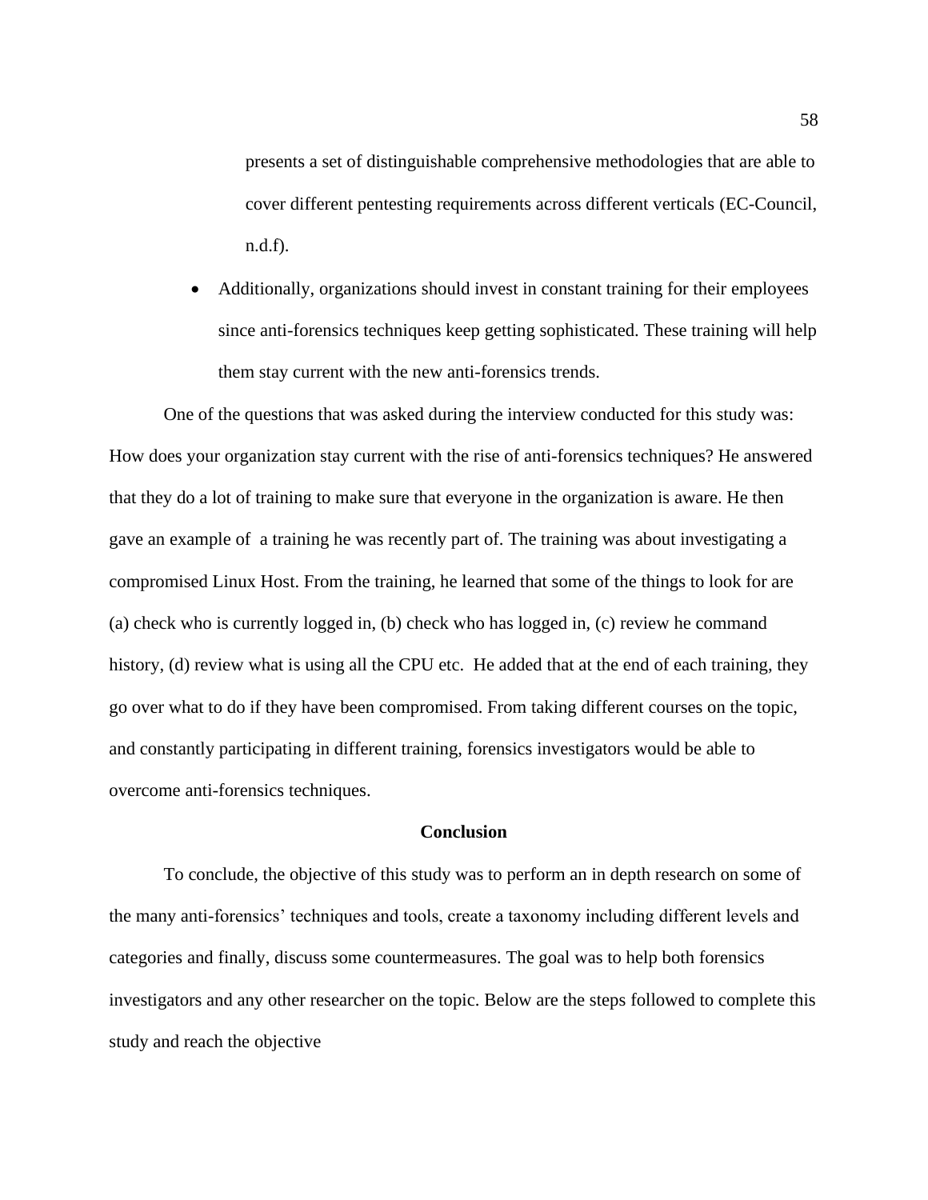presents a set of distinguishable comprehensive methodologies that are able to cover different pentesting requirements across different verticals (EC-Council, n.d.f).

- Additionally, organizations should invest in constant training for their employees since anti-forensics techniques keep getting sophisticated. These training will help them stay current with the new anti-forensics trends.

One of the questions that was asked during the interview conducted for this study was: How does your organization stay current with the rise of anti-forensics techniques? He answered that they do a lot of training to make sure that everyone in the organization is aware. He then gave an example of  a training he was recently part of. The training was about investigating a compromised Linux Host. From the training, he learned that some of the things to look for are (a) check who is currently logged in, (b) check who has logged in, (c) review he command history, (d) review what is using all the CPU etc.  He added that at the end of each training, they go over what to do if they have been compromised. From taking different courses on the topic, and constantly participating in different training, forensics investigators would be able to overcome anti-forensics techniques.

## Conclusion

To conclude, the objective of this study was to perform an in depth research on some of the many anti-forensics' techniques and tools, create a taxonomy including different levels and categories and finally, discuss some countermeasures. The goal was to help both forensics investigators and any other researcher on the topic. Below are the steps followed to complete this study and reach the objective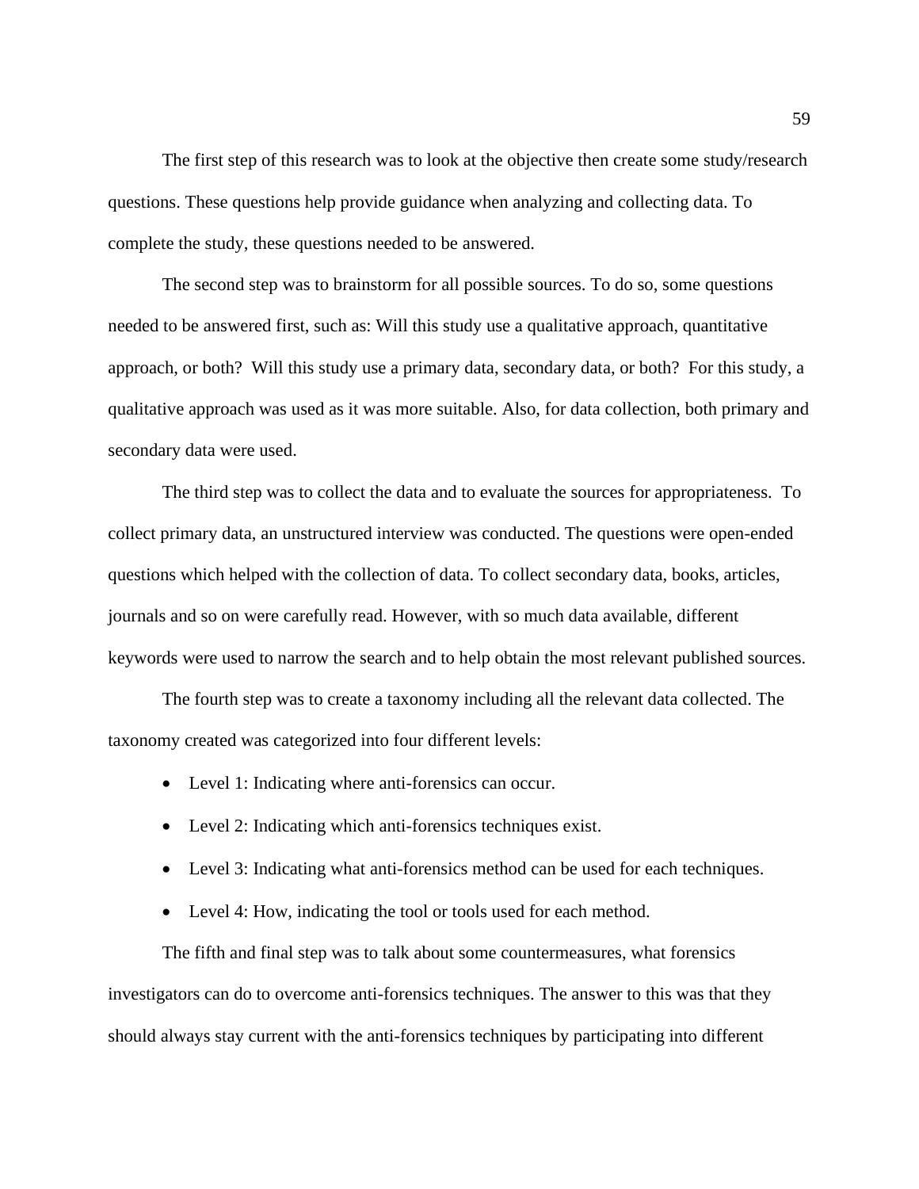The first step of this research was to look at the objective then create some study/research questions. These questions help provide guidance when analyzing and collecting data. To complete the study, these questions needed to be answered.

The second step was to brainstorm for all possible sources. To do so, some questions needed to be answered first, such as: Will this study use a qualitative approach, quantitative approach, or both? Will this study use a primary data, secondary data, or both? For this study, a qualitative approach was used as it was more suitable. Also, for data collection, both primary and secondary data were used.

The third step was to collect the data and to evaluate the sources for appropriateness. To collect primary data, an unstructured interview was conducted. The questions were open-ended questions which helped with the collection of data. To collect secondary data, books, articles, journals and so on were carefully read. However, with so much data available, different keywords were used to narrow the search and to help obtain the most relevant published sources.

The fourth step was to create a taxonomy including all the relevant data collected. The taxonomy created was categorized into four different levels:

- Level 1: Indicating where anti-forensics can occur.
- Level 2: Indicating which anti-forensics techniques exist.
- Level 3: Indicating what anti-forensics method can be used for each techniques.
- Level 4: How, indicating the tool or tools used for each method.

The fifth and final step was to talk about some countermeasures, what forensics investigators can do to overcome anti-forensics techniques. The answer to this was that they should always stay current with the anti-forensics techniques by participating into different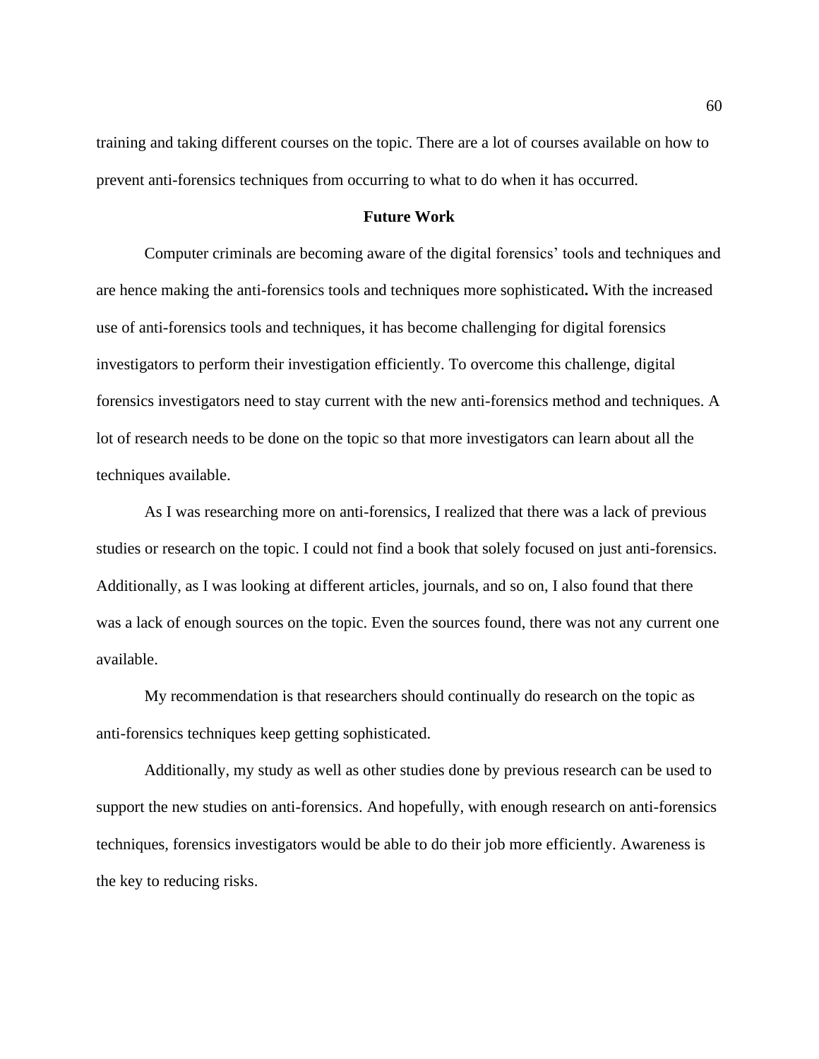training and taking different courses on the topic. There are a lot of courses available on how to prevent anti-forensics techniques from occurring to what to do when it has occurred.

## Future Work

Computer criminals are becoming aware of the digital forensics' tools and techniques and are hence making the anti-forensics tools and techniques more sophisticated**.** With the increased use of anti-forensics tools and techniques, it has become challenging for digital forensics investigators to perform their investigation efficiently. To overcome this challenge, digital forensics investigators need to stay current with the new anti-forensics method and techniques. A lot of research needs to be done on the topic so that more investigators can learn about all the techniques available.

As I was researching more on anti-forensics, I realized that there was a lack of previous studies or research on the topic. I could not find a book that solely focused on just anti-forensics. Additionally, as I was looking at different articles, journals, and so on, I also found that there was a lack of enough sources on the topic. Even the sources found, there was not any current one available.

My recommendation is that researchers should continually do research on the topic as anti-forensics techniques keep getting sophisticated.

Additionally, my study as well as other studies done by previous research can be used to support the new studies on anti-forensics. And hopefully, with enough research on anti-forensics techniques, forensics investigators would be able to do their job more efficiently. Awareness is the key to reducing risks.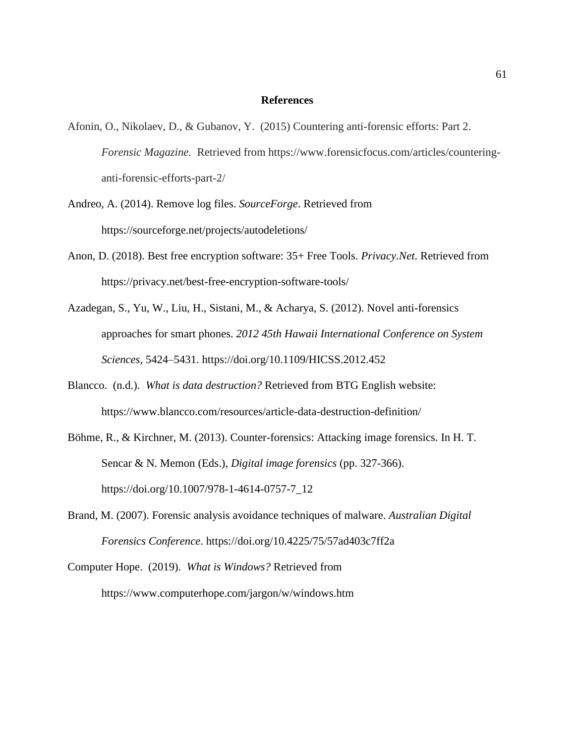# References

Afonin, O., Nikolaev, D., & Gubanov, Y. (2015) Countering anti-forensic efforts: Part 2. *Forensic Magazine.* Retrieved from https://www.forensicfocus.com/articles/countering-anti-forensic-efforts-part-2/

Andreo, A. (2014). Remove log files. *SourceForge*. Retrieved from https://sourceforge.net/projects/autodeletions/

Anon, D. (2018). Best free encryption software: 35+ Free Tools. *Privacy.Net*. Retrieved from https://privacy.net/best-free-encryption-software-tools/

Azadegan, S., Yu, W., Liu, H., Sistani, M., & Acharya, S. (2012). Novel anti-forensics approaches for smart phones. *2012 45th Hawaii International Conference on System Sciences*, 5424–5431. https://doi.org/10.1109/HICSS.2012.452

Blancco. (n.d.). *What is data destruction?* Retrieved from BTG English website: https://www.blancco.com/resources/article-data-destruction-definition/

Böhme, R., & Kirchner, M. (2013). Counter-forensics: Attacking image forensics. In H. T. Sencar & N. Memon (Eds.), *Digital image forensics* (pp. 327-366). https://doi.org/10.1007/978-1-4614-0757-7_12

Brand, M. (2007). Forensic analysis avoidance techniques of malware. *Australian Digital Forensics Conference*. https://doi.org/10.4225/75/57ad403c7ff2a

Computer Hope. (2019). *What is Windows?* Retrieved from https://www.computerhope.com/jargon/w/windows.htm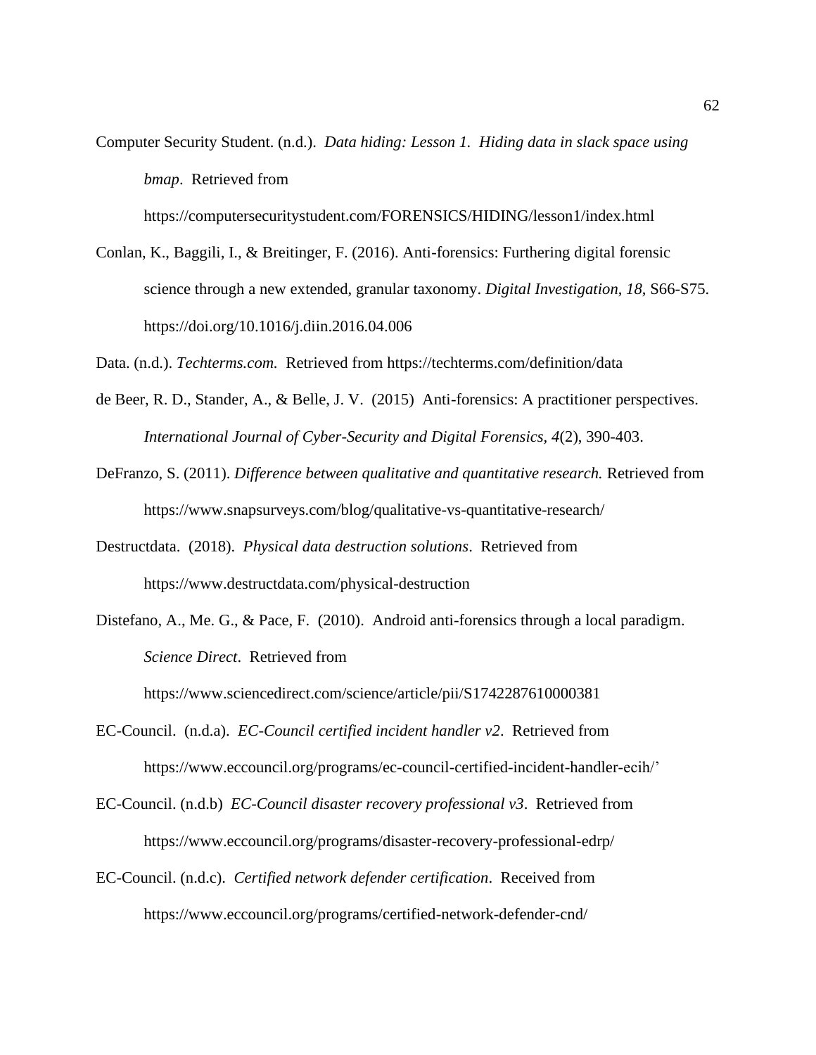Computer Security Student. (n.d.). *Data hiding: Lesson 1. Hiding data in slack space using bmap*. Retrieved from https://computersecuritystudent.com/FORENSICS/HIDING/lesson1/index.html

Conlan, K., Baggili, I., & Breitinger, F. (2016). Anti-forensics: Furthering digital forensic science through a new extended, granular taxonomy. *Digital Investigation*, *18*, S66-S75. https://doi.org/10.1016/j.diin.2016.04.006

Data. (n.d.). *Techterms.com.* Retrieved from https://techterms.com/definition/data

de Beer, R. D., Stander, A., & Belle, J. V. (2015) Anti-forensics: A practitioner perspectives. *International Journal of Cyber-Security and Digital Forensics*, *4*(2), 390-403.

DeFranzo, S. (2011). *Difference between qualitative and quantitative research.* Retrieved from https://www.snapsurveys.com/blog/qualitative-vs-quantitative-research/

Destructdata. (2018). *Physical data destruction solutions*. Retrieved from https://www.destructdata.com/physical-destruction

Distefano, A., Me. G., & Pace, F. (2010). Android anti-forensics through a local paradigm. *Science Direct*. Retrieved from https://www.sciencedirect.com/science/article/pii/S1742287610000381

EC-Council. (n.d.a). *EC-Council certified incident handler v2*. Retrieved from https://www.eccouncil.org/programs/ec-council-certified-incident-handler-ecih/'

EC-Council. (n.d.b) *EC-Council disaster recovery professional v3*. Retrieved from https://www.eccouncil.org/programs/disaster-recovery-professional-edrp/

EC-Council. (n.d.c). *Certified network defender certification*. Received from https://www.eccouncil.org/programs/certified-network-defender-cnd/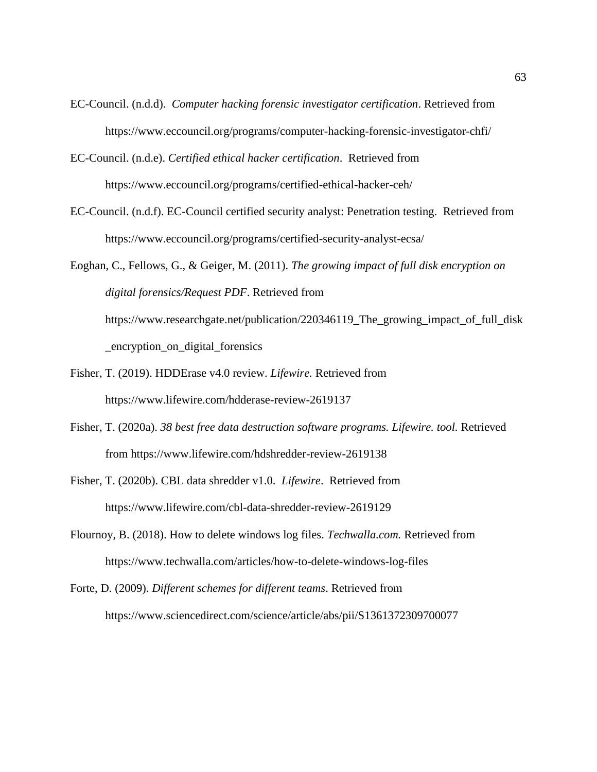EC-Council. (n.d.d). *Computer hacking forensic investigator certification*. Retrieved from https://www.eccouncil.org/programs/computer-hacking-forensic-investigator-chfi/

EC-Council. (n.d.e). *Certified ethical hacker certification*. Retrieved from https://www.eccouncil.org/programs/certified-ethical-hacker-ceh/

EC-Council. (n.d.f). EC-Council certified security analyst: Penetration testing. Retrieved from https://www.eccouncil.org/programs/certified-security-analyst-ecsa/

Eoghan, C., Fellows, G., & Geiger, M. (2011). *The growing impact of full disk encryption on digital forensics/Request PDF*. Retrieved from https://www.researchgate.net/publication/220346119_The_growing_impact_of_full_disk_encryption_on_digital_forensics

Fisher, T. (2019). HDDErase v4.0 review. *Lifewire.* Retrieved from https://www.lifewire.com/hdderase-review-2619137

Fisher, T. (2020a). *38 best free data destruction software programs. Lifewire. tool.* Retrieved from https://www.lifewire.com/hdshredder-review-2619138

Fisher, T. (2020b). CBL data shredder v1.0. *Lifewire*. Retrieved from https://www.lifewire.com/cbl-data-shredder-review-2619129

Flournoy, B. (2018). How to delete windows log files. *Techwalla.com.* Retrieved from https://www.techwalla.com/articles/how-to-delete-windows-log-files

Forte, D. (2009). *Different schemes for different teams*. Retrieved from https://www.sciencedirect.com/science/article/abs/pii/S1361372309700077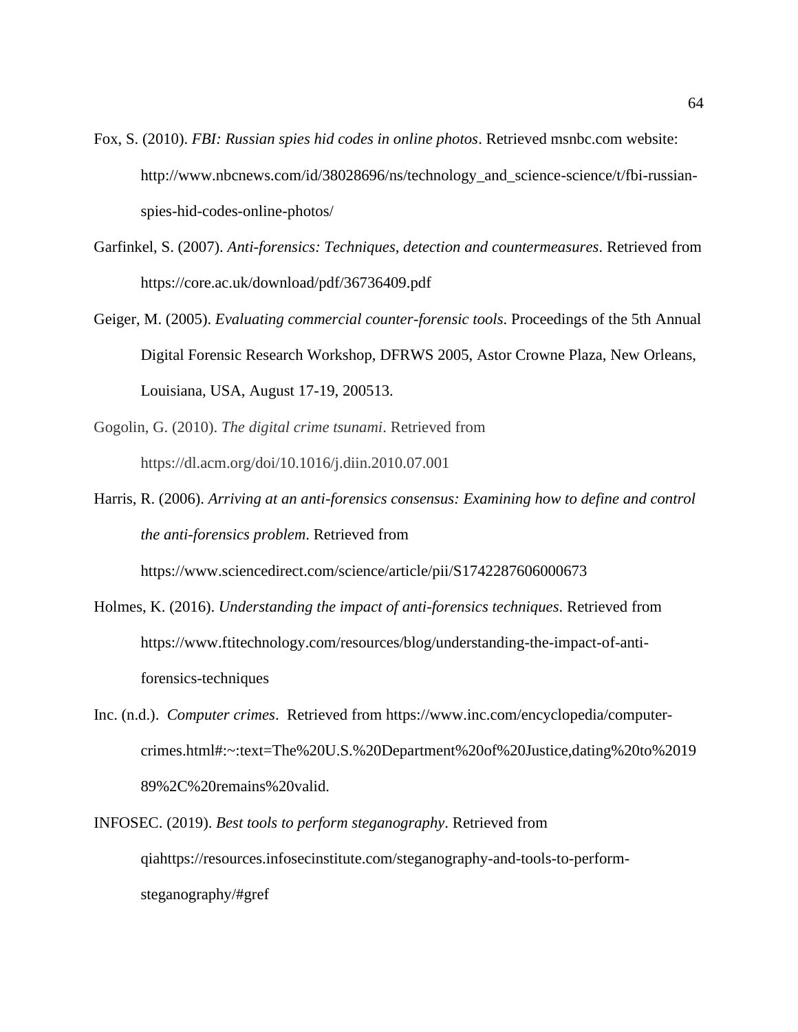Fox, S. (2010). *FBI: Russian spies hid codes in online photos*. Retrieved msnbc.com website: http://www.nbcnews.com/id/38028696/ns/technology_and_science-science/t/fbi-russian-spies-hid-codes-online-photos/

Garfinkel, S. (2007). *Anti-forensics: Techniques, detection and countermeasures*. Retrieved from https://core.ac.uk/download/pdf/36736409.pdf

Geiger, M. (2005). *Evaluating commercial counter-forensic tools*. Proceedings of the 5th Annual Digital Forensic Research Workshop, DFRWS 2005, Astor Crowne Plaza, New Orleans, Louisiana, USA, August 17-19, 200513.

Gogolin, G. (2010). *The digital crime tsunami*. Retrieved from https://dl.acm.org/doi/10.1016/j.diin.2010.07.001

Harris, R. (2006). *Arriving at an anti-forensics consensus: Examining how to define and control the anti-forensics problem*. Retrieved from https://www.sciencedirect.com/science/article/pii/S1742287606000673

Holmes, K. (2016). *Understanding the impact of anti-forensics techniques*. Retrieved from https://www.ftitechnology.com/resources/blog/understanding-the-impact-of-anti-forensics-techniques

Inc. (n.d.). *Computer crimes*. Retrieved from https://www.inc.com/encyclopedia/computer-crimes.html#:~:text=The%20U.S.%20Department%20of%20Justice,dating%20to%201989%2C%20remains%20valid.

INFOSEC. (2019). *Best tools to perform steganography*. Retrieved from qiahttps://resources.infosecinstitute.com/steganography-and-tools-to-perform-steganography/#gref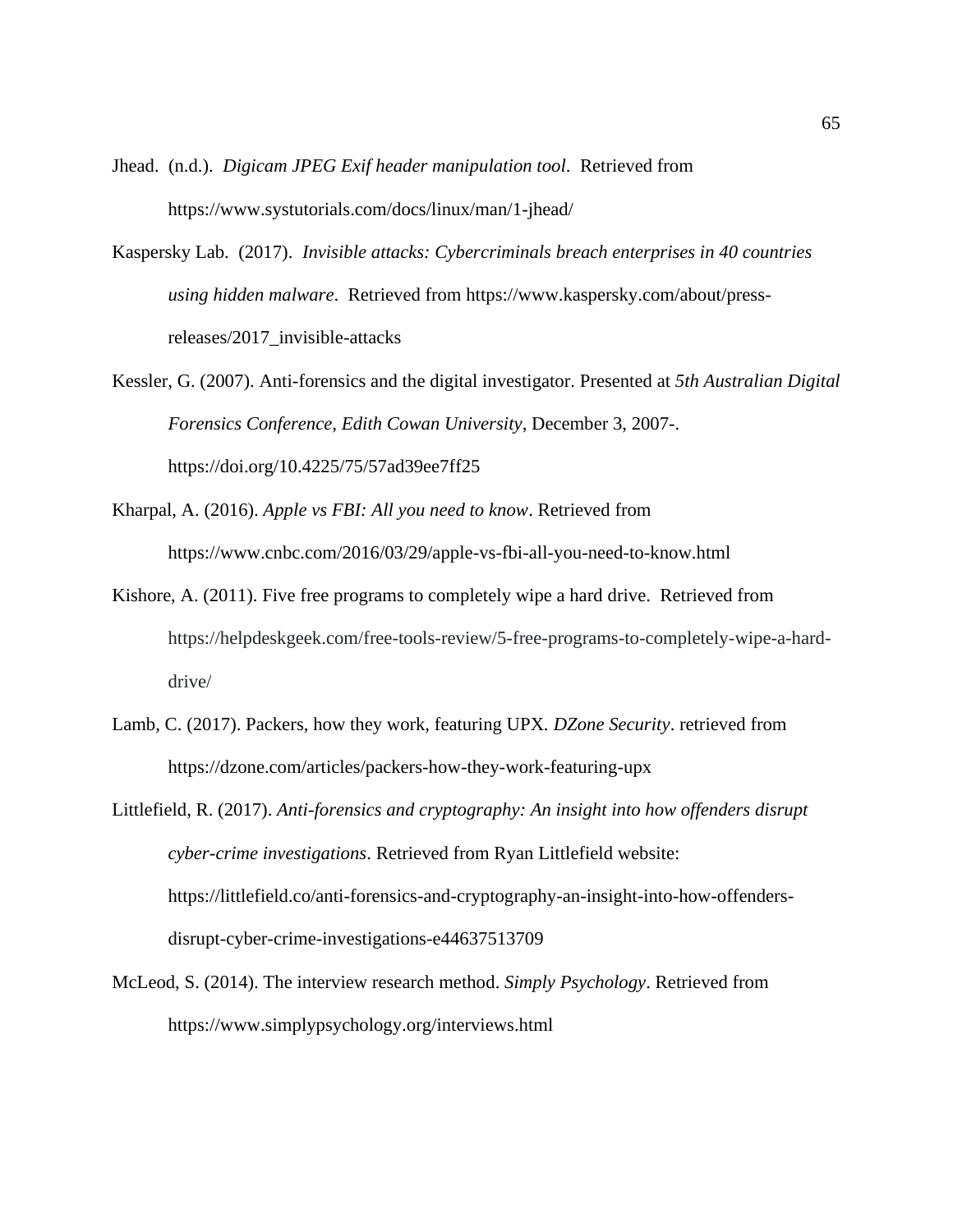Jhead. (n.d.). *Digicam JPEG Exif header manipulation tool*. Retrieved from https://www.systutorials.com/docs/linux/man/1-jhead/

Kaspersky Lab. (2017). *Invisible attacks: Cybercriminals breach enterprises in 40 countries using hidden malware*. Retrieved from https://www.kaspersky.com/about/press-releases/2017_invisible-attacks

Kessler, G. (2007). Anti-forensics and the digital investigator. Presented at *5th Australian Digital Forensics Conference, Edith Cowan University*, December 3, 2007-. https://doi.org/10.4225/75/57ad39ee7ff25

Kharpal, A. (2016). *Apple vs FBI: All you need to know*. Retrieved from https://www.cnbc.com/2016/03/29/apple-vs-fbi-all-you-need-to-know.html

Kishore, A. (2011). Five free programs to completely wipe a hard drive. Retrieved from https://helpdeskgeek.com/free-tools-review/5-free-programs-to-completely-wipe-a-hard-drive/

Lamb, C. (2017). Packers, how they work, featuring UPX. *DZone Security*. retrieved from https://dzone.com/articles/packers-how-they-work-featuring-upx

Littlefield, R. (2017). *Anti-forensics and cryptography: An insight into how offenders disrupt cyber-crime investigations*. Retrieved from Ryan Littlefield website: https://littlefield.co/anti-forensics-and-cryptography-an-insight-into-how-offenders-disrupt-cyber-crime-investigations-e44637513709

McLeod, S. (2014). The interview research method. *Simply Psychology*. Retrieved from https://www.simplypsychology.org/interviews.html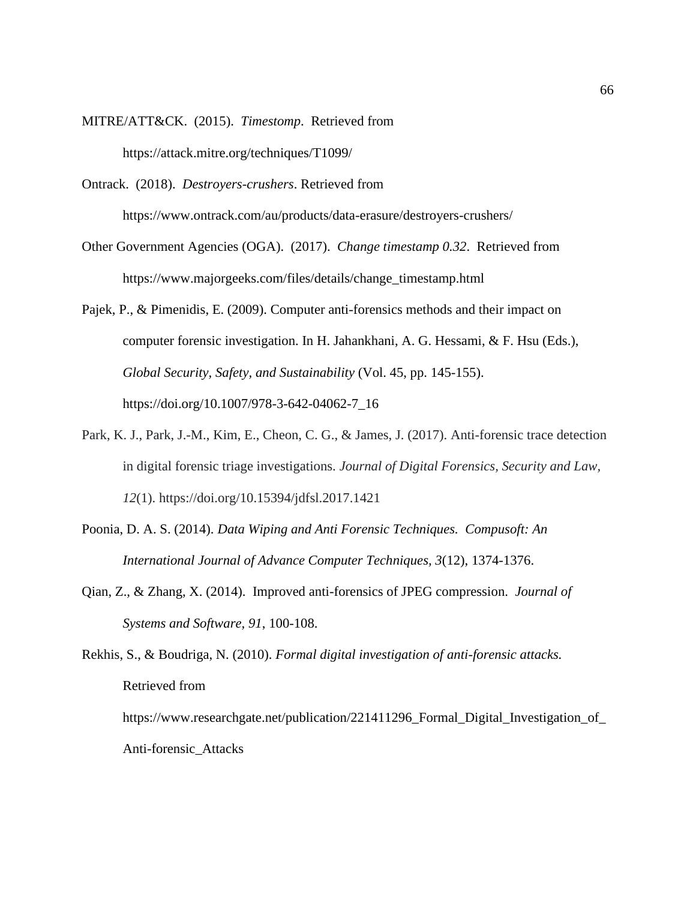MITRE/ATT&CK. (2015). *Timestomp*. Retrieved from https://attack.mitre.org/techniques/T1099/

Ontrack. (2018). *Destroyers-crushers*. Retrieved from https://www.ontrack.com/au/products/data-erasure/destroyers-crushers/

Other Government Agencies (OGA). (2017). *Change timestamp 0.32*. Retrieved from https://www.majorgeeks.com/files/details/change_timestamp.html

Pajek, P., & Pimenidis, E. (2009). Computer anti-forensics methods and their impact on computer forensic investigation. In H. Jahankhani, A. G. Hessami, & F. Hsu (Eds.), *Global Security, Safety, and Sustainability* (Vol. 45, pp. 145-155). https://doi.org/10.1007/978-3-642-04062-7_16

Park, K. J., Park, J.-M., Kim, E., Cheon, C. G., & James, J. (2017). Anti-forensic trace detection in digital forensic triage investigations. *Journal of Digital Forensics, Security and Law, 12*(1). https://doi.org/10.15394/jdfsl.2017.1421

Poonia, D. A. S. (2014). *Data Wiping and Anti Forensic Techniques. Compusoft: An International Journal of Advance Computer Techniques, 3*(12), 1374-1376.

Qian, Z., & Zhang, X. (2014). Improved anti-forensics of JPEG compression. *Journal of Systems and Software, 91*, 100-108.

Rekhis, S., & Boudriga, N. (2010). *Formal digital investigation of anti-forensic attacks.* Retrieved from https://www.researchgate.net/publication/221411296_Formal_Digital_Investigation_of_Anti-forensic_Attacks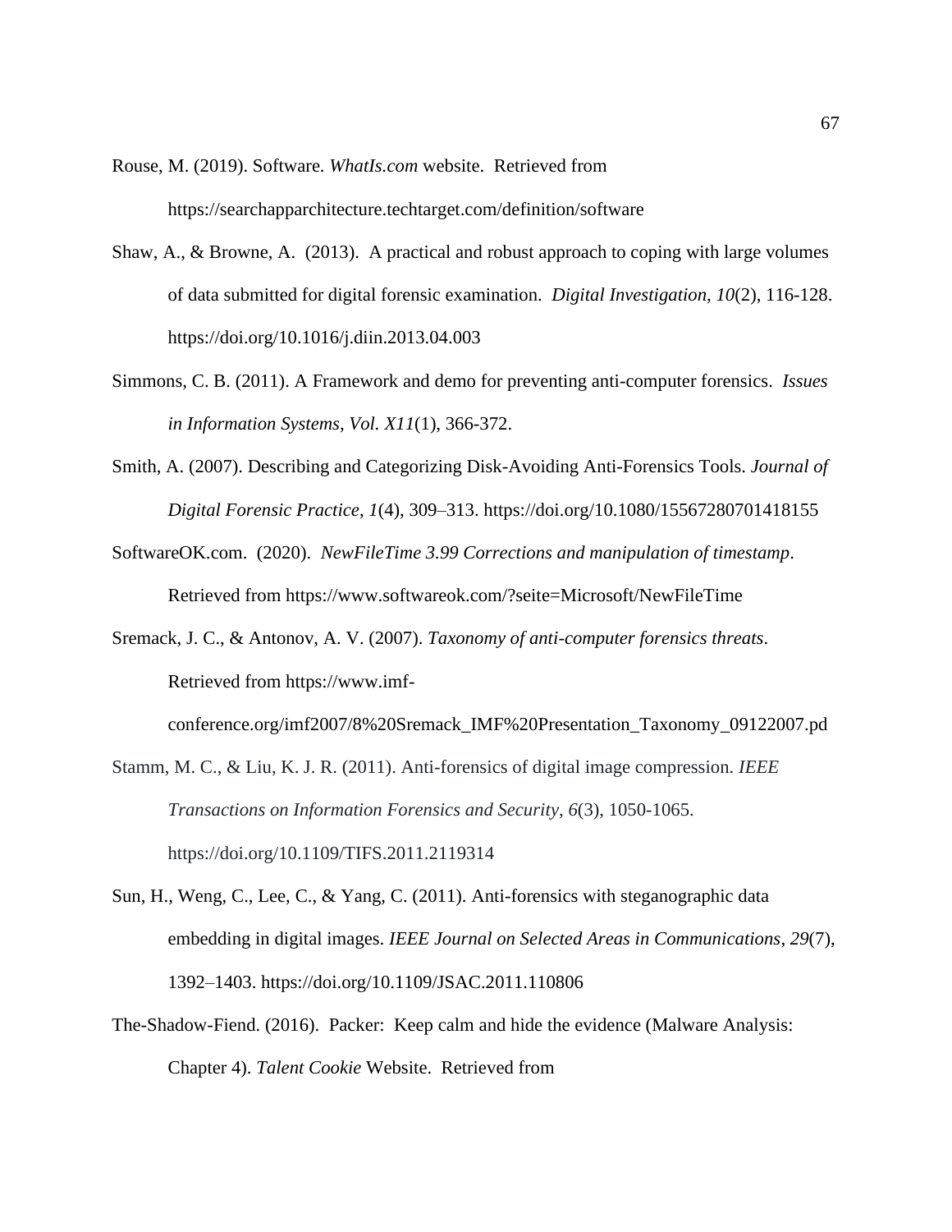Rouse, M. (2019). Software. *WhatIs.com* website. Retrieved from https://searchapparchitecture.techtarget.com/definition/software

Shaw, A., & Browne, A. (2013). A practical and robust approach to coping with large volumes of data submitted for digital forensic examination. *Digital Investigation, 10*(2), 116-128. https://doi.org/10.1016/j.diin.2013.04.003

Simmons, C. B. (2011). A Framework and demo for preventing anti-computer forensics. *Issues in Information Systems, Vol. X11*(1), 366-372.

Smith, A. (2007). Describing and Categorizing Disk-Avoiding Anti-Forensics Tools. *Journal of Digital Forensic Practice*, *1*(4), 309–313. https://doi.org/10.1080/15567280701418155

SoftwareOK.com. (2020). *NewFileTime 3.99 Corrections and manipulation of timestamp*. Retrieved from https://www.softwareok.com/?seite=Microsoft/NewFileTime

Sremack, J. C., & Antonov, A. V. (2007). *Taxonomy of anti-computer forensics threats*. Retrieved from https://www.imf-conference.org/imf2007/8%20Sremack_IMF%20Presentation_Taxonomy_09122007.pd

Stamm, M. C., & Liu, K. J. R. (2011). Anti-forensics of digital image compression. *IEEE Transactions on Information Forensics and Security, 6*(3), 1050-1065. https://doi.org/10.1109/TIFS.2011.2119314

Sun, H., Weng, C., Lee, C., & Yang, C. (2011). Anti-forensics with steganographic data embedding in digital images. *IEEE Journal on Selected Areas in Communications*, *29*(7), 1392–1403. https://doi.org/10.1109/JSAC.2011.110806

The-Shadow-Fiend. (2016). Packer: Keep calm and hide the evidence (Malware Analysis: Chapter 4). *Talent Cookie* Website. Retrieved from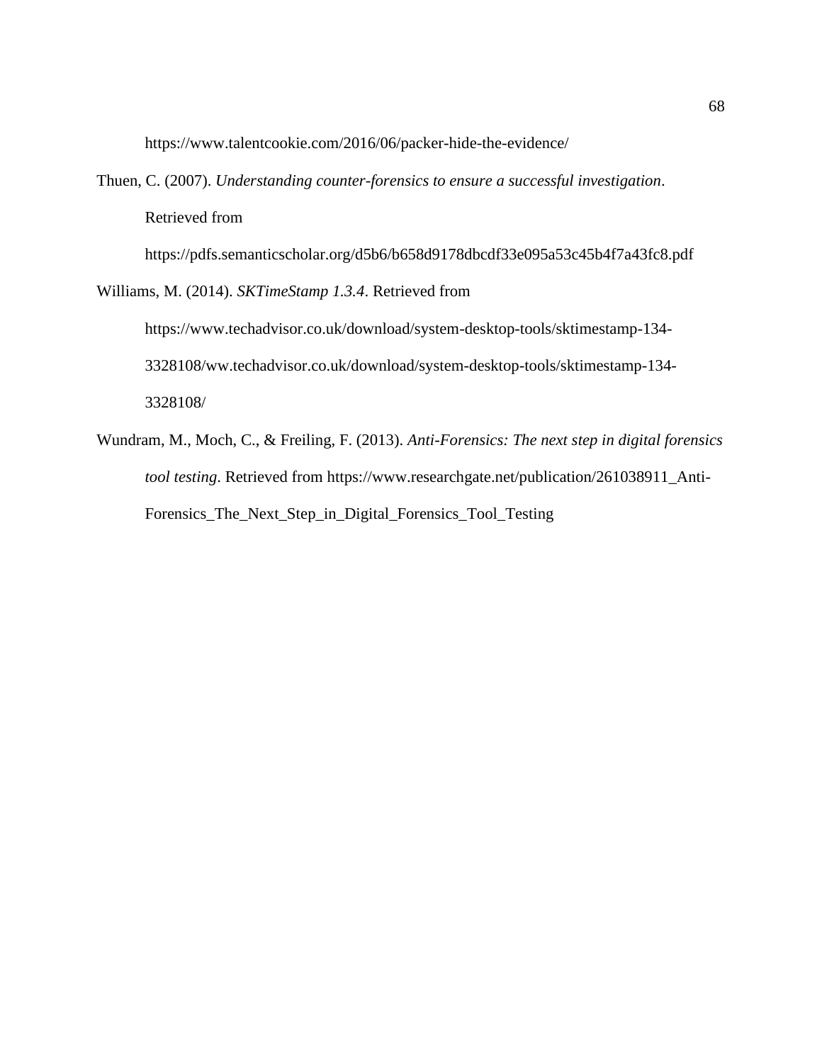https://www.talentcookie.com/2016/06/packer-hide-the-evidence/

Thuen, C. (2007). *Understanding counter-forensics to ensure a successful investigation*. Retrieved from https://pdfs.semanticscholar.org/d5b6/b658d9178dbcdf33e095a53c45b4f7a43fc8.pdf

Williams, M. (2014). *SKTimeStamp 1.3.4*. Retrieved from https://www.techadvisor.co.uk/download/system-desktop-tools/sktimestamp-134-3328108/ww.techadvisor.co.uk/download/system-desktop-tools/sktimestamp-134-3328108/

Wundram, M., Moch, C., & Freiling, F. (2013). *Anti-Forensics: The next step in digital forensics tool testing*. Retrieved from https://www.researchgate.net/publication/261038911_Anti-Forensics_The_Next_Step_in_Digital_Forensics_Tool_Testing